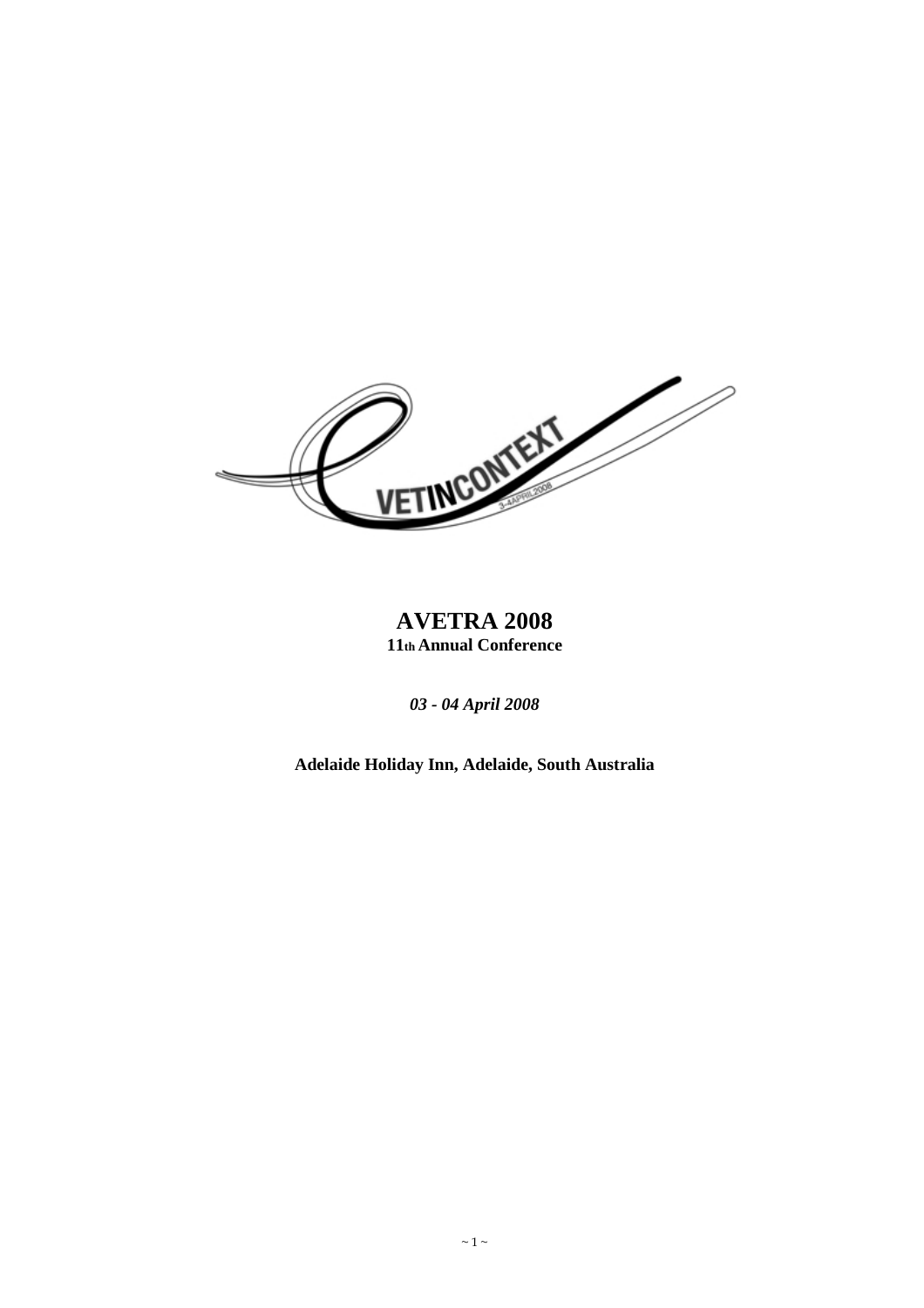# AVETRA 2008

**11th Annual Conference**

*03 - 04 April 2008*

**Adelaide Holiday Inn, Adelaide, South Australia**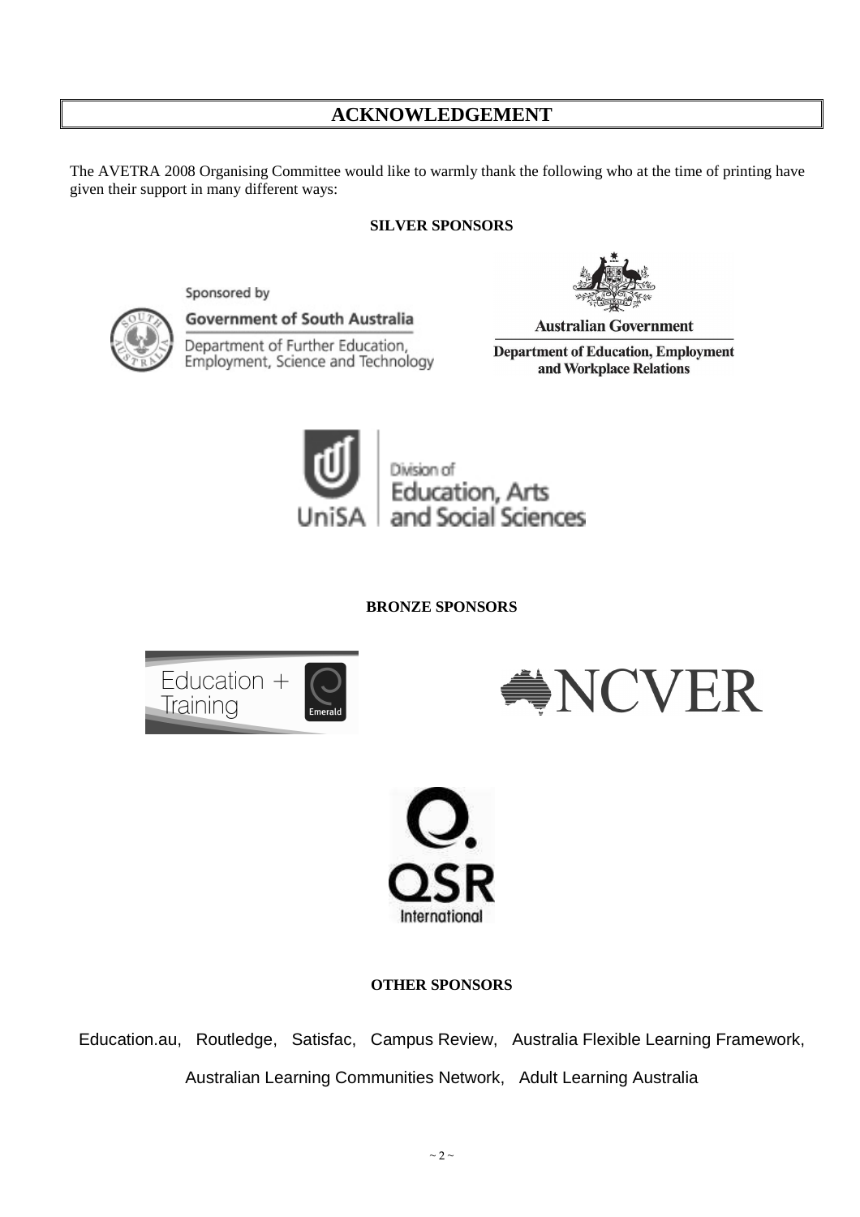# ACKNOWLEDGEMENT

The AVETRA 2008 Organising Committee would like to warmly thank the following who at the time of printing have given their support in many different ways:

**SILVER SPONSORS**

Sponsored by
Government of South Australia
Department of Further Education, Employment, Science and Technology

Australian Government
Department of Education, Employment and Workplace Relations

UniSA
Division of Education, Arts and Social Sciences

**BRONZE SPONSORS**

Education + Training
Emerald

NCVER

QSR International

**OTHER SPONSORS**

Education.au, Routledge, Satisfac, Campus Review, Australia Flexible Learning Framework, Australian Learning Communities Network, Adult Learning Australia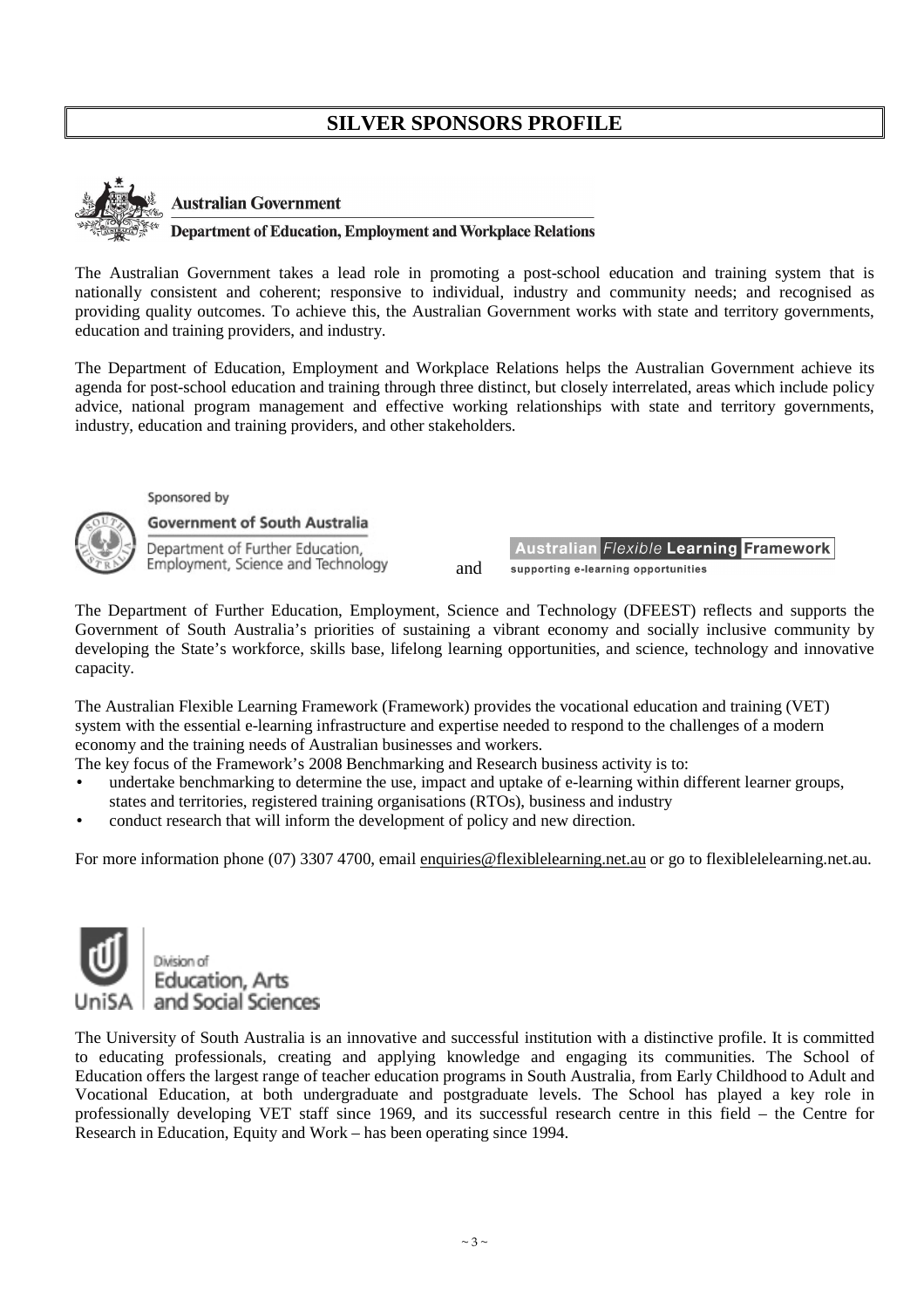# SILVER SPONSORS PROFILE

**Australian Government**

**Department of Education, Employment and Workplace Relations**

The Australian Government takes a lead role in promoting a post-school education and training system that is nationally consistent and coherent; responsive to individual, industry and community needs; and recognised as providing quality outcomes. To achieve this, the Australian Government works with state and territory governments, education and training providers, and industry.

The Department of Education, Employment and Workplace Relations helps the Australian Government achieve its agenda for post-school education and training through three distinct, but closely interrelated, areas which include policy advice, national program management and effective working relationships with state and territory governments, industry, education and training providers, and other stakeholders.

Sponsored by

**Government of South Australia**

Department of Further Education, Employment, Science and Technology

and

**Australian** *Flexible* **Learning Framework**

supporting e-learning opportunities

The Department of Further Education, Employment, Science and Technology (DFEEST) reflects and supports the Government of South Australia's priorities of sustaining a vibrant economy and socially inclusive community by developing the State's workforce, skills base, lifelong learning opportunities, and science, technology and innovative capacity.

The Australian Flexible Learning Framework (Framework) provides the vocational education and training (VET) system with the essential e-learning infrastructure and expertise needed to respond to the challenges of a modern economy and the training needs of Australian businesses and workers.

The key focus of the Framework's 2008 Benchmarking and Research business activity is to:

- undertake benchmarking to determine the use, impact and uptake of e-learning within different learner groups, states and territories, registered training organisations (RTOs), business and industry
- conduct research that will inform the development of policy and new direction.

For more information phone (07) 3307 4700, email enquiries@flexiblelearning.net.au or go to flexiblelelearning.net.au.

UniSA | Division of Education, Arts and Social Sciences

The University of South Australia is an innovative and successful institution with a distinctive profile. It is committed to educating professionals, creating and applying knowledge and engaging its communities. The School of Education offers the largest range of teacher education programs in South Australia, from Early Childhood to Adult and Vocational Education, at both undergraduate and postgraduate levels. The School has played a key role in professionally developing VET staff since 1969, and its successful research centre in this field – the Centre for Research in Education, Equity and Work – has been operating since 1994.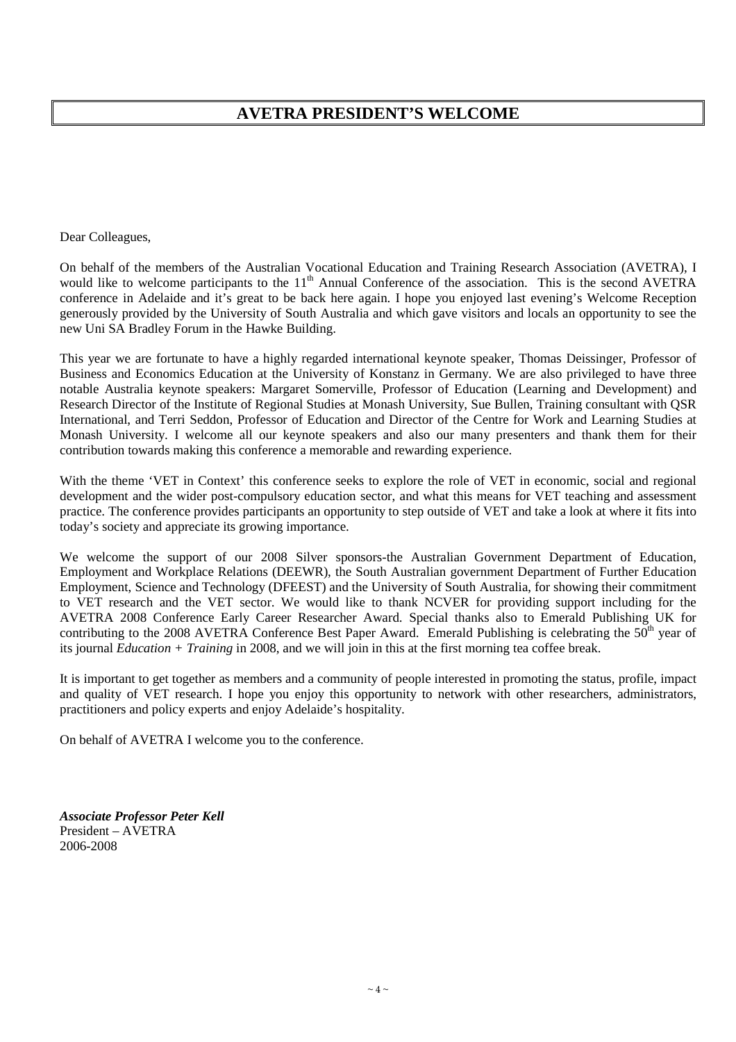# AVETRA PRESIDENT'S WELCOME

Dear Colleagues,

On behalf of the members of the Australian Vocational Education and Training Research Association (AVETRA), I would like to welcome participants to the 11th Annual Conference of the association. This is the second AVETRA conference in Adelaide and it's great to be back here again. I hope you enjoyed last evening's Welcome Reception generously provided by the University of South Australia and which gave visitors and locals an opportunity to see the new Uni SA Bradley Forum in the Hawke Building.

This year we are fortunate to have a highly regarded international keynote speaker, Thomas Deissinger, Professor of Business and Economics Education at the University of Konstanz in Germany. We are also privileged to have three notable Australia keynote speakers: Margaret Somerville, Professor of Education (Learning and Development) and Research Director of the Institute of Regional Studies at Monash University, Sue Bullen, Training consultant with QSR International, and Terri Seddon, Professor of Education and Director of the Centre for Work and Learning Studies at Monash University. I welcome all our keynote speakers and also our many presenters and thank them for their contribution towards making this conference a memorable and rewarding experience.

With the theme 'VET in Context' this conference seeks to explore the role of VET in economic, social and regional development and the wider post-compulsory education sector, and what this means for VET teaching and assessment practice. The conference provides participants an opportunity to step outside of VET and take a look at where it fits into today's society and appreciate its growing importance.

We welcome the support of our 2008 Silver sponsors-the Australian Government Department of Education, Employment and Workplace Relations (DEEWR), the South Australian government Department of Further Education Employment, Science and Technology (DFEEST) and the University of South Australia, for showing their commitment to VET research and the VET sector. We would like to thank NCVER for providing support including for the AVETRA 2008 Conference Early Career Researcher Award. Special thanks also to Emerald Publishing UK for contributing to the 2008 AVETRA Conference Best Paper Award. Emerald Publishing is celebrating the 50th year of its journal *Education + Training* in 2008, and we will join in this at the first morning tea coffee break.

It is important to get together as members and a community of people interested in promoting the status, profile, impact and quality of VET research. I hope you enjoy this opportunity to network with other researchers, administrators, practitioners and policy experts and enjoy Adelaide's hospitality.

On behalf of AVETRA I welcome you to the conference.

***Associate Professor Peter Kell***
President – AVETRA
2006-2008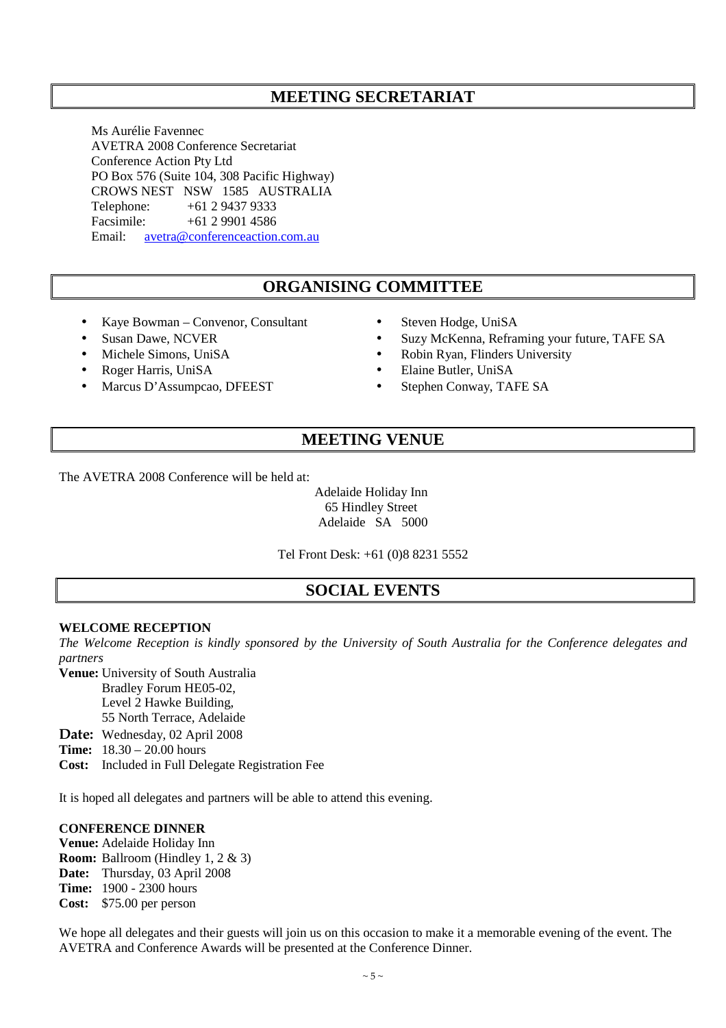## MEETING SECRETARIAT

Ms Aurélie Favennec
AVETRA 2008 Conference Secretariat
Conference Action Pty Ltd
PO Box 576 (Suite 104, 308 Pacific Highway)
CROWS NEST NSW 1585 AUSTRALIA
Telephone: +61 2 9437 9333
Facsimile: +61 2 9901 4586
Email: avetra@conferenceaction.com.au

## ORGANISING COMMITTEE

- Kaye Bowman – Convenor, Consultant
- Susan Dawe, NCVER
- Michele Simons, UniSA
- Roger Harris, UniSA
- Marcus D'Assumpcao, DFEEST
- Steven Hodge, UniSA
- Suzy McKenna, Reframing your future, TAFE SA
- Robin Ryan, Flinders University
- Elaine Butler, UniSA
- Stephen Conway, TAFE SA

## MEETING VENUE

The AVETRA 2008 Conference will be held at:

Adelaide Holiday Inn
65 Hindley Street
Adelaide SA 5000

Tel Front Desk: +61 (0)8 8231 5552

## SOCIAL EVENTS

**WELCOME RECEPTION**

*The Welcome Reception is kindly sponsored by the University of South Australia for the Conference delegates and partners*

**Venue:** University of South Australia
Bradley Forum HE05-02,
Level 2 Hawke Building,
55 North Terrace, Adelaide
**Date:** Wednesday, 02 April 2008
**Time:** 18.30 – 20.00 hours
**Cost:** Included in Full Delegate Registration Fee

It is hoped all delegates and partners will be able to attend this evening.

**CONFERENCE DINNER**

**Venue:** Adelaide Holiday Inn
**Room:** Ballroom (Hindley 1, 2 & 3)
**Date:** Thursday, 03 April 2008
**Time:** 1900 - 2300 hours
**Cost:** $75.00 per person

We hope all delegates and their guests will join us on this occasion to make it a memorable evening of the event. The AVETRA and Conference Awards will be presented at the Conference Dinner.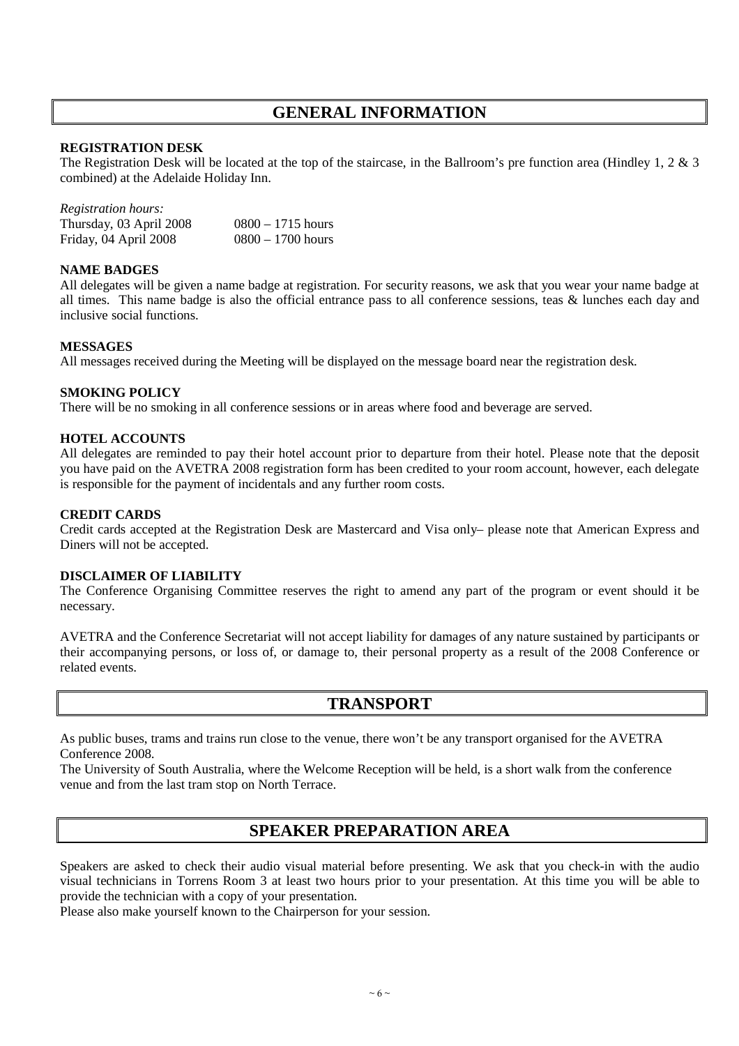# GENERAL INFORMATION

### REGISTRATION DESK

The Registration Desk will be located at the top of the staircase, in the Ballroom's pre function area (Hindley 1, 2 & 3 combined) at the Adelaide Holiday Inn.

*Registration hours:*

| | |
|---|---|
| Thursday, 03 April 2008 | 0800 – 1715 hours |
| Friday, 04 April 2008 | 0800 – 1700 hours |

### NAME BADGES

All delegates will be given a name badge at registration. For security reasons, we ask that you wear your name badge at all times. This name badge is also the official entrance pass to all conference sessions, teas & lunches each day and inclusive social functions.

### MESSAGES

All messages received during the Meeting will be displayed on the message board near the registration desk.

### SMOKING POLICY

There will be no smoking in all conference sessions or in areas where food and beverage are served.

### HOTEL ACCOUNTS

All delegates are reminded to pay their hotel account prior to departure from their hotel. Please note that the deposit you have paid on the AVETRA 2008 registration form has been credited to your room account, however, each delegate is responsible for the payment of incidentals and any further room costs.

### CREDIT CARDS

Credit cards accepted at the Registration Desk are Mastercard and Visa only– please note that American Express and Diners will not be accepted.

### DISCLAIMER OF LIABILITY

The Conference Organising Committee reserves the right to amend any part of the program or event should it be necessary.

AVETRA and the Conference Secretariat will not accept liability for damages of any nature sustained by participants or their accompanying persons, or loss of, or damage to, their personal property as a result of the 2008 Conference or related events.

# TRANSPORT

As public buses, trams and trains run close to the venue, there won't be any transport organised for the AVETRA Conference 2008.

The University of South Australia, where the Welcome Reception will be held, is a short walk from the conference venue and from the last tram stop on North Terrace.

# SPEAKER PREPARATION AREA

Speakers are asked to check their audio visual material before presenting. We ask that you check-in with the audio visual technicians in Torrens Room 3 at least two hours prior to your presentation. At this time you will be able to provide the technician with a copy of your presentation.

Please also make yourself known to the Chairperson for your session.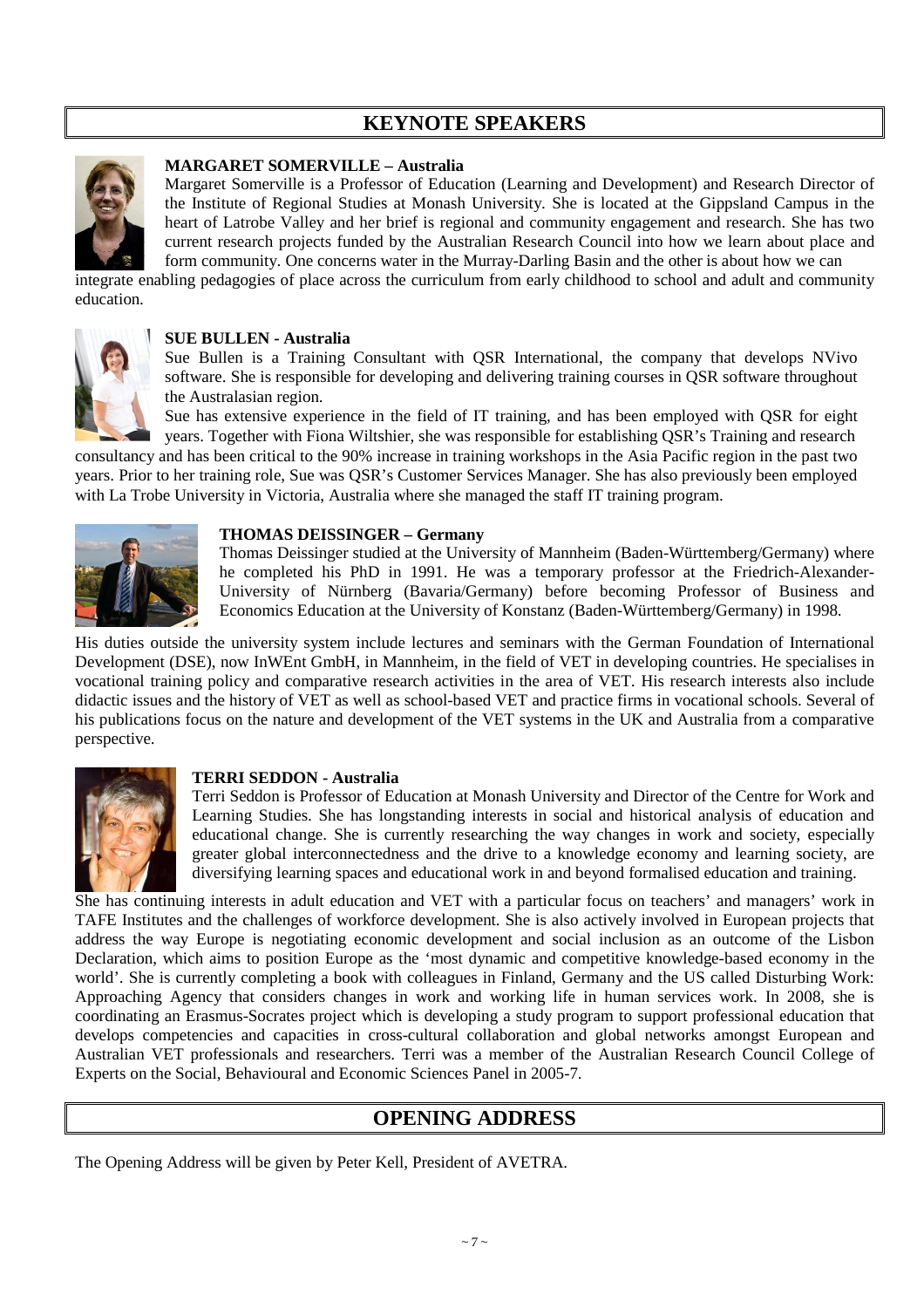# KEYNOTE SPEAKERS

**MARGARET SOMERVILLE – Australia**

Margaret Somerville is a Professor of Education (Learning and Development) and Research Director of the Institute of Regional Studies at Monash University. She is located at the Gippsland Campus in the heart of Latrobe Valley and her brief is regional and community engagement and research. She has two current research projects funded by the Australian Research Council into how we learn about place and form community. One concerns water in the Murray-Darling Basin and the other is about how we can integrate enabling pedagogies of place across the curriculum from early childhood to school and adult and community education.

**SUE BULLEN - Australia**

Sue Bullen is a Training Consultant with QSR International, the company that develops NVivo software. She is responsible for developing and delivering training courses in QSR software throughout the Australasian region.

Sue has extensive experience in the field of IT training, and has been employed with QSR for eight years. Together with Fiona Wiltshier, she was responsible for establishing QSR's Training and research consultancy and has been critical to the 90% increase in training workshops in the Asia Pacific region in the past two years. Prior to her training role, Sue was QSR's Customer Services Manager. She has also previously been employed with La Trobe University in Victoria, Australia where she managed the staff IT training program.

**THOMAS DEISSINGER – Germany**

Thomas Deissinger studied at the University of Mannheim (Baden-Württemberg/Germany) where he completed his PhD in 1991. He was a temporary professor at the Friedrich-Alexander-University of Nürnberg (Bavaria/Germany) before becoming Professor of Business and Economics Education at the University of Konstanz (Baden-Württemberg/Germany) in 1998.

His duties outside the university system include lectures and seminars with the German Foundation of International Development (DSE), now InWEnt GmbH, in Mannheim, in the field of VET in developing countries. He specialises in vocational training policy and comparative research activities in the area of VET. His research interests also include didactic issues and the history of VET as well as school-based VET and practice firms in vocational schools. Several of his publications focus on the nature and development of the VET systems in the UK and Australia from a comparative perspective.

**TERRI SEDDON - Australia**

Terri Seddon is Professor of Education at Monash University and Director of the Centre for Work and Learning Studies. She has longstanding interests in social and historical analysis of education and educational change. She is currently researching the way changes in work and society, especially greater global interconnectedness and the drive to a knowledge economy and learning society, are diversifying learning spaces and educational work in and beyond formalised education and training.

She has continuing interests in adult education and VET with a particular focus on teachers' and managers' work in TAFE Institutes and the challenges of workforce development. She is also actively involved in European projects that address the way Europe is negotiating economic development and social inclusion as an outcome of the Lisbon Declaration, which aims to position Europe as the 'most dynamic and competitive knowledge-based economy in the world'. She is currently completing a book with colleagues in Finland, Germany and the US called Disturbing Work: Approaching Agency that considers changes in work and working life in human services work. In 2008, she is coordinating an Erasmus-Socrates project which is developing a study program to support professional education that develops competencies and capacities in cross-cultural collaboration and global networks amongst European and Australian VET professionals and researchers. Terri was a member of the Australian Research Council College of Experts on the Social, Behavioural and Economic Sciences Panel in 2005-7.

# OPENING ADDRESS

The Opening Address will be given by Peter Kell, President of AVETRA.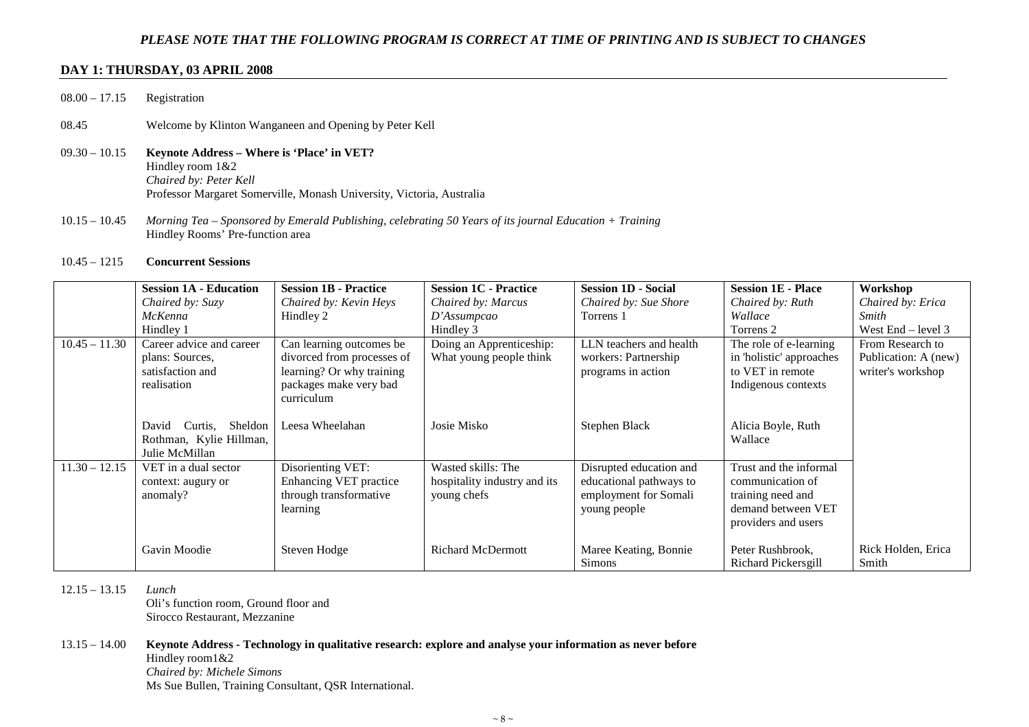***PLEASE NOTE THAT THE FOLLOWING PROGRAM IS CORRECT AT TIME OF PRINTING AND IS SUBJECT TO CHANGES***

## DAY 1: THURSDAY, 03 APRIL 2008

08.00 – 17.15 Registration

08.45 Welcome by Klinton Wanganeen and Opening by Peter Kell

09.30 – 10.15 **Keynote Address – Where is 'Place' in VET?**
Hindley room 1&2
*Chaired by: Peter Kell*
Professor Margaret Somerville, Monash University, Victoria, Australia

10.15 – 10.45 *Morning Tea – Sponsored by Emerald Publishing, celebrating 50 Years of its journal Education + Training*
Hindley Rooms' Pre-function area

10.45 – 1215 **Concurrent Sessions**

| | **Session 1A - Education** *Chaired by: Suzy McKenna* Hindley 1 | **Session 1B - Practice** *Chaired by: Kevin Heys* Hindley 2 | **Session 1C - Practice** *Chaired by: Marcus D'Assumpcao* Hindley 3 | **Session 1D - Social** *Chaired by: Sue Shore* Torrens 1 | **Session 1E - Place** *Chaired by: Ruth Wallace* Torrens 2 | **Workshop** *Chaired by: Erica Smith* West End – level 3 |
|---|---|---|---|---|---|---|
| 10.45 – 11.30 | Career advice and career plans: Sources, satisfaction and realisation<br><br>David Curtis, Sheldon Rothman, Kylie Hillman, Julie McMillan | Can learning outcomes be divorced from processes of learning? Or why training packages make very bad curriculum<br><br>Leesa Wheelahan | Doing an Apprenticeship: What young people think<br><br>Josie Misko | LLN teachers and health workers: Partnership programs in action<br><br>Stephen Black | The role of e-learning in 'holistic' approaches to VET in remote Indigenous contexts<br><br>Alicia Boyle, Ruth Wallace | From Research to Publication: A (new) writer's workshop |
| 11.30 – 12.15 | VET in a dual sector context: augury or anomaly?<br><br>Gavin Moodie | Disorienting VET: Enhancing VET practice through transformative learning<br><br>Steven Hodge | Wasted skills: The hospitality industry and its young chefs<br><br>Richard McDermott | Disrupted education and educational pathways to employment for Somali young people<br><br>Maree Keating, Bonnie Simons | Trust and the informal communication of training need and demand between VET providers and users<br><br>Peter Rushbrook, Richard Pickersgill | Rick Holden, Erica Smith |

12.15 – 13.15 *Lunch*
Oli's function room, Ground floor and
Sirocco Restaurant, Mezzanine

13.15 – 14.00 **Keynote Address - Technology in qualitative research: explore and analyse your information as never before**
Hindley room1&2
*Chaired by: Michele Simons*
Ms Sue Bullen, Training Consultant, QSR International.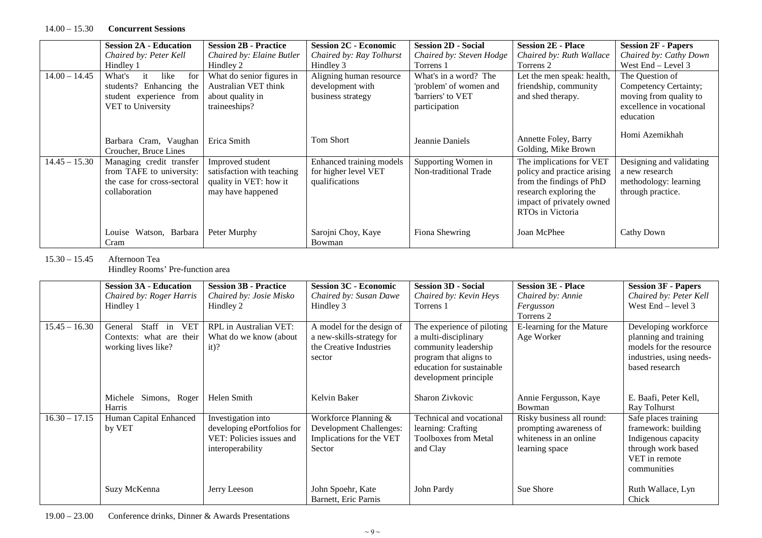14.00 – 15.30 **Concurrent Sessions**

| | **Session 2A - Education**<br>*Chaired by: Peter Kell*<br>Hindley 1 | **Session 2B - Practice**<br>*Chaired by: Elaine Butler*<br>Hindley 2 | **Session 2C - Economic**<br>*Chaired by: Ray Tolhurst*<br>Hindley 3 | **Session 2D - Social**<br>*Chaired by: Steven Hodge*<br>Torrens 1 | **Session 2E - Place**<br>*Chaired by: Ruth Wallace*<br>Torrens 2 | **Session 2F - Papers**<br>*Chaired by: Cathy Down*<br>West End – Level 3 |
|---|---|---|---|---|---|---|
| 14.00 – 14.45 | What's it like for students? Enhancing the student experience from VET to University<br><br>Barbara Cram, Vaughan Croucher, Bruce Lines | What do senior figures in Australian VET think about quality in traineeships?<br><br>Erica Smith | Aligning human resource development with business strategy<br><br>Tom Short | What's in a word? The 'problem' of women and 'barriers' to VET participation<br><br>Jeannie Daniels | Let the men speak: health, friendship, community and shed therapy.<br><br>Annette Foley, Barry Golding, Mike Brown | The Question of Competency Certainty; moving from quality to excellence in vocational education<br><br>Homi Azemikhah |
| 14.45 – 15.30 | Managing credit transfer from TAFE to university: the case for cross-sectoral collaboration<br><br>Louise Watson, Barbara Cram | Improved student satisfaction with teaching quality in VET: how it may have happened<br><br>Peter Murphy | Enhanced training models for higher level VET qualifications<br><br>Sarojni Choy, Kaye Bowman | Supporting Women in Non-traditional Trade<br><br>Fiona Shewring | The implications for VET policy and practice arising from the findings of PhD research exploring the impact of privately owned RTOs in Victoria<br><br>Joan McPhee | Designing and validating a new research methodology: learning through practice.<br><br>Cathy Down |

15.30 – 15.45 Afternoon Tea
Hindley Rooms' Pre-function area

| | **Session 3A - Education**<br>*Chaired by: Roger Harris*<br>Hindley 1 | **Session 3B - Practice**<br>*Chaired by: Josie Misko*<br>Hindley 2 | **Session 3C - Economic**<br>*Chaired by: Susan Dawe*<br>Hindley 3 | **Session 3D - Social**<br>*Chaired by: Kevin Heys*<br>Torrens 1 | **Session 3E - Place**<br>*Chaired by: Annie Fergusson*<br>Torrens 2 | **Session 3F - Papers**<br>*Chaired by: Peter Kell*<br>West End – level 3 |
|---|---|---|---|---|---|---|
| 15.45 – 16.30 | General Staff in VET Contexts: what are their working lives like?<br><br>Michele Simons, Roger Harris | RPL in Australian VET: What do we know (about it)?<br><br>Helen Smith | A model for the design of a new-skills-strategy for the Creative Industries sector<br><br>Kelvin Baker | The experience of piloting a multi-disciplinary community leadership program that aligns to education for sustainable development principle<br><br>Sharon Zivkovic | E-learning for the Mature Age Worker<br><br>Annie Fergusson, Kaye Bowman | Developing workforce planning and training models for the resource industries, using needs-based research<br><br>E. Baafi, Peter Kell, Ray Tolhurst |
| 16.30 – 17.15 | Human Capital Enhanced by VET<br><br>Suzy McKenna | Investigation into developing ePortfolios for VET: Policies issues and interoperability<br><br>Jerry Leeson | Workforce Planning & Development Challenges: Implications for the VET Sector<br><br>John Spoehr, Kate Barnett, Eric Parnis | Technical and vocational learning: Crafting Toolboxes from Metal and Clay<br><br>John Pardy | Risky business all round: prompting awareness of whiteness in an online learning space<br><br>Sue Shore | Safe places training framework: building Indigenous capacity through work based VET in remote communities<br><br>Ruth Wallace, Lyn Chick |

19.00 – 23.00 Conference drinks, Dinner & Awards Presentations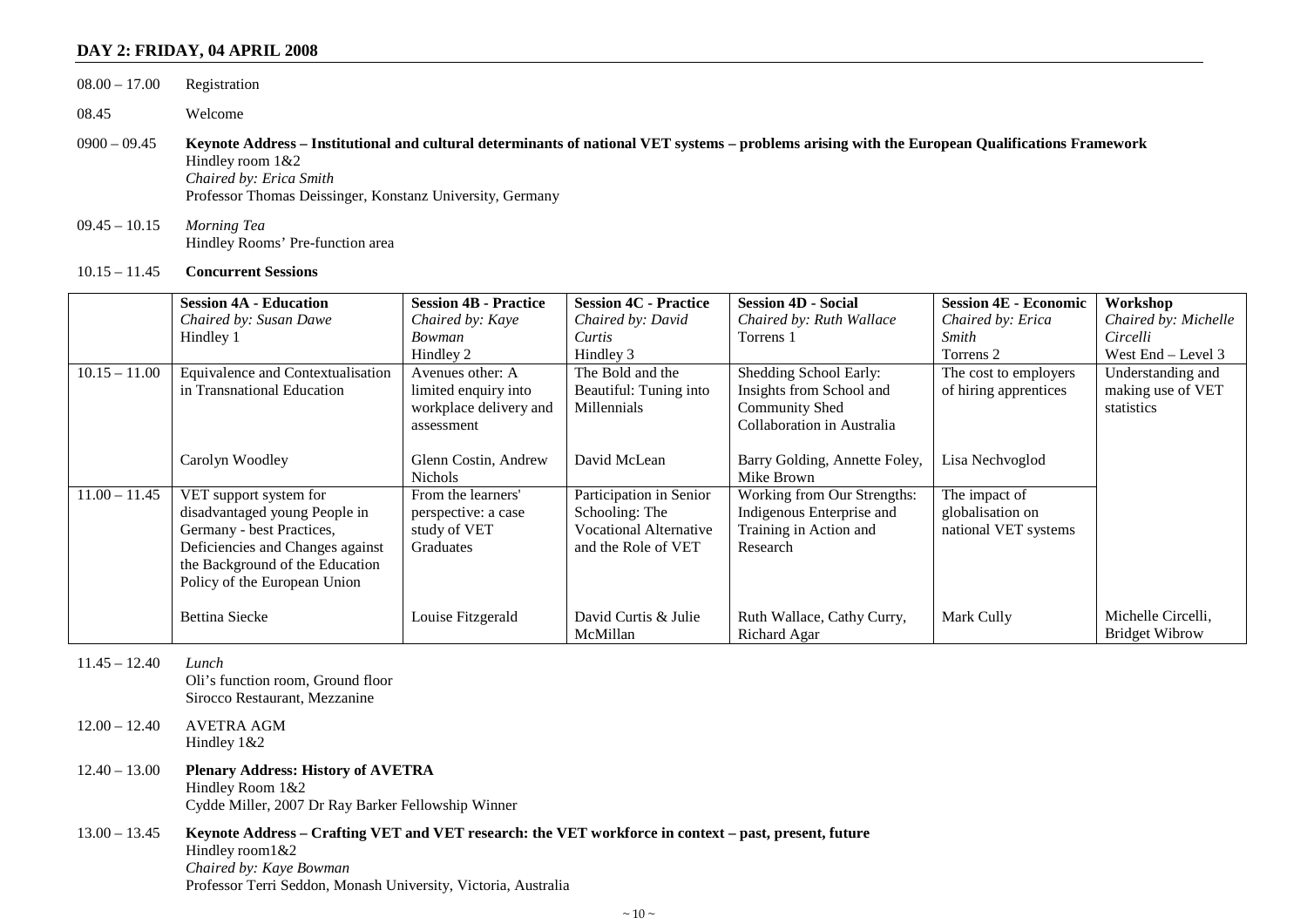## DAY 2: FRIDAY, 04 APRIL 2008

08.00 – 17.00 Registration

08.45 Welcome

0900 – 09.45 **Keynote Address – Institutional and cultural determinants of national VET systems – problems arising with the European Qualifications Framework**
Hindley room 1&2
*Chaired by: Erica Smith*
Professor Thomas Deissinger, Konstanz University, Germany

09.45 – 10.15 *Morning Tea*
Hindley Rooms' Pre-function area

10.15 – 11.45 **Concurrent Sessions**

| | **Session 4A - Education**<br>*Chaired by: Susan Dawe*<br>Hindley 1 | **Session 4B - Practice**<br>*Chaired by: Kaye Bowman*<br>Hindley 2 | **Session 4C - Practice**<br>*Chaired by: David Curtis*<br>Hindley 3 | **Session 4D - Social**<br>*Chaired by: Ruth Wallace*<br>Torrens 1 | **Session 4E - Economic**<br>*Chaired by: Erica Smith*<br>Torrens 2 | **Workshop**<br>*Chaired by: Michelle Circelli*<br>West End – Level 3 |
|---|---|---|---|---|---|---|
| 10.15 – 11.00 | Equivalence and Contextualisation in Transnational Education<br><br>Carolyn Woodley | Avenues other: A limited enquiry into workplace delivery and assessment<br><br>Glenn Costin, Andrew Nichols | The Bold and the Beautiful: Tuning into Millennials<br><br>David McLean | Shedding School Early: Insights from School and Community Shed Collaboration in Australia<br><br>Barry Golding, Annette Foley, Mike Brown | The cost to employers of hiring apprentices<br><br>Lisa Nechvoglod | Understanding and making use of VET statistics |
| 11.00 – 11.45 | VET support system for disadvantaged young People in Germany - best Practices, Deficiencies and Changes against the Background of the Education Policy of the European Union<br><br>Bettina Siecke | From the learners' perspective: a case study of VET Graduates<br><br>Louise Fitzgerald | Participation in Senior Schooling: The Vocational Alternative and the Role of VET<br><br>David Curtis & Julie McMillan | Working from Our Strengths: Indigenous Enterprise and Training in Action and Research<br><br>Ruth Wallace, Cathy Curry, Richard Agar | The impact of globalisation on national VET systems<br><br>Mark Cully | Michelle Circelli, Bridget Wibrow |

11.45 – 12.40 *Lunch*
Oli's function room, Ground floor
Sirocco Restaurant, Mezzanine

12.00 – 12.40 AVETRA AGM
Hindley 1&2

12.40 – 13.00 **Plenary Address: History of AVETRA**
Hindley Room 1&2
Cydde Miller, 2007 Dr Ray Barker Fellowship Winner

13.00 – 13.45 **Keynote Address – Crafting VET and VET research: the VET workforce in context – past, present, future**
Hindley room1&2
*Chaired by: Kaye Bowman*
Professor Terri Seddon, Monash University, Victoria, Australia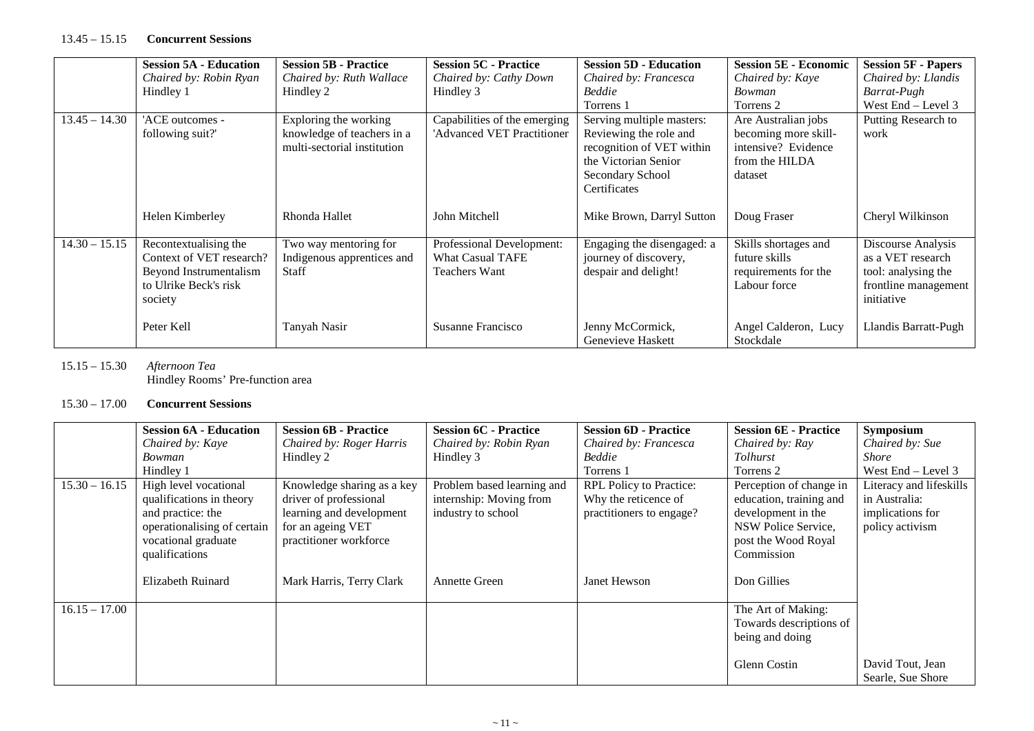13.45 – 15.15 **Concurrent Sessions**

| | **Session 5A - Education** *Chaired by: Robin Ryan* Hindley 1 | **Session 5B - Practice** *Chaired by: Ruth Wallace* Hindley 2 | **Session 5C - Practice** *Chaired by: Cathy Down* Hindley 3 | **Session 5D - Education** *Chaired by: Francesca Beddie* Torrens 1 | **Session 5E - Economic** *Chaired by: Kaye Bowman* Torrens 2 | **Session 5F - Papers** *Chaired by: Llandis Barrat-Pugh* West End – Level 3 |
|---|---|---|---|---|---|---|
| 13.45 – 14.30 | 'ACE outcomes - following suit?' Helen Kimberley | Exploring the working knowledge of teachers in a multi-sectorial institution Rhonda Hallet | Capabilities of the emerging 'Advanced VET Practitioner John Mitchell | Serving multiple masters: Reviewing the role and recognition of VET within the Victorian Senior Secondary School Certificates Mike Brown, Darryl Sutton | Are Australian jobs becoming more skill-intensive? Evidence from the HILDA dataset Doug Fraser | Putting Research to work Cheryl Wilkinson |
| 14.30 – 15.15 | Recontextualising the Context of VET research? Beyond Instrumentalism to Ulrike Beck's risk society Peter Kell | Two way mentoring for Indigenous apprentices and Staff Tanyah Nasir | Professional Development: What Casual TAFE Teachers Want Susanne Francisco | Engaging the disengaged: a journey of discovery, despair and delight! Jenny McCormick, Genevieve Haskett | Skills shortages and future skills requirements for the Labour force Angel Calderon, Lucy Stockdale | Discourse Analysis as a VET research tool: analysing the frontline management initiative Llandis Barratt-Pugh |

15.15 – 15.30 *Afternoon Tea*
Hindley Rooms' Pre-function area

15.30 – 17.00 **Concurrent Sessions**

| | **Session 6A - Education** *Chaired by: Kaye Bowman* Hindley 1 | **Session 6B - Practice** *Chaired by: Roger Harris* Hindley 2 | **Session 6C - Practice** *Chaired by: Robin Ryan* Hindley 3 | **Session 6D - Practice** *Chaired by: Francesca Beddie* Torrens 1 | **Session 6E - Practice** *Chaired by: Ray Tolhurst* Torrens 2 | **Symposium** *Chaired by: Sue Shore* West End – Level 3 |
|---|---|---|---|---|---|---|
| 15.30 – 16.15 | High level vocational qualifications in theory and practice: the operationalising of certain vocational graduate qualifications Elizabeth Ruinard | Knowledge sharing as a key driver of professional learning and development for an ageing VET practitioner workforce Mark Harris, Terry Clark | Problem based learning and internship: Moving from industry to school Annette Green | RPL Policy to Practice: Why the reticence of practitioners to engage? Janet Hewson | Perception of change in education, training and development in the NSW Police Service, post the Wood Royal Commission Don Gillies | Literacy and lifeskills in Australia: implications for policy activism David Tout, Jean Searle, Sue Shore |
| 16.15 – 17.00 | | | | | The Art of Making: Towards descriptions of being and doing Glenn Costin | |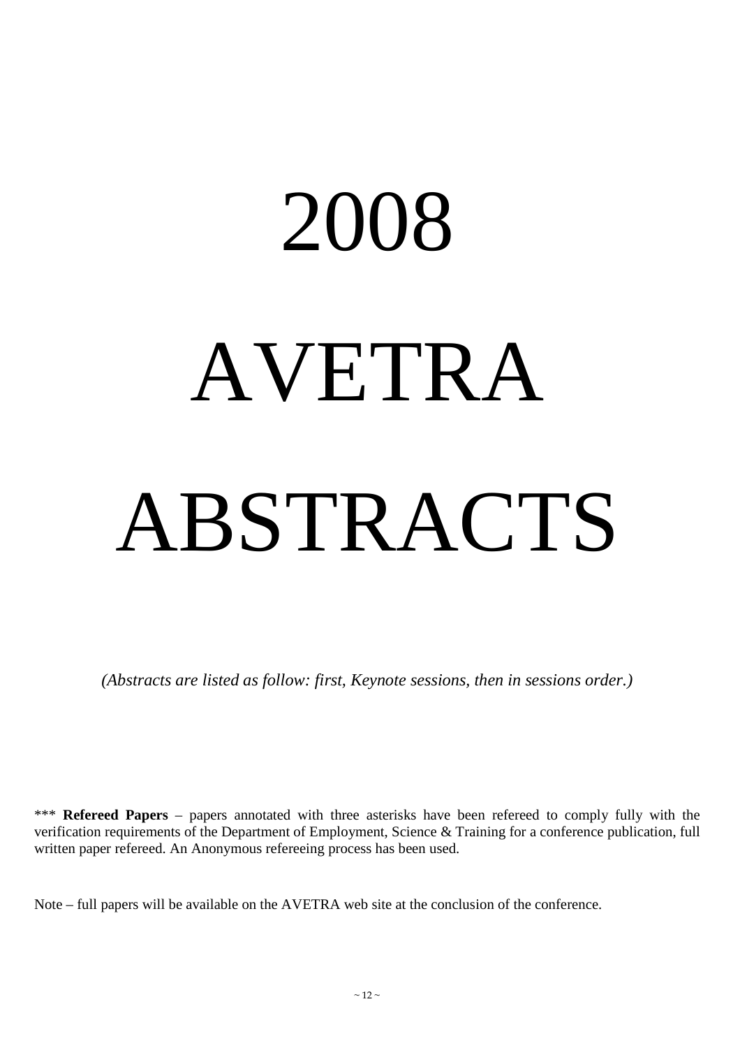# 2008

# AVETRA

# ABSTRACTS

*(Abstracts are listed as follow: first, Keynote sessions, then in sessions order.)*

*** **Refereed Papers** – papers annotated with three asterisks have been refereed to comply fully with the verification requirements of the Department of Employment, Science & Training for a conference publication, full written paper refereed. An Anonymous refereeing process has been used.

Note – full papers will be available on the AVETRA web site at the conclusion of the conference.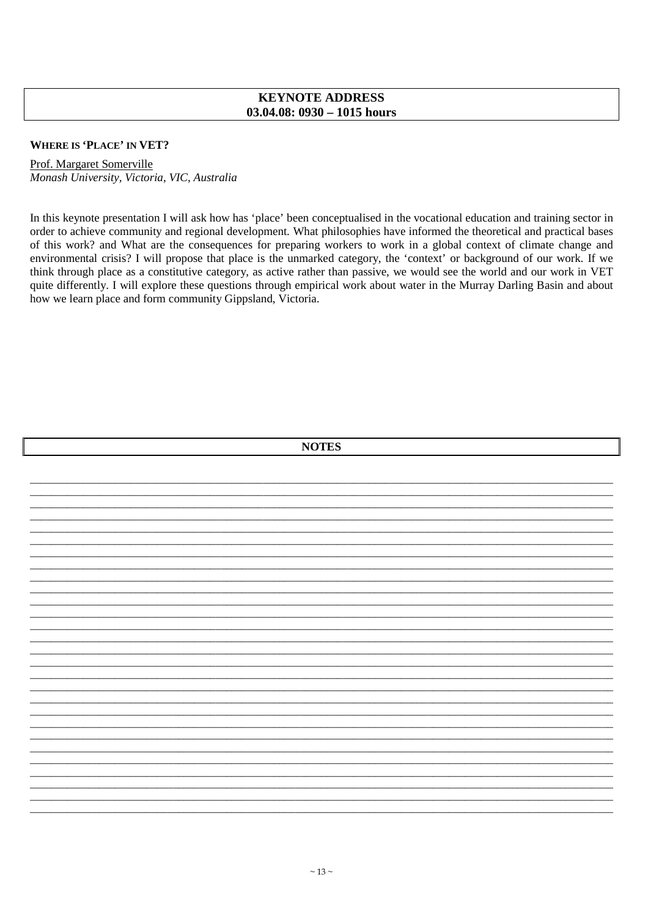## KEYNOTE ADDRESS
## 03.04.08: 0930 – 1015 hours

**WHERE IS 'PLACE' IN VET?**

Prof. Margaret Somerville
*Monash University, Victoria, VIC, Australia*

In this keynote presentation I will ask how has 'place' been conceptualised in the vocational education and training sector in order to achieve community and regional development. What philosophies have informed the theoretical and practical bases of this work? and What are the consequences for preparing workers to work in a global context of climate change and environmental crisis? I will propose that place is the unmarked category, the 'context' or background of our work. If we think through place as a constitutive category, as active rather than passive, we would see the world and our work in VET quite differently. I will explore these questions through empirical work about water in the Murray Darling Basin and about how we learn place and form community Gippsland, Victoria.

**NOTES**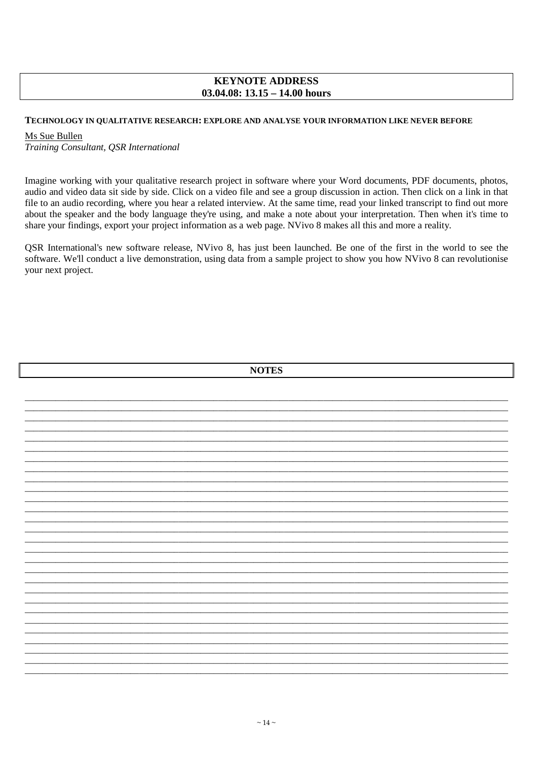## KEYNOTE ADDRESS
## 03.04.08: 13.15 – 14.00 hours

**TECHNOLOGY IN QUALITATIVE RESEARCH: EXPLORE AND ANALYSE YOUR INFORMATION LIKE NEVER BEFORE**

Ms Sue Bullen
*Training Consultant, QSR International*

Imagine working with your qualitative research project in software where your Word documents, PDF documents, photos, audio and video data sit side by side. Click on a video file and see a group discussion in action. Then click on a link in that file to an audio recording, where you hear a related interview. At the same time, read your linked transcript to find out more about the speaker and the body language they're using, and make a note about your interpretation. Then when it's time to share your findings, export your project information as a web page. NVivo 8 makes all this and more a reality.

QSR International's new software release, NVivo 8, has just been launched. Be one of the first in the world to see the software. We'll conduct a live demonstration, using data from a sample project to show you how NVivo 8 can revolutionise your next project.

### NOTES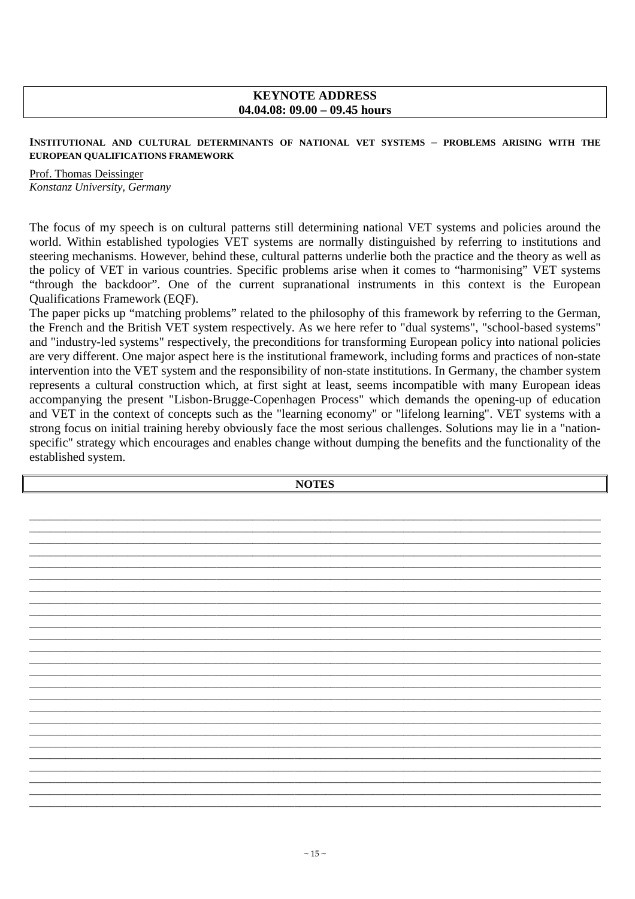**KEYNOTE ADDRESS**
**04.04.08: 09.00 – 09.45 hours**

**INSTITUTIONAL AND CULTURAL DETERMINANTS OF NATIONAL VET SYSTEMS – PROBLEMS ARISING WITH THE EUROPEAN QUALIFICATIONS FRAMEWORK**

Prof. Thomas Deissinger
*Konstanz University, Germany*

The focus of my speech is on cultural patterns still determining national VET systems and policies around the world. Within established typologies VET systems are normally distinguished by referring to institutions and steering mechanisms. However, behind these, cultural patterns underlie both the practice and the theory as well as the policy of VET in various countries. Specific problems arise when it comes to "harmonising" VET systems "through the backdoor". One of the current supranational instruments in this context is the European Qualifications Framework (EQF).

The paper picks up "matching problems" related to the philosophy of this framework by referring to the German, the French and the British VET system respectively. As we here refer to "dual systems", "school-based systems" and "industry-led systems" respectively, the preconditions for transforming European policy into national policies are very different. One major aspect here is the institutional framework, including forms and practices of non-state intervention into the VET system and the responsibility of non-state institutions. In Germany, the chamber system represents a cultural construction which, at first sight at least, seems incompatible with many European ideas accompanying the present "Lisbon-Brugge-Copenhagen Process" which demands the opening-up of education and VET in the context of concepts such as the "learning economy" or "lifelong learning". VET systems with a strong focus on initial training hereby obviously face the most serious challenges. Solutions may lie in a "nation-specific" strategy which encourages and enables change without dumping the benefits and the functionality of the established system.

**NOTES**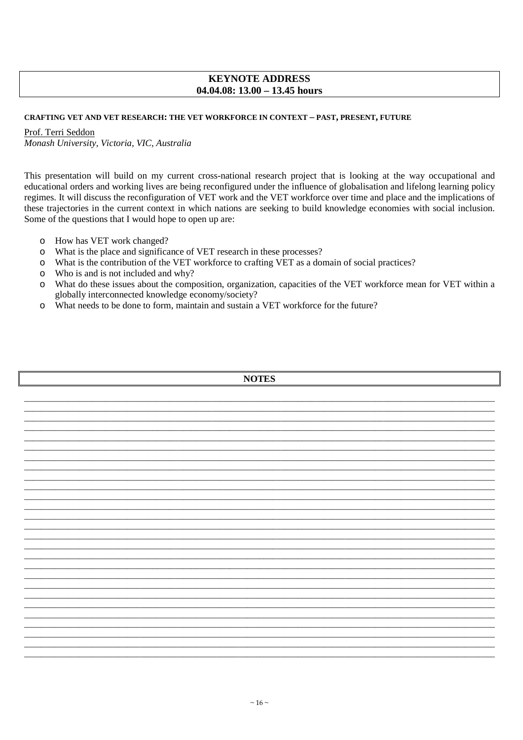## KEYNOTE ADDRESS
## 04.04.08: 13.00 – 13.45 hours

### CRAFTING VET AND VET RESEARCH: THE VET WORKFORCE IN CONTEXT – PAST, PRESENT, FUTURE

Prof. Terri Seddon
*Monash University, Victoria, VIC, Australia*

This presentation will build on my current cross-national research project that is looking at the way occupational and educational orders and working lives are being reconfigured under the influence of globalisation and lifelong learning policy regimes. It will discuss the reconfiguration of VET work and the VET workforce over time and place and the implications of these trajectories in the current context in which nations are seeking to build knowledge economies with social inclusion. Some of the questions that I would hope to open up are:

- How has VET work changed?
- What is the place and significance of VET research in these processes?
- What is the contribution of the VET workforce to crafting VET as a domain of social practices?
- Who is and is not included and why?
- What do these issues about the composition, organization, capacities of the VET workforce mean for VET within a globally interconnected knowledge economy/society?
- What needs to be done to form, maintain and sustain a VET workforce for the future?

**NOTES**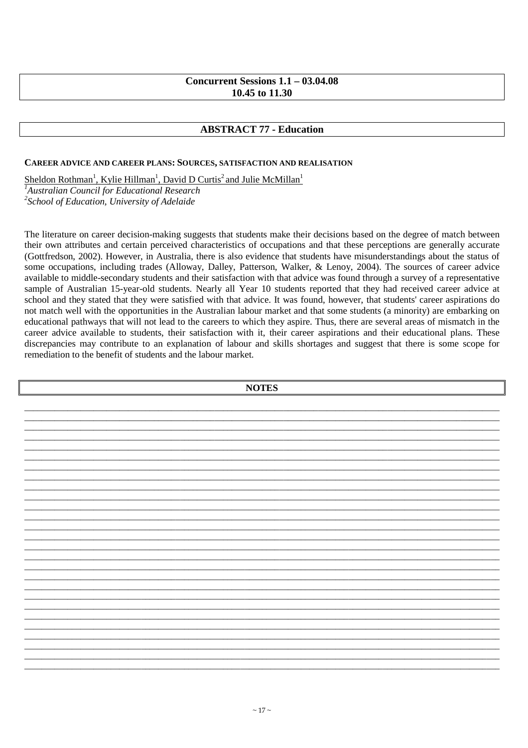**Concurrent Sessions 1.1 – 03.04.08**
**10.45 to 11.30**

## ABSTRACT 77 - Education

### CAREER ADVICE AND CAREER PLANS: SOURCES, SATISFACTION AND REALISATION

Sheldon Rothman[1], Kylie Hillman[1], David D Curtis[2] and Julie McMillan[1]

[1] *Australian Council for Educational Research*
[2] *School of Education, University of Adelaide*

The literature on career decision-making suggests that students make their decisions based on the degree of match between their own attributes and certain perceived characteristics of occupations and that these perceptions are generally accurate (Gottfredson, 2002). However, in Australia, there is also evidence that students have misunderstandings about the status of some occupations, including trades (Alloway, Dalley, Patterson, Walker, & Lenoy, 2004). The sources of career advice available to middle-secondary students and their satisfaction with that advice was found through a survey of a representative sample of Australian 15-year-old students. Nearly all Year 10 students reported that they had received career advice at school and they stated that they were satisfied with that advice. It was found, however, that students' career aspirations do not match well with the opportunities in the Australian labour market and that some students (a minority) are embarking on educational pathways that will not lead to the careers to which they aspire. Thus, there are several areas of mismatch in the career advice available to students, their satisfaction with it, their career aspirations and their educational plans. These discrepancies may contribute to an explanation of labour and skills shortages and suggest that there is some scope for remediation to the benefit of students and the labour market.

**NOTES**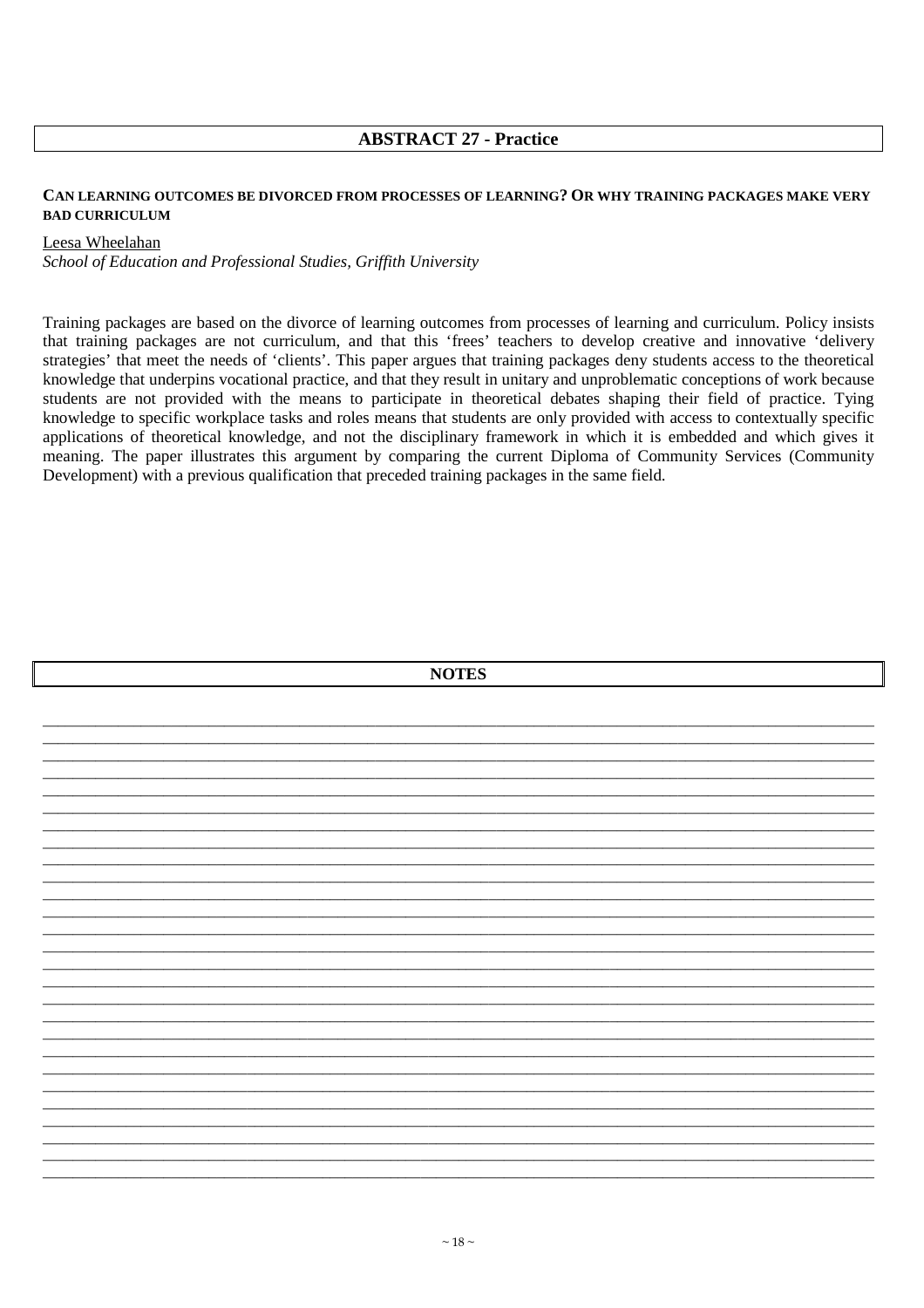## ABSTRACT 27 - Practice

### CAN LEARNING OUTCOMES BE DIVORCED FROM PROCESSES OF LEARNING? OR WHY TRAINING PACKAGES MAKE VERY BAD CURRICULUM

Leesa Wheelahan
*School of Education and Professional Studies, Griffith University*

Training packages are based on the divorce of learning outcomes from processes of learning and curriculum. Policy insists that training packages are not curriculum, and that this 'frees' teachers to develop creative and innovative 'delivery strategies' that meet the needs of 'clients'. This paper argues that training packages deny students access to the theoretical knowledge that underpins vocational practice, and that they result in unitary and unproblematic conceptions of work because students are not provided with the means to participate in theoretical debates shaping their field of practice. Tying knowledge to specific workplace tasks and roles means that students are only provided with access to contextually specific applications of theoretical knowledge, and not the disciplinary framework in which it is embedded and which gives it meaning. The paper illustrates this argument by comparing the current Diploma of Community Services (Community Development) with a previous qualification that preceded training packages in the same field.

## NOTES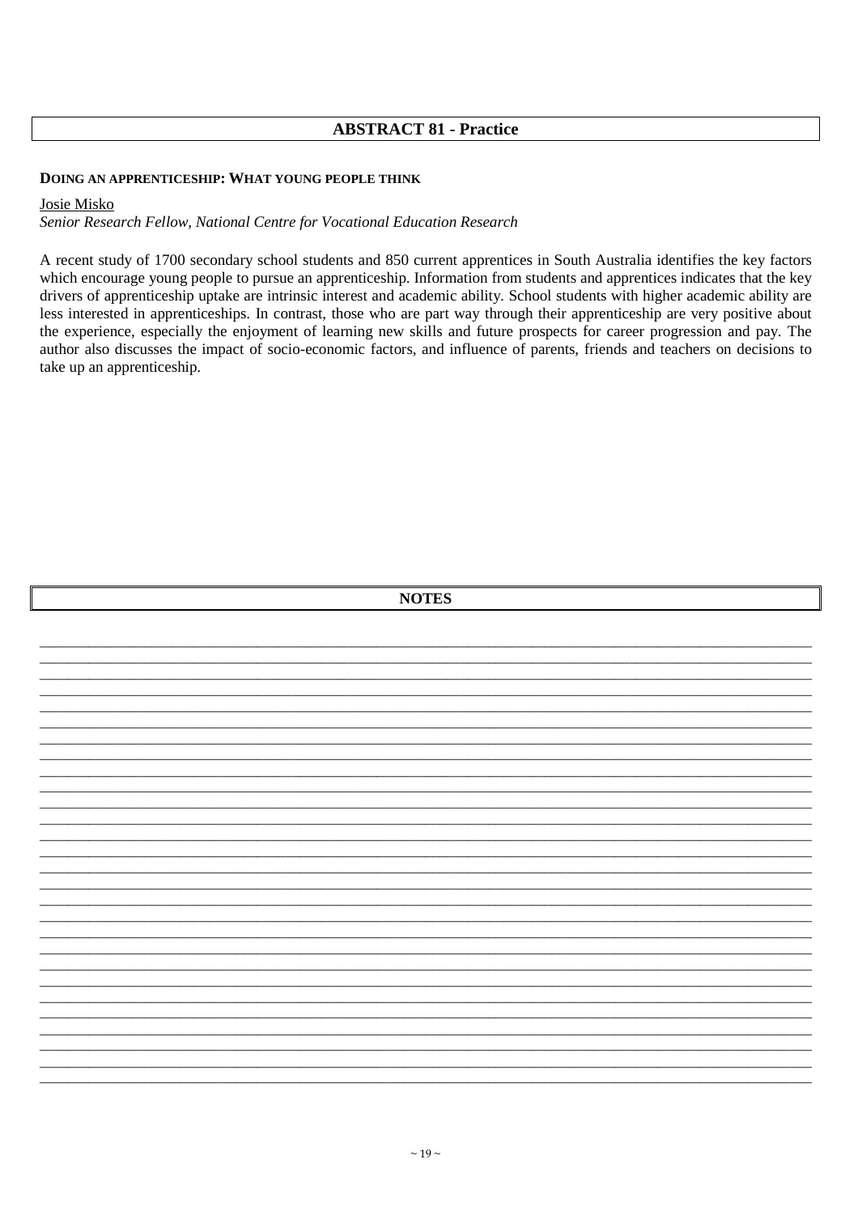## ABSTRACT 81 - Practice

### DOING AN APPRENTICESHIP: WHAT YOUNG PEOPLE THINK

Josie Misko
*Senior Research Fellow, National Centre for Vocational Education Research*

A recent study of 1700 secondary school students and 850 current apprentices in South Australia identifies the key factors which encourage young people to pursue an apprenticeship. Information from students and apprentices indicates that the key drivers of apprenticeship uptake are intrinsic interest and academic ability. School students with higher academic ability are less interested in apprenticeships. In contrast, those who are part way through their apprenticeship are very positive about the experience, especially the enjoyment of learning new skills and future prospects for career progression and pay. The author also discusses the impact of socio-economic factors, and influence of parents, friends and teachers on decisions to take up an apprenticeship.

## NOTES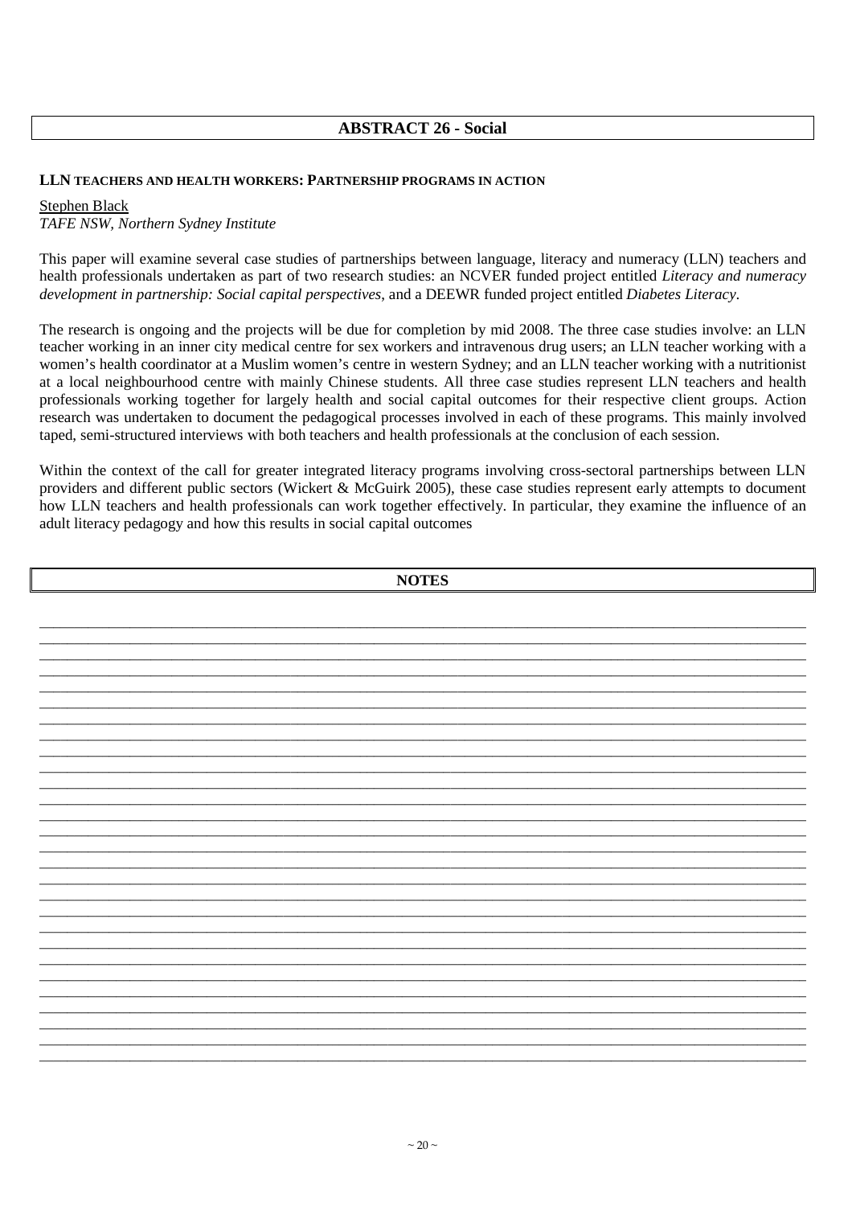## ABSTRACT 26 - Social

### LLN TEACHERS AND HEALTH WORKERS: PARTNERSHIP PROGRAMS IN ACTION

Stephen Black
*TAFE NSW, Northern Sydney Institute*

This paper will examine several case studies of partnerships between language, literacy and numeracy (LLN) teachers and health professionals undertaken as part of two research studies: an NCVER funded project entitled *Literacy and numeracy development in partnership: Social capital perspectives*, and a DEEWR funded project entitled *Diabetes Literacy*.

The research is ongoing and the projects will be due for completion by mid 2008. The three case studies involve: an LLN teacher working in an inner city medical centre for sex workers and intravenous drug users; an LLN teacher working with a women's health coordinator at a Muslim women's centre in western Sydney; and an LLN teacher working with a nutritionist at a local neighbourhood centre with mainly Chinese students. All three case studies represent LLN teachers and health professionals working together for largely health and social capital outcomes for their respective client groups. Action research was undertaken to document the pedagogical processes involved in each of these programs. This mainly involved taped, semi-structured interviews with both teachers and health professionals at the conclusion of each session.

Within the context of the call for greater integrated literacy programs involving cross-sectoral partnerships between LLN providers and different public sectors (Wickert & McGuirk 2005), these case studies represent early attempts to document how LLN teachers and health professionals can work together effectively. In particular, they examine the influence of an adult literacy pedagogy and how this results in social capital outcomes

## NOTES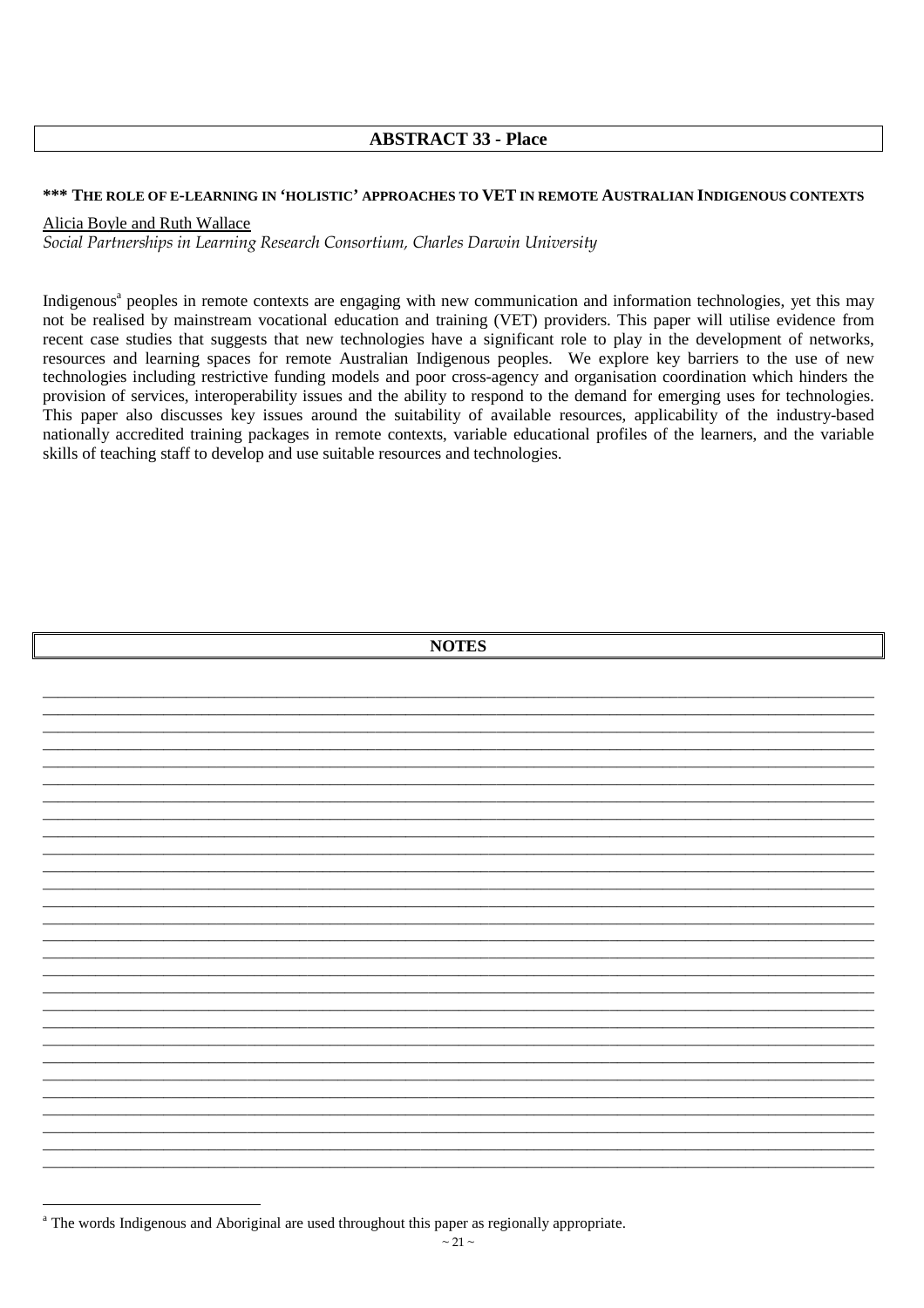## ABSTRACT 33 - Place

### *** THE ROLE OF E-LEARNING IN 'HOLISTIC' APPROACHES TO VET IN REMOTE AUSTRALIAN INDIGENOUS CONTEXTS

Alicia Boyle and Ruth Wallace

*Social Partnerships in Learning Research Consortium, Charles Darwin University*

Indigenous[a] peoples in remote contexts are engaging with new communication and information technologies, yet this may not be realised by mainstream vocational education and training (VET) providers. This paper will utilise evidence from recent case studies that suggests that new technologies have a significant role to play in the development of networks, resources and learning spaces for remote Australian Indigenous peoples. We explore key barriers to the use of new technologies including restrictive funding models and poor cross-agency and organisation coordination which hinders the provision of services, interoperability issues and the ability to respond to the demand for emerging uses for technologies. This paper also discusses key issues around the suitability of available resources, applicability of the industry-based nationally accredited training packages in remote contexts, variable educational profiles of the learners, and the variable skills of teaching staff to develop and use suitable resources and technologies.

## NOTES

[a] The words Indigenous and Aboriginal are used throughout this paper as regionally appropriate.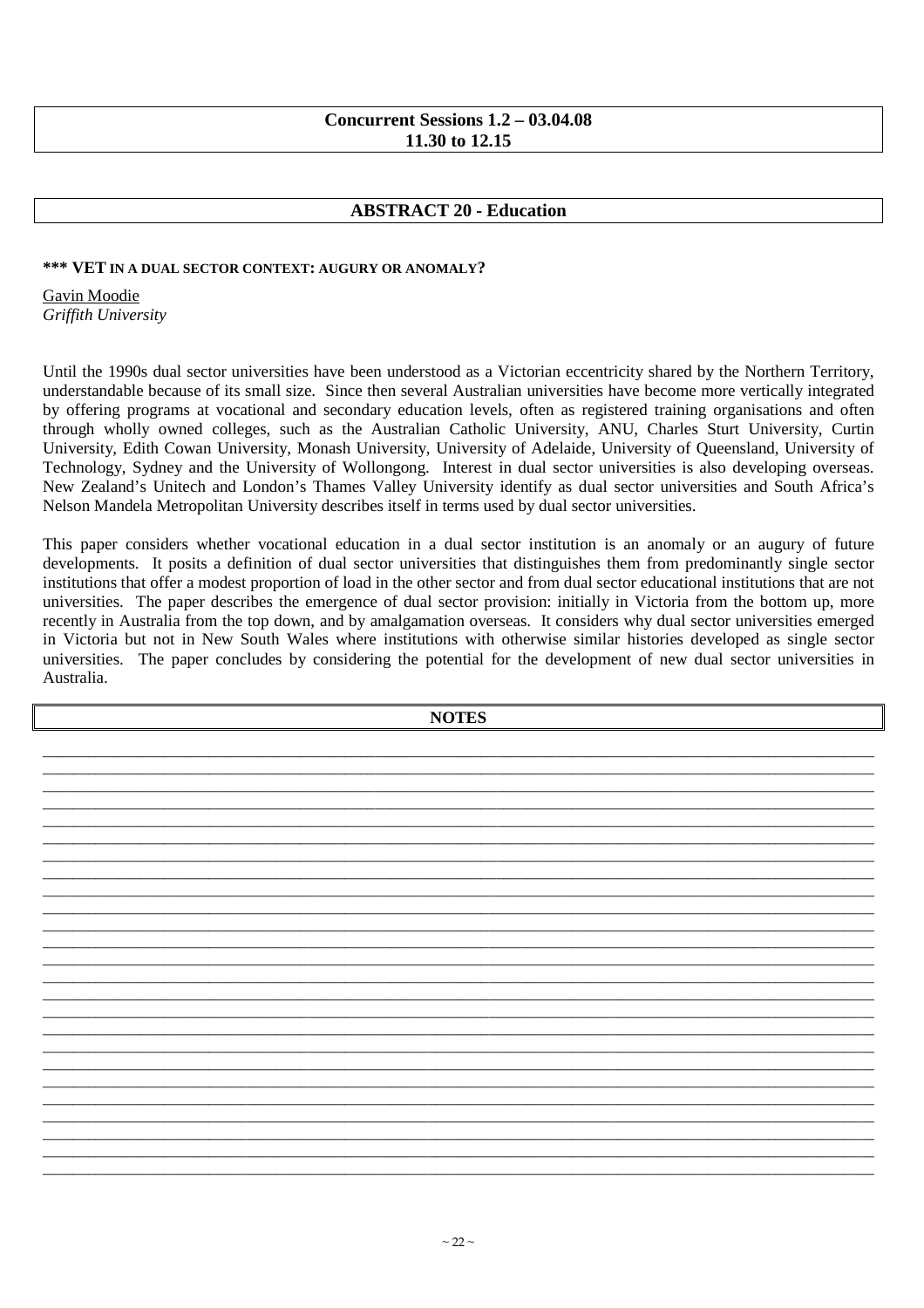**Concurrent Sessions 1.2 – 03.04.08**
**11.30 to 12.15**

## ABSTRACT 20 - Education

### *** VET IN A DUAL SECTOR CONTEXT: AUGURY OR ANOMALY?

Gavin Moodie
*Griffith University*

Until the 1990s dual sector universities have been understood as a Victorian eccentricity shared by the Northern Territory, understandable because of its small size. Since then several Australian universities have become more vertically integrated by offering programs at vocational and secondary education levels, often as registered training organisations and often through wholly owned colleges, such as the Australian Catholic University, ANU, Charles Sturt University, Curtin University, Edith Cowan University, Monash University, University of Adelaide, University of Queensland, University of Technology, Sydney and the University of Wollongong. Interest in dual sector universities is also developing overseas. New Zealand's Unitech and London's Thames Valley University identify as dual sector universities and South Africa's Nelson Mandela Metropolitan University describes itself in terms used by dual sector universities.

This paper considers whether vocational education in a dual sector institution is an anomaly or an augury of future developments. It posits a definition of dual sector universities that distinguishes them from predominantly single sector institutions that offer a modest proportion of load in the other sector and from dual sector educational institutions that are not universities. The paper describes the emergence of dual sector provision: initially in Victoria from the bottom up, more recently in Australia from the top down, and by amalgamation overseas. It considers why dual sector universities emerged in Victoria but not in New South Wales where institutions with otherwise similar histories developed as single sector universities. The paper concludes by considering the potential for the development of new dual sector universities in Australia.

**NOTES**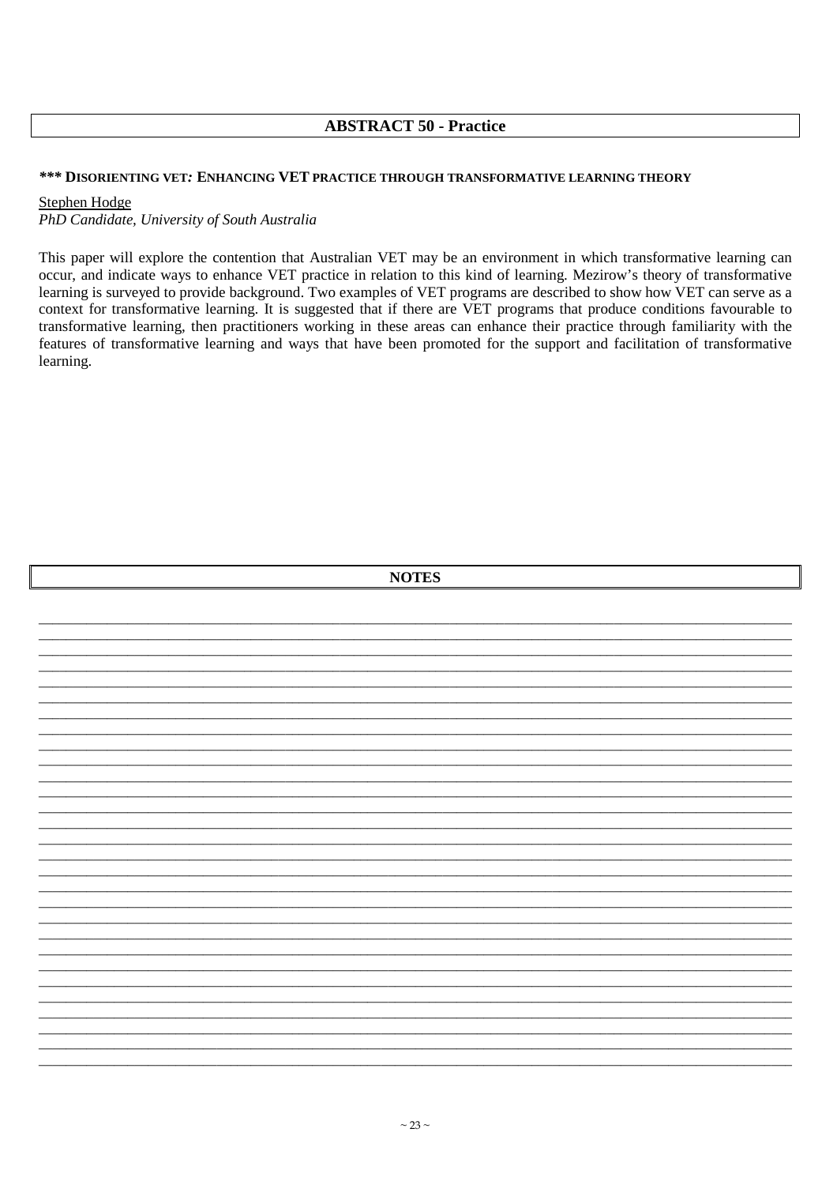## ABSTRACT 50 - Practice

### *** DISORIENTING VET: ENHANCING VET PRACTICE THROUGH TRANSFORMATIVE LEARNING THEORY

Stephen Hodge
*PhD Candidate, University of South Australia*

This paper will explore the contention that Australian VET may be an environment in which transformative learning can occur, and indicate ways to enhance VET practice in relation to this kind of learning. Mezirow's theory of transformative learning is surveyed to provide background. Two examples of VET programs are described to show how VET can serve as a context for transformative learning. It is suggested that if there are VET programs that produce conditions favourable to transformative learning, then practitioners working in these areas can enhance their practice through familiarity with the features of transformative learning and ways that have been promoted for the support and facilitation of transformative learning.

## NOTES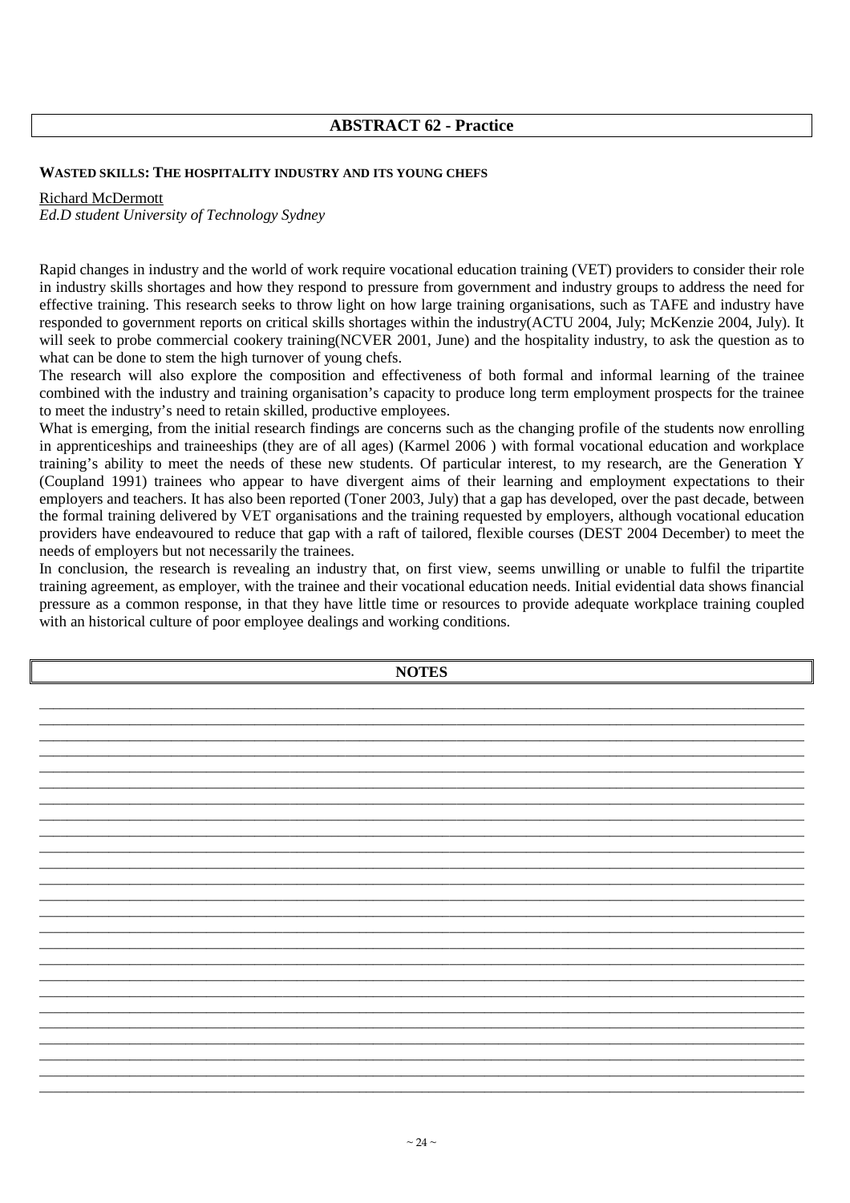## ABSTRACT 62 - Practice

**WASTED SKILLS: THE HOSPITALITY INDUSTRY AND ITS YOUNG CHEFS**

Richard McDermott
*Ed.D student University of Technology Sydney*

Rapid changes in industry and the world of work require vocational education training (VET) providers to consider their role in industry skills shortages and how they respond to pressure from government and industry groups to address the need for effective training. This research seeks to throw light on how large training organisations, such as TAFE and industry have responded to government reports on critical skills shortages within the industry(ACTU 2004, July; McKenzie 2004, July). It will seek to probe commercial cookery training(NCVER 2001, June) and the hospitality industry, to ask the question as to what can be done to stem the high turnover of young chefs.

The research will also explore the composition and effectiveness of both formal and informal learning of the trainee combined with the industry and training organisation's capacity to produce long term employment prospects for the trainee to meet the industry's need to retain skilled, productive employees.

What is emerging, from the initial research findings are concerns such as the changing profile of the students now enrolling in apprenticeships and traineeships (they are of all ages) (Karmel 2006 ) with formal vocational education and workplace training's ability to meet the needs of these new students. Of particular interest, to my research, are the Generation Y (Coupland 1991) trainees who appear to have divergent aims of their learning and employment expectations to their employers and teachers. It has also been reported (Toner 2003, July) that a gap has developed, over the past decade, between the formal training delivered by VET organisations and the training requested by employers, although vocational education providers have endeavoured to reduce that gap with a raft of tailored, flexible courses (DEST 2004 December) to meet the needs of employers but not necessarily the trainees.

In conclusion, the research is revealing an industry that, on first view, seems unwilling or unable to fulfil the tripartite training agreement, as employer, with the trainee and their vocational education needs. Initial evidential data shows financial pressure as a common response, in that they have little time or resources to provide adequate workplace training coupled with an historical culture of poor employee dealings and working conditions.

**NOTES**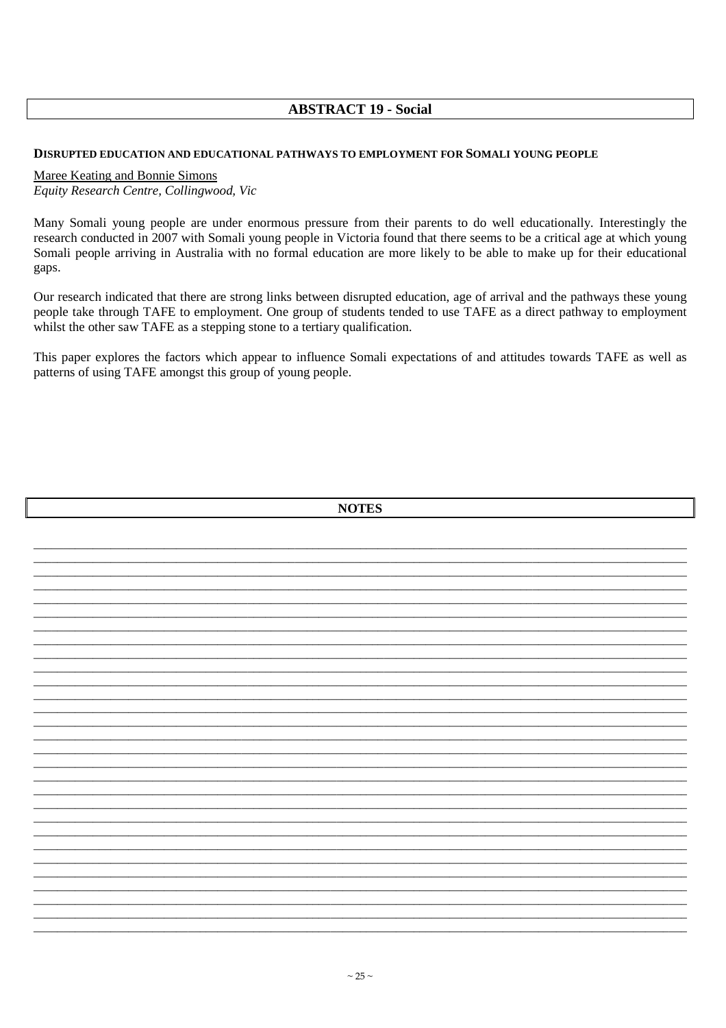## ABSTRACT 19 - Social

### DISRUPTED EDUCATION AND EDUCATIONAL PATHWAYS TO EMPLOYMENT FOR SOMALI YOUNG PEOPLE

Maree Keating and Bonnie Simons
*Equity Research Centre, Collingwood, Vic*

Many Somali young people are under enormous pressure from their parents to do well educationally. Interestingly the research conducted in 2007 with Somali young people in Victoria found that there seems to be a critical age at which young Somali people arriving in Australia with no formal education are more likely to be able to make up for their educational gaps.

Our research indicated that there are strong links between disrupted education, age of arrival and the pathways these young people take through TAFE to employment. One group of students tended to use TAFE as a direct pathway to employment whilst the other saw TAFE as a stepping stone to a tertiary qualification.

This paper explores the factors which appear to influence Somali expectations of and attitudes towards TAFE as well as patterns of using TAFE amongst this group of young people.

## NOTES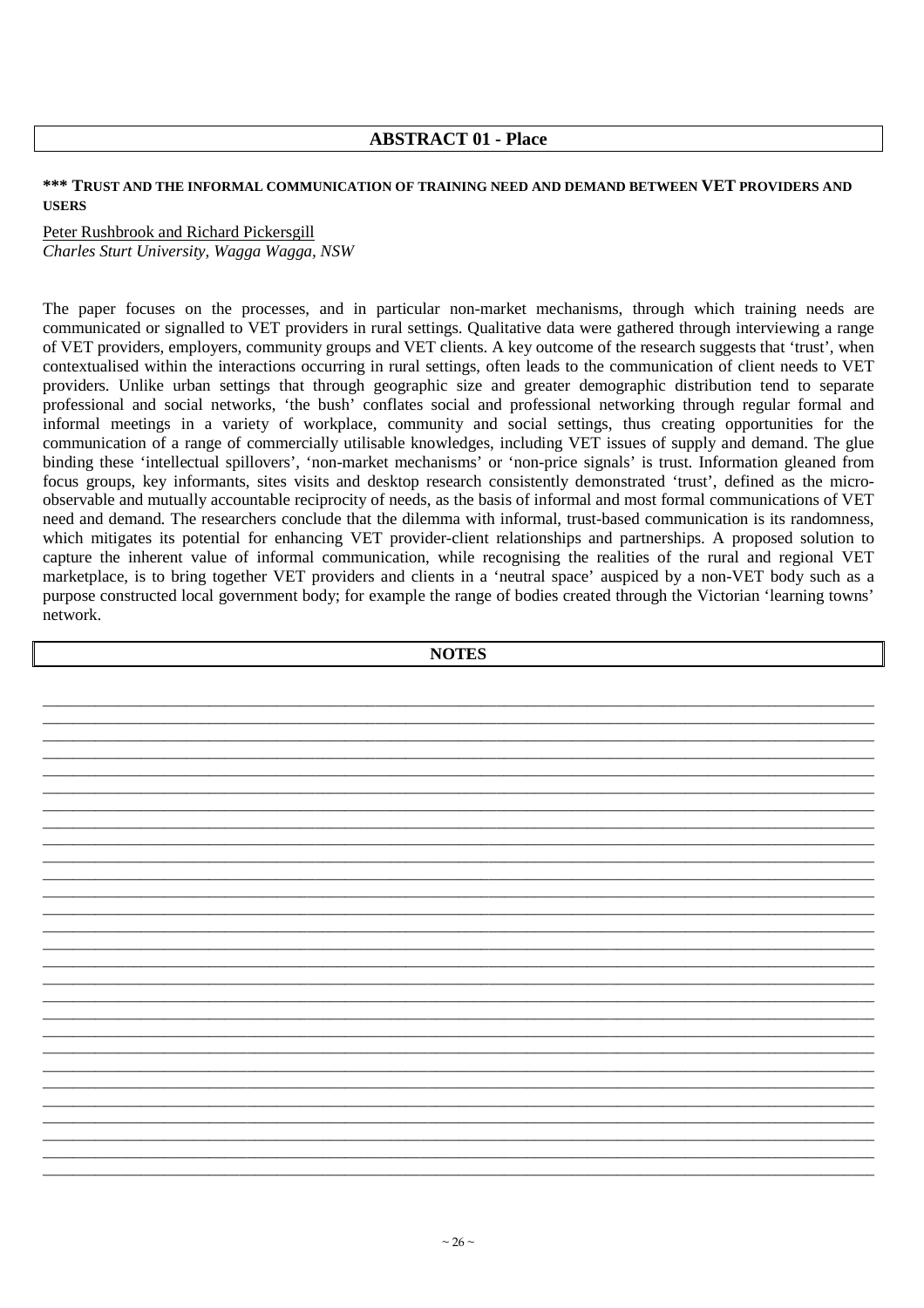## ABSTRACT 01 - Place

**\*\*\* TRUST AND THE INFORMAL COMMUNICATION OF TRAINING NEED AND DEMAND BETWEEN VET PROVIDERS AND USERS**

Peter Rushbrook and Richard Pickersgill
*Charles Sturt University, Wagga Wagga, NSW*

The paper focuses on the processes, and in particular non-market mechanisms, through which training needs are communicated or signalled to VET providers in rural settings. Qualitative data were gathered through interviewing a range of VET providers, employers, community groups and VET clients. A key outcome of the research suggests that 'trust', when contextualised within the interactions occurring in rural settings, often leads to the communication of client needs to VET providers. Unlike urban settings that through geographic size and greater demographic distribution tend to separate professional and social networks, 'the bush' conflates social and professional networking through regular formal and informal meetings in a variety of workplace, community and social settings, thus creating opportunities for the communication of a range of commercially utilisable knowledges, including VET issues of supply and demand. The glue binding these 'intellectual spillovers', 'non-market mechanisms' or 'non-price signals' is trust. Information gleaned from focus groups, key informants, sites visits and desktop research consistently demonstrated 'trust', defined as the micro-observable and mutually accountable reciprocity of needs, as the basis of informal and most formal communications of VET need and demand. The researchers conclude that the dilemma with informal, trust-based communication is its randomness, which mitigates its potential for enhancing VET provider-client relationships and partnerships. A proposed solution to capture the inherent value of informal communication, while recognising the realities of the rural and regional VET marketplace, is to bring together VET providers and clients in a 'neutral space' auspiced by a non-VET body such as a purpose constructed local government body; for example the range of bodies created through the Victorian 'learning towns' network.

## NOTES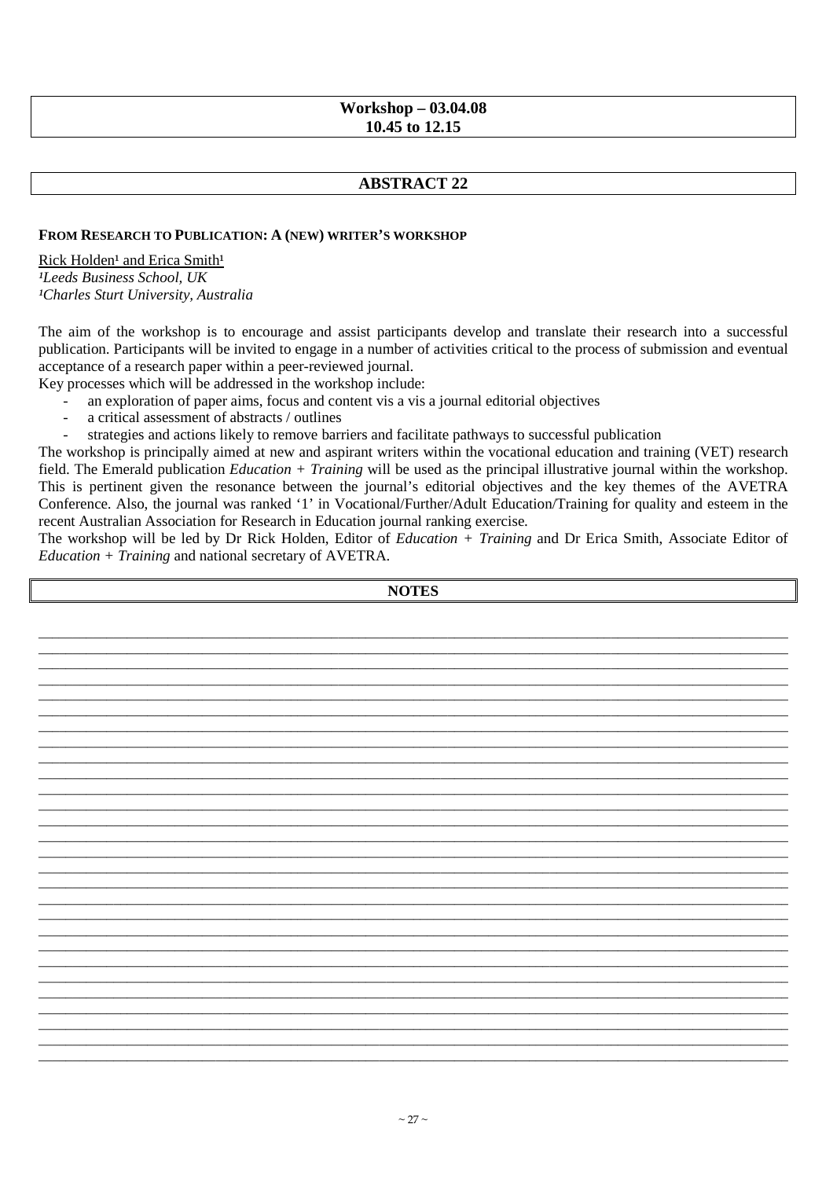**Workshop – 03.04.08**
**10.45 to 12.15**

## ABSTRACT 22

### FROM RESEARCH TO PUBLICATION: A (NEW) WRITER'S WORKSHOP

Rick Holden[1] and Erica Smith[1]
*[1]Leeds Business School, UK*
*[1]Charles Sturt University, Australia*

The aim of the workshop is to encourage and assist participants develop and translate their research into a successful publication. Participants will be invited to engage in a number of activities critical to the process of submission and eventual acceptance of a research paper within a peer-reviewed journal.

Key processes which will be addressed in the workshop include:

- an exploration of paper aims, focus and content vis a vis a journal editorial objectives
- a critical assessment of abstracts / outlines
- strategies and actions likely to remove barriers and facilitate pathways to successful publication

The workshop is principally aimed at new and aspirant writers within the vocational education and training (VET) research field. The Emerald publication *Education + Training* will be used as the principal illustrative journal within the workshop. This is pertinent given the resonance between the journal's editorial objectives and the key themes of the AVETRA Conference. Also, the journal was ranked '1' in Vocational/Further/Adult Education/Training for quality and esteem in the recent Australian Association for Research in Education journal ranking exercise.

The workshop will be led by Dr Rick Holden, Editor of *Education + Training* and Dr Erica Smith, Associate Editor of *Education + Training* and national secretary of AVETRA.

**NOTES**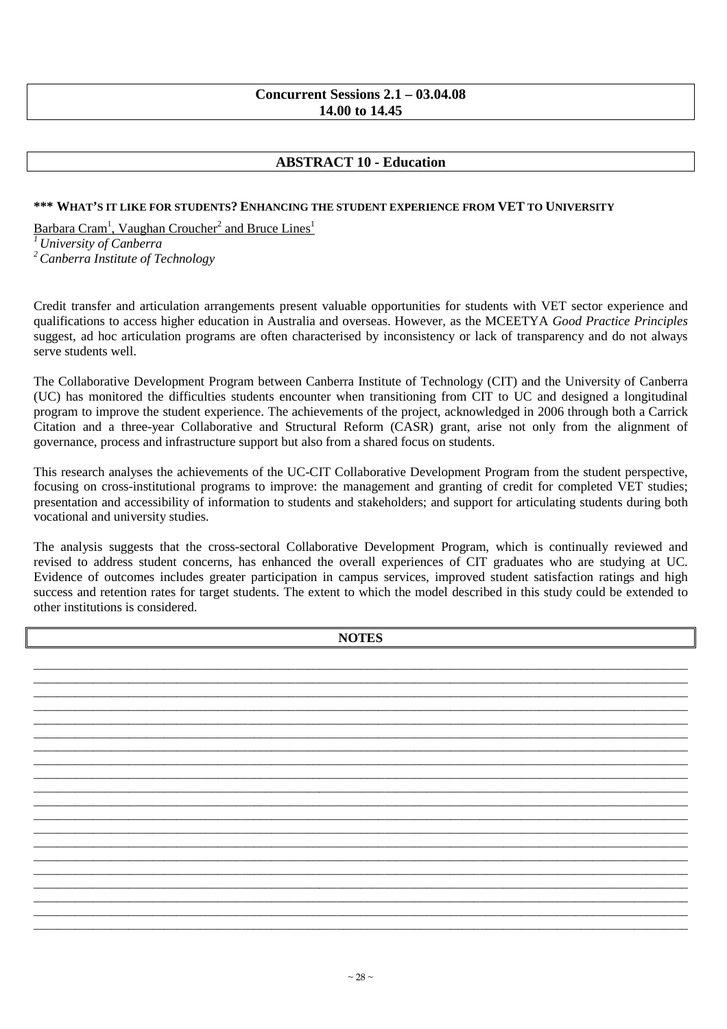**Concurrent Sessions 2.1 – 03.04.08**
**14.00 to 14.45**

## ABSTRACT 10 - Education

### *** WHAT'S IT LIKE FOR STUDENTS? ENHANCING THE STUDENT EXPERIENCE FROM VET TO UNIVERSITY

Barbara Cram[1], Vaughan Croucher[2] and Bruce Lines[1]
[1] *University of Canberra*
[2] *Canberra Institute of Technology*

Credit transfer and articulation arrangements present valuable opportunities for students with VET sector experience and qualifications to access higher education in Australia and overseas. However, as the MCEETYA *Good Practice Principles* suggest, ad hoc articulation programs are often characterised by inconsistency or lack of transparency and do not always serve students well.

The Collaborative Development Program between Canberra Institute of Technology (CIT) and the University of Canberra (UC) has monitored the difficulties students encounter when transitioning from CIT to UC and designed a longitudinal program to improve the student experience. The achievements of the project, acknowledged in 2006 through both a Carrick Citation and a three-year Collaborative and Structural Reform (CASR) grant, arise not only from the alignment of governance, process and infrastructure support but also from a shared focus on students.

This research analyses the achievements of the UC-CIT Collaborative Development Program from the student perspective, focusing on cross-institutional programs to improve: the management and granting of credit for completed VET studies; presentation and accessibility of information to students and stakeholders; and support for articulating students during both vocational and university studies.

The analysis suggests that the cross-sectoral Collaborative Development Program, which is continually reviewed and revised to address student concerns, has enhanced the overall experiences of CIT graduates who are studying at UC. Evidence of outcomes includes greater participation in campus services, improved student satisfaction ratings and high success and retention rates for target students. The extent to which the model described in this study could be extended to other institutions is considered.

**NOTES**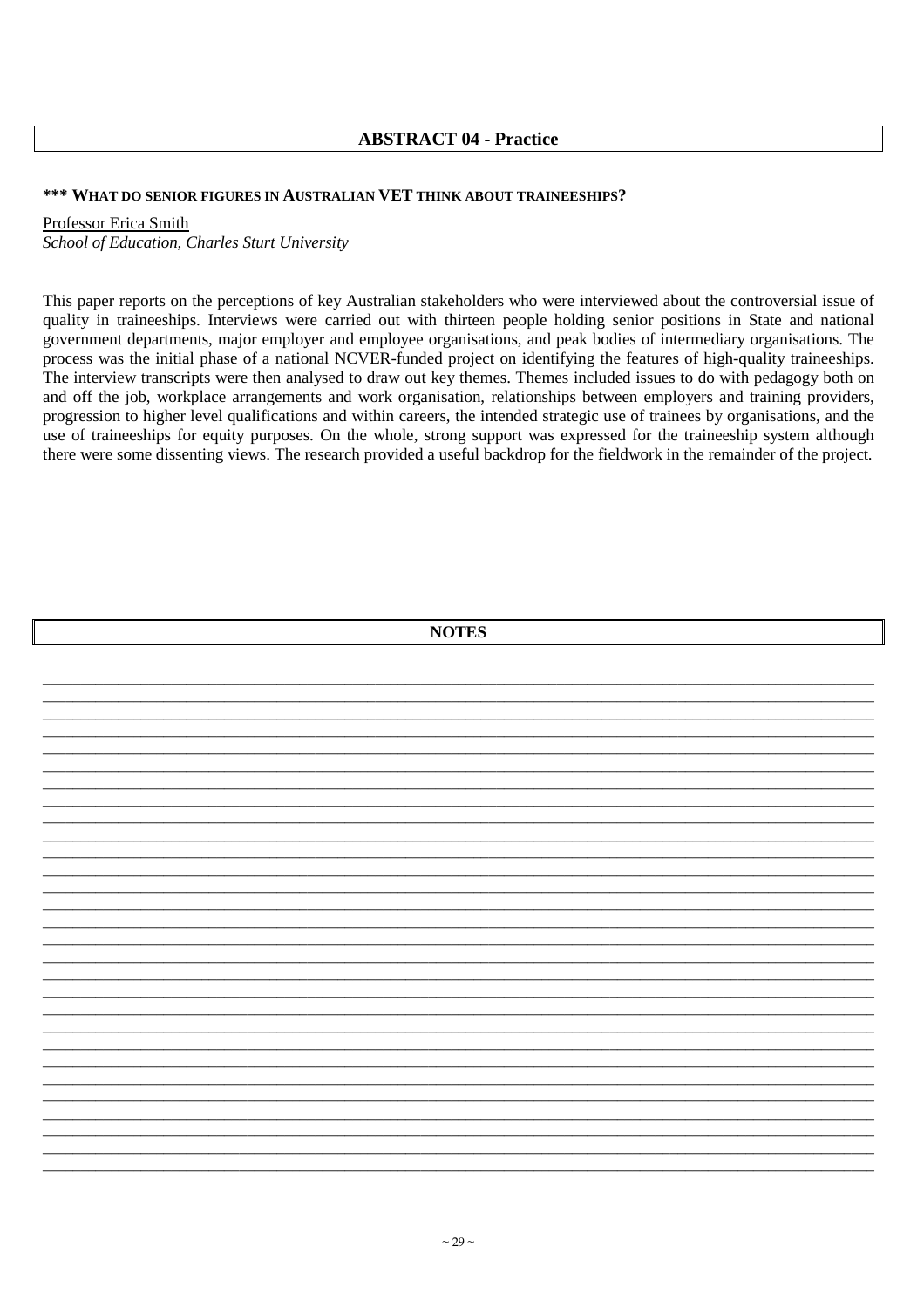## ABSTRACT 04 - Practice

### *** WHAT DO SENIOR FIGURES IN AUSTRALIAN VET THINK ABOUT TRAINEESHIPS?

Professor Erica Smith
*School of Education, Charles Sturt University*

This paper reports on the perceptions of key Australian stakeholders who were interviewed about the controversial issue of quality in traineeships. Interviews were carried out with thirteen people holding senior positions in State and national government departments, major employer and employee organisations, and peak bodies of intermediary organisations. The process was the initial phase of a national NCVER-funded project on identifying the features of high-quality traineeships. The interview transcripts were then analysed to draw out key themes. Themes included issues to do with pedagogy both on and off the job, workplace arrangements and work organisation, relationships between employers and training providers, progression to higher level qualifications and within careers, the intended strategic use of trainees by organisations, and the use of traineeships for equity purposes. On the whole, strong support was expressed for the traineeship system although there were some dissenting views. The research provided a useful backdrop for the fieldwork in the remainder of the project.

## NOTES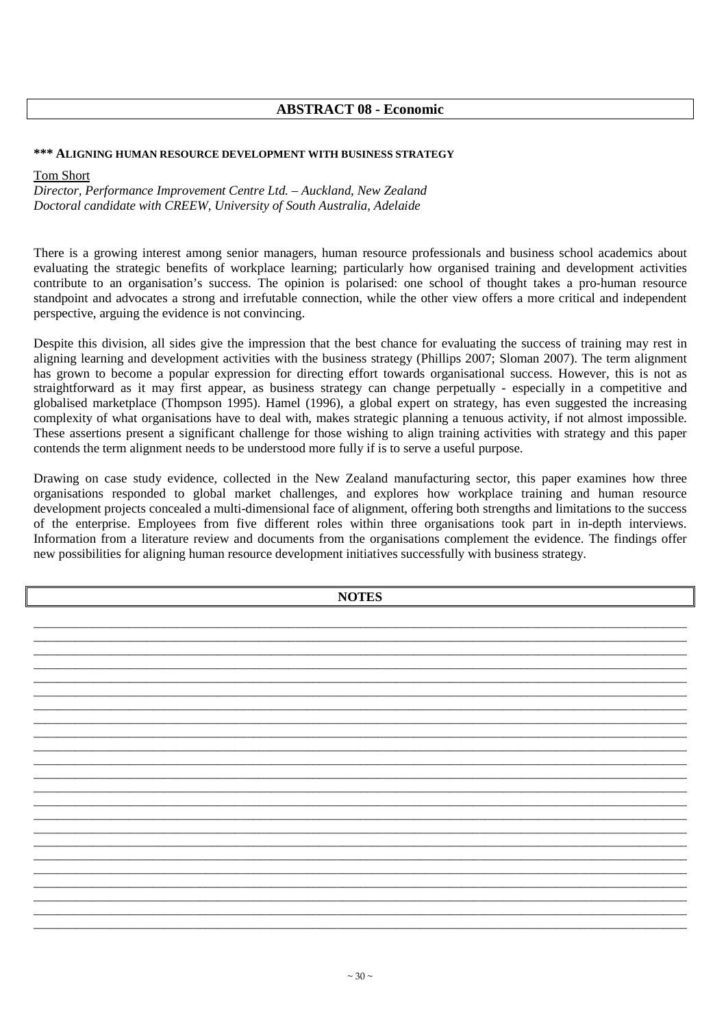## ABSTRACT 08 - Economic

### *** ALIGNING HUMAN RESOURCE DEVELOPMENT WITH BUSINESS STRATEGY

Tom Short

*Director, Performance Improvement Centre Ltd. – Auckland, New Zealand*
*Doctoral candidate with CREEW, University of South Australia, Adelaide*

There is a growing interest among senior managers, human resource professionals and business school academics about evaluating the strategic benefits of workplace learning; particularly how organised training and development activities contribute to an organisation's success. The opinion is polarised: one school of thought takes a pro-human resource standpoint and advocates a strong and irrefutable connection, while the other view offers a more critical and independent perspective, arguing the evidence is not convincing.

Despite this division, all sides give the impression that the best chance for evaluating the success of training may rest in aligning learning and development activities with the business strategy (Phillips 2007; Sloman 2007). The term alignment has grown to become a popular expression for directing effort towards organisational success. However, this is not as straightforward as it may first appear, as business strategy can change perpetually - especially in a competitive and globalised marketplace (Thompson 1995). Hamel (1996), a global expert on strategy, has even suggested the increasing complexity of what organisations have to deal with, makes strategic planning a tenuous activity, if not almost impossible. These assertions present a significant challenge for those wishing to align training activities with strategy and this paper contends the term alignment needs to be understood more fully if is to serve a useful purpose.

Drawing on case study evidence, collected in the New Zealand manufacturing sector, this paper examines how three organisations responded to global market challenges, and explores how workplace training and human resource development projects concealed a multi-dimensional face of alignment, offering both strengths and limitations to the success of the enterprise. Employees from five different roles within three organisations took part in in-depth interviews. Information from a literature review and documents from the organisations complement the evidence. The findings offer new possibilities for aligning human resource development initiatives successfully with business strategy.

## NOTES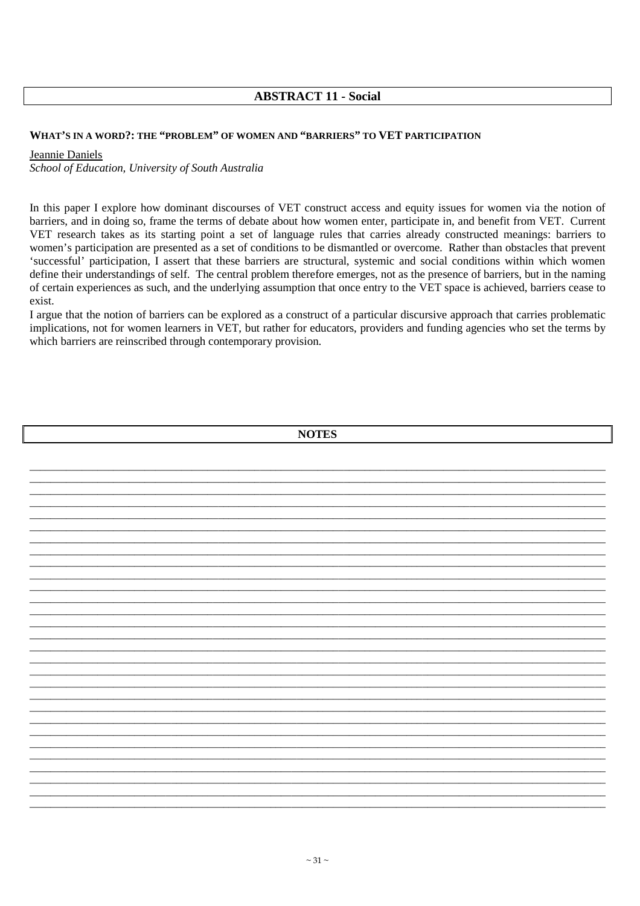## ABSTRACT 11 - Social

### WHAT'S IN A WORD?: THE "PROBLEM" OF WOMEN AND "BARRIERS" TO VET PARTICIPATION

Jeannie Daniels
*School of Education, University of South Australia*

In this paper I explore how dominant discourses of VET construct access and equity issues for women via the notion of barriers, and in doing so, frame the terms of debate about how women enter, participate in, and benefit from VET. Current VET research takes as its starting point a set of language rules that carries already constructed meanings: barriers to women's participation are presented as a set of conditions to be dismantled or overcome. Rather than obstacles that prevent 'successful' participation, I assert that these barriers are structural, systemic and social conditions within which women define their understandings of self. The central problem therefore emerges, not as the presence of barriers, but in the naming of certain experiences as such, and the underlying assumption that once entry to the VET space is achieved, barriers cease to exist.

I argue that the notion of barriers can be explored as a construct of a particular discursive approach that carries problematic implications, not for women learners in VET, but rather for educators, providers and funding agencies who set the terms by which barriers are reinscribed through contemporary provision.

## NOTES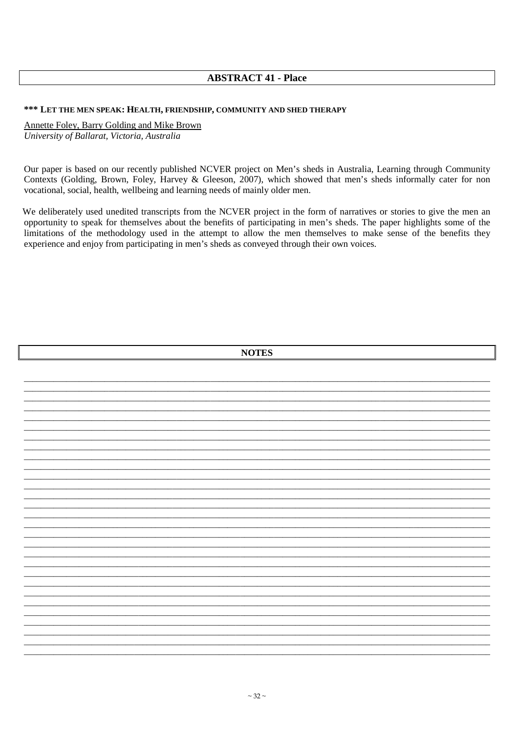## ABSTRACT 41 - Place

### *** LET THE MEN SPEAK: HEALTH, FRIENDSHIP, COMMUNITY AND SHED THERAPY

Annette Foley, Barry Golding and Mike Brown
*University of Ballarat, Victoria, Australia*

Our paper is based on our recently published NCVER project on Men's sheds in Australia, Learning through Community Contexts (Golding, Brown, Foley, Harvey & Gleeson, 2007), which showed that men's sheds informally cater for non vocational, social, health, wellbeing and learning needs of mainly older men.

We deliberately used unedited transcripts from the NCVER project in the form of narratives or stories to give the men an opportunity to speak for themselves about the benefits of participating in men's sheds. The paper highlights some of the limitations of the methodology used in the attempt to allow the men themselves to make sense of the benefits they experience and enjoy from participating in men's sheds as conveyed through their own voices.

## NOTES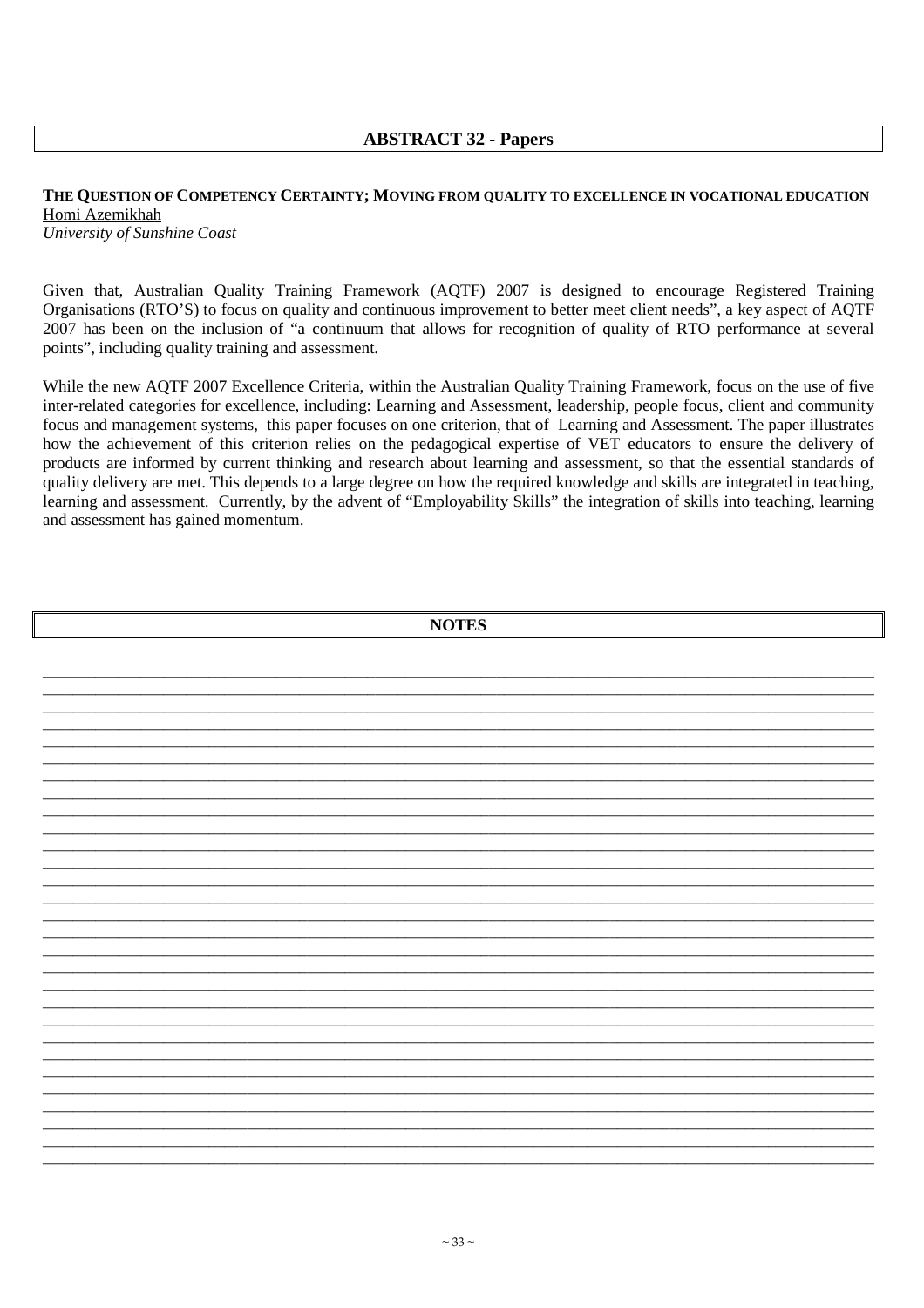## ABSTRACT 32 - Papers

**THE QUESTION OF COMPETENCY CERTAINTY; MOVING FROM QUALITY TO EXCELLENCE IN VOCATIONAL EDUCATION**
Homi Azemikhah
*University of Sunshine Coast*

Given that, Australian Quality Training Framework (AQTF) 2007 is designed to encourage Registered Training Organisations (RTO'S) to focus on quality and continuous improvement to better meet client needs", a key aspect of AQTF 2007 has been on the inclusion of "a continuum that allows for recognition of quality of RTO performance at several points", including quality training and assessment.

While the new AQTF 2007 Excellence Criteria, within the Australian Quality Training Framework, focus on the use of five inter-related categories for excellence, including: Learning and Assessment, leadership, people focus, client and community focus and management systems, this paper focuses on one criterion, that of Learning and Assessment. The paper illustrates how the achievement of this criterion relies on the pedagogical expertise of VET educators to ensure the delivery of products are informed by current thinking and research about learning and assessment, so that the essential standards of quality delivery are met. This depends to a large degree on how the required knowledge and skills are integrated in teaching, learning and assessment. Currently, by the advent of "Employability Skills" the integration of skills into teaching, learning and assessment has gained momentum.

## NOTES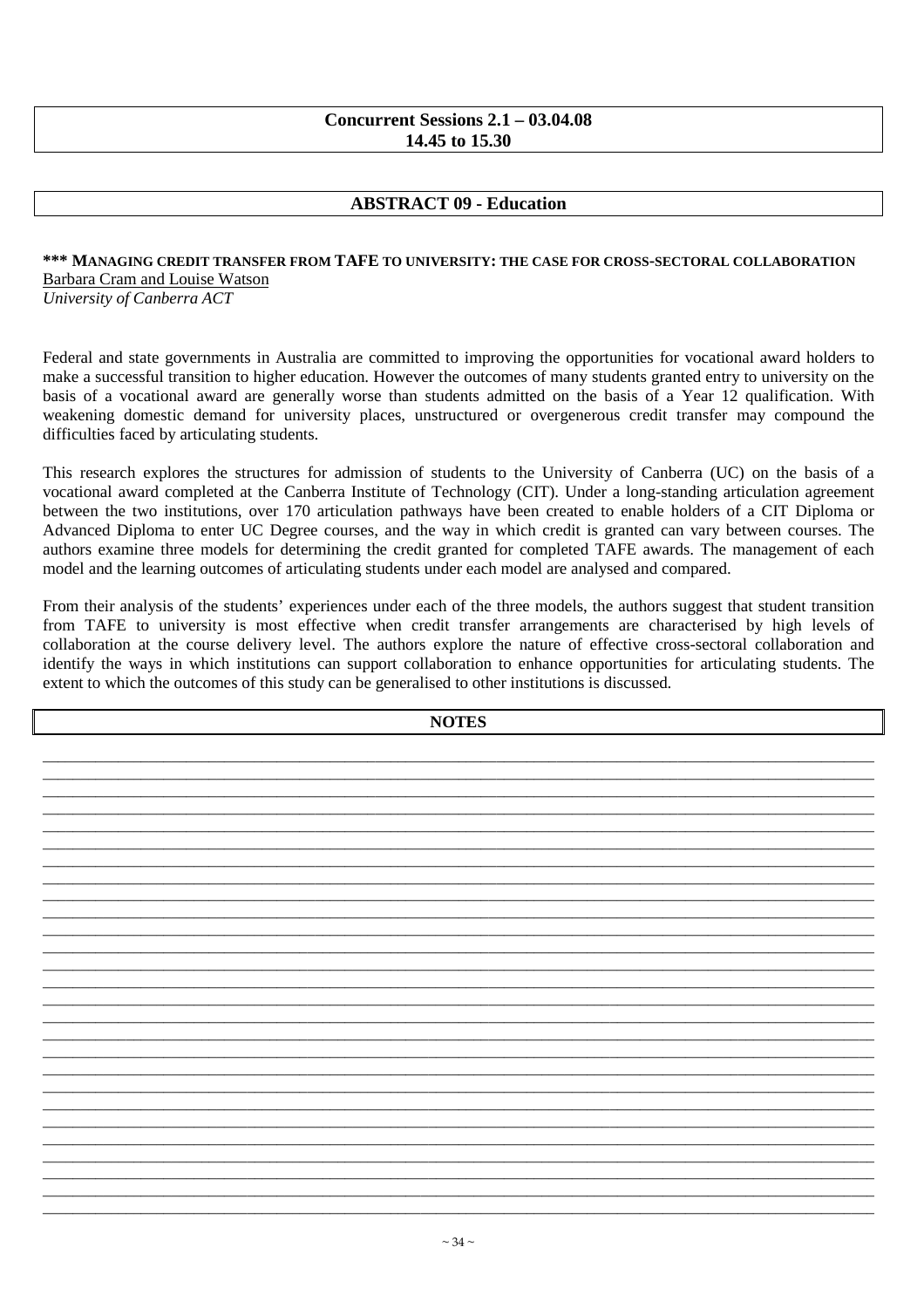**Concurrent Sessions 2.1 – 03.04.08**
**14.45 to 15.30**

## ABSTRACT 09 - Education

**\*\*\* MANAGING CREDIT TRANSFER FROM TAFE TO UNIVERSITY: THE CASE FOR CROSS-SECTORAL COLLABORATION**

Barbara Cram and Louise Watson

*University of Canberra ACT*

Federal and state governments in Australia are committed to improving the opportunities for vocational award holders to make a successful transition to higher education. However the outcomes of many students granted entry to university on the basis of a vocational award are generally worse than students admitted on the basis of a Year 12 qualification. With weakening domestic demand for university places, unstructured or overgenerous credit transfer may compound the difficulties faced by articulating students.

This research explores the structures for admission of students to the University of Canberra (UC) on the basis of a vocational award completed at the Canberra Institute of Technology (CIT). Under a long-standing articulation agreement between the two institutions, over 170 articulation pathways have been created to enable holders of a CIT Diploma or Advanced Diploma to enter UC Degree courses, and the way in which credit is granted can vary between courses. The authors examine three models for determining the credit granted for completed TAFE awards. The management of each model and the learning outcomes of articulating students under each model are analysed and compared.

From their analysis of the students' experiences under each of the three models, the authors suggest that student transition from TAFE to university is most effective when credit transfer arrangements are characterised by high levels of collaboration at the course delivery level. The authors explore the nature of effective cross-sectoral collaboration and identify the ways in which institutions can support collaboration to enhance opportunities for articulating students. The extent to which the outcomes of this study can be generalised to other institutions is discussed.

**NOTES**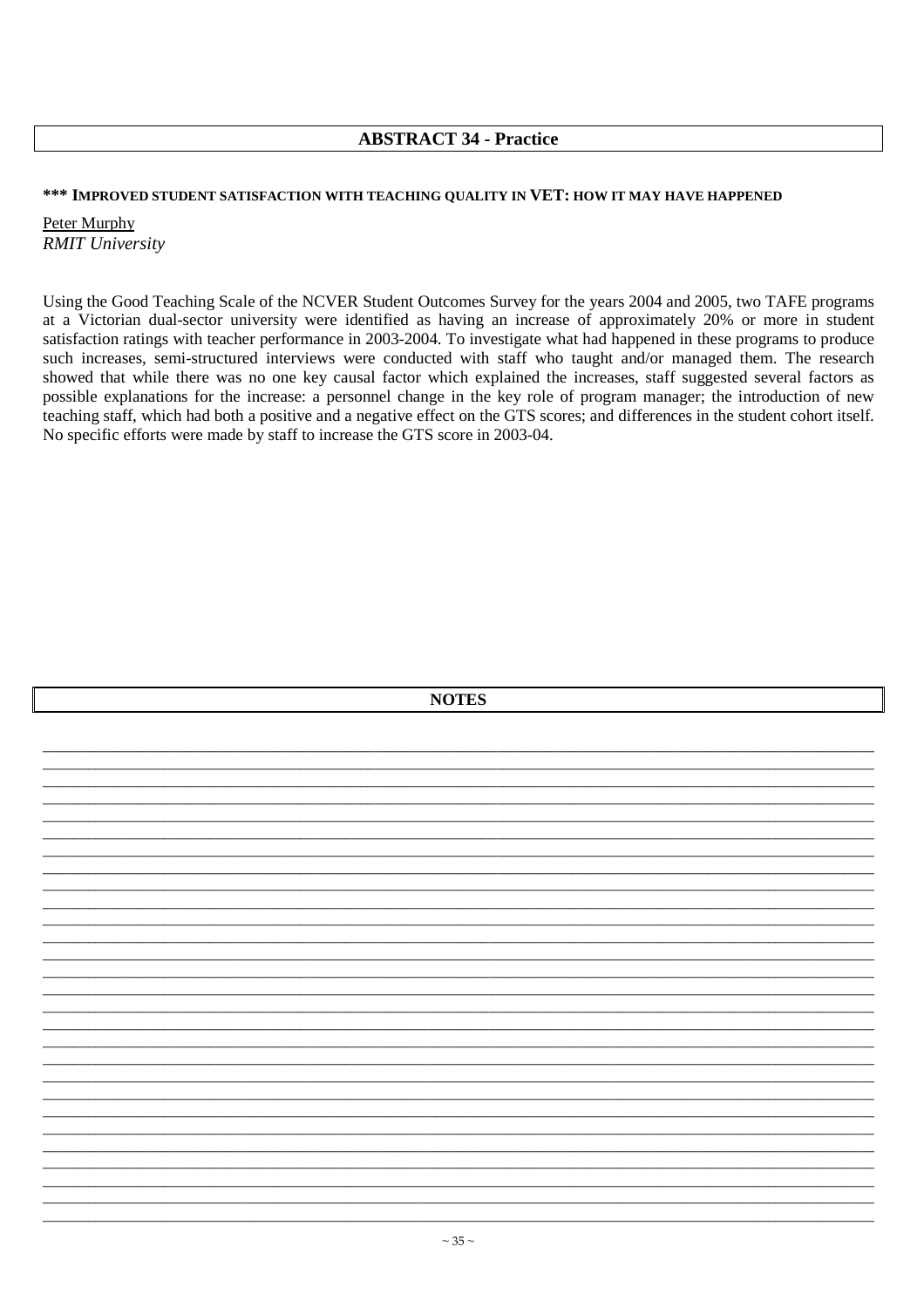## ABSTRACT 34 - Practice

### *** IMPROVED STUDENT SATISFACTION WITH TEACHING QUALITY IN VET: HOW IT MAY HAVE HAPPENED

Peter Murphy
*RMIT University*

Using the Good Teaching Scale of the NCVER Student Outcomes Survey for the years 2004 and 2005, two TAFE programs at a Victorian dual-sector university were identified as having an increase of approximately 20% or more in student satisfaction ratings with teacher performance in 2003-2004. To investigate what had happened in these programs to produce such increases, semi-structured interviews were conducted with staff who taught and/or managed them. The research showed that while there was no one key causal factor which explained the increases, staff suggested several factors as possible explanations for the increase: a personnel change in the key role of program manager; the introduction of new teaching staff, which had both a positive and a negative effect on the GTS scores; and differences in the student cohort itself. No specific efforts were made by staff to increase the GTS score in 2003-04.

## NOTES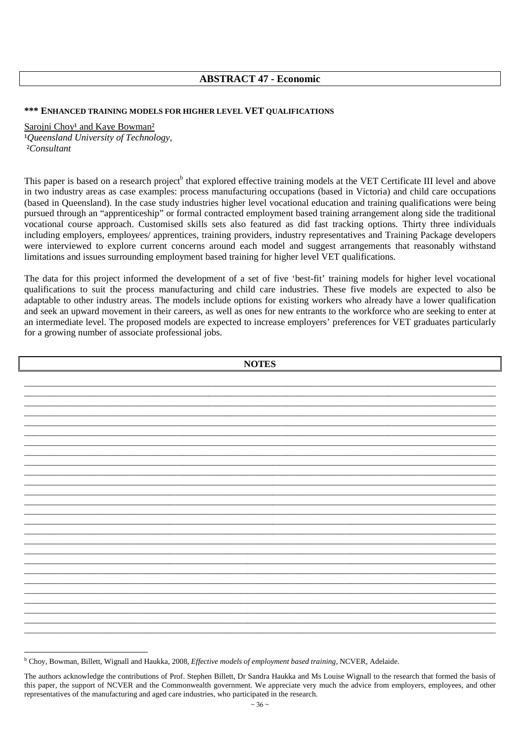## ABSTRACT 47 - Economic

### *** ENHANCED TRAINING MODELS FOR HIGHER LEVEL VET QUALIFICATIONS

Sarojni Choy[1] and Kaye Bowman[2]
[1]*Queensland University of Technology,*
[2]*Consultant*

This paper is based on a research project[b] that explored effective training models at the VET Certificate III level and above in two industry areas as case examples: process manufacturing occupations (based in Victoria) and child care occupations (based in Queensland). In the case study industries higher level vocational education and training qualifications were being pursued through an "apprenticeship" or formal contracted employment based training arrangement along side the traditional vocational course approach. Customised skills sets also featured as did fast tracking options. Thirty three individuals including employers, employees/ apprentices, training providers, industry representatives and Training Package developers were interviewed to explore current concerns around each model and suggest arrangements that reasonably withstand limitations and issues surrounding employment based training for higher level VET qualifications.

The data for this project informed the development of a set of five 'best-fit' training models for higher level vocational qualifications to suit the process manufacturing and child care industries. These five models are expected to also be adaptable to other industry areas. The models include options for existing workers who already have a lower qualification and seek an upward movement in their careers, as well as ones for new entrants to the workforce who are seeking to enter at an intermediate level. The proposed models are expected to increase employers' preferences for VET graduates particularly for a growing number of associate professional jobs.

**NOTES**

---

[b] Choy, Bowman, Billett, Wignall and Haukka, 2008, *Effective models of employment based training*, NCVER, Adelaide.

The authors acknowledge the contributions of Prof. Stephen Billett, Dr Sandra Haukka and Ms Louise Wignall to the research that formed the basis of this paper, the support of NCVER and the Commonwealth government. We appreciate very much the advice from employers, employees, and other representatives of the manufacturing and aged care industries, who participated in the research.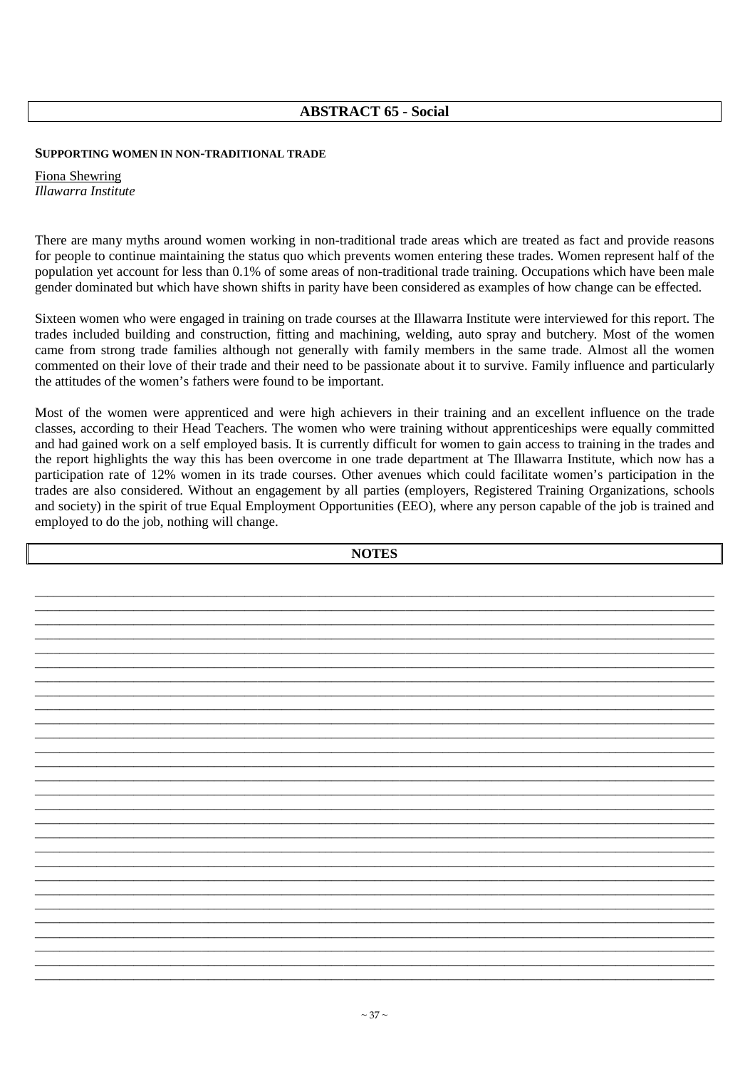## ABSTRACT 65 - Social

**SUPPORTING WOMEN IN NON-TRADITIONAL TRADE**

Fiona Shewring
*Illawarra Institute*

There are many myths around women working in non-traditional trade areas which are treated as fact and provide reasons for people to continue maintaining the status quo which prevents women entering these trades. Women represent half of the population yet account for less than 0.1% of some areas of non-traditional trade training. Occupations which have been male gender dominated but which have shown shifts in parity have been considered as examples of how change can be effected.

Sixteen women who were engaged in training on trade courses at the Illawarra Institute were interviewed for this report. The trades included building and construction, fitting and machining, welding, auto spray and butchery. Most of the women came from strong trade families although not generally with family members in the same trade. Almost all the women commented on their love of their trade and their need to be passionate about it to survive. Family influence and particularly the attitudes of the women's fathers were found to be important.

Most of the women were apprenticed and were high achievers in their training and an excellent influence on the trade classes, according to their Head Teachers. The women who were training without apprenticeships were equally committed and had gained work on a self employed basis. It is currently difficult for women to gain access to training in the trades and the report highlights the way this has been overcome in one trade department at The Illawarra Institute, which now has a participation rate of 12% women in its trade courses. Other avenues which could facilitate women's participation in the trades are also considered. Without an engagement by all parties (employers, Registered Training Organizations, schools and society) in the spirit of true Equal Employment Opportunities (EEO), where any person capable of the job is trained and employed to do the job, nothing will change.

## NOTES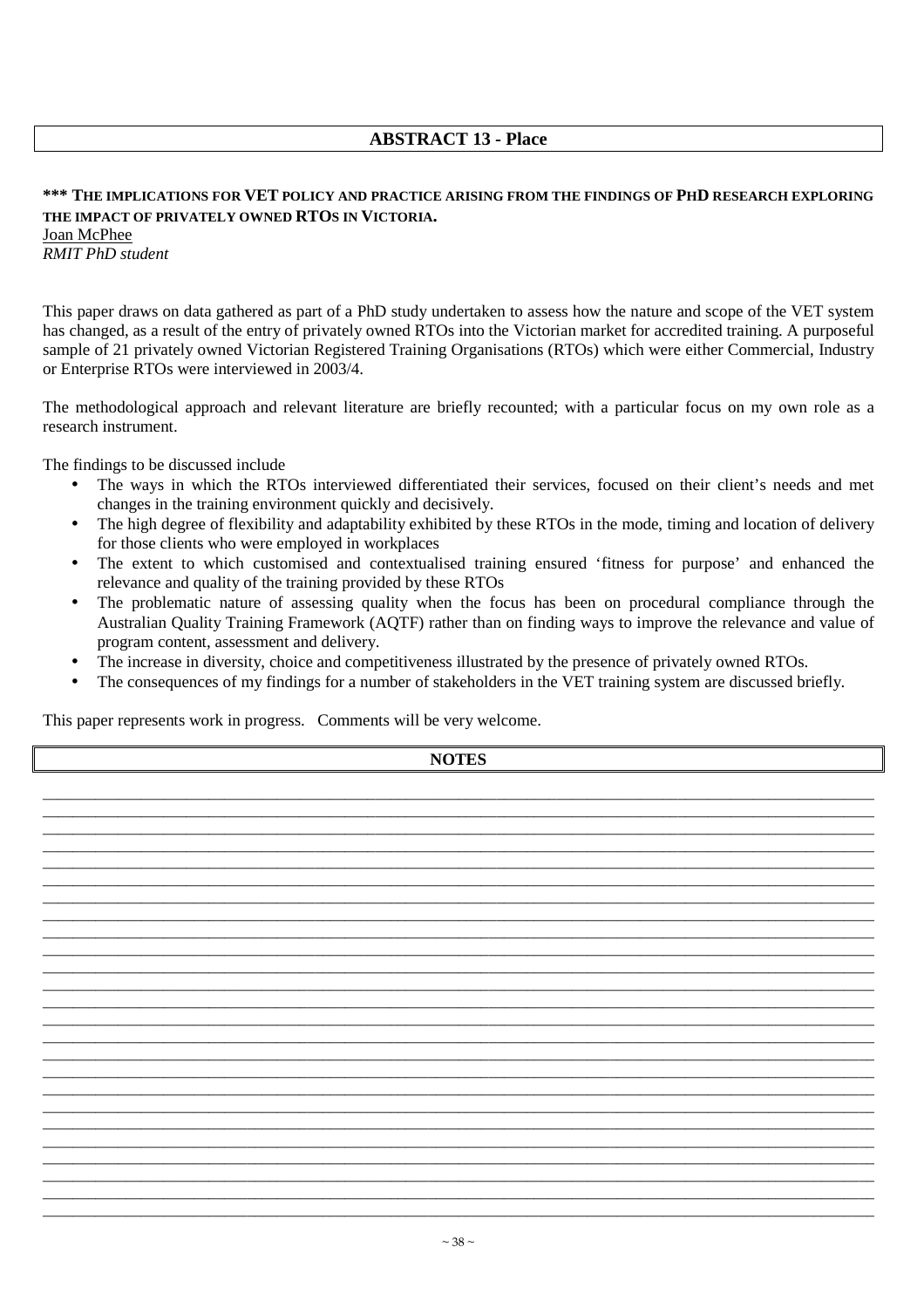## ABSTRACT 13 - Place

**\*\*\* THE IMPLICATIONS FOR VET POLICY AND PRACTICE ARISING FROM THE FINDINGS OF PHD RESEARCH EXPLORING THE IMPACT OF PRIVATELY OWNED RTOS IN VICTORIA.**

Joan McPhee
*RMIT PhD student*

This paper draws on data gathered as part of a PhD study undertaken to assess how the nature and scope of the VET system has changed, as a result of the entry of privately owned RTOs into the Victorian market for accredited training. A purposeful sample of 21 privately owned Victorian Registered Training Organisations (RTOs) which were either Commercial, Industry or Enterprise RTOs were interviewed in 2003/4.

The methodological approach and relevant literature are briefly recounted; with a particular focus on my own role as a research instrument.

The findings to be discussed include

- The ways in which the RTOs interviewed differentiated their services, focused on their client's needs and met changes in the training environment quickly and decisively.
- The high degree of flexibility and adaptability exhibited by these RTOs in the mode, timing and location of delivery for those clients who were employed in workplaces
- The extent to which customised and contextualised training ensured 'fitness for purpose' and enhanced the relevance and quality of the training provided by these RTOs
- The problematic nature of assessing quality when the focus has been on procedural compliance through the Australian Quality Training Framework (AQTF) rather than on finding ways to improve the relevance and value of program content, assessment and delivery.
- The increase in diversity, choice and competitiveness illustrated by the presence of privately owned RTOs.
- The consequences of my findings for a number of stakeholders in the VET training system are discussed briefly.

This paper represents work in progress. Comments will be very welcome.

## NOTES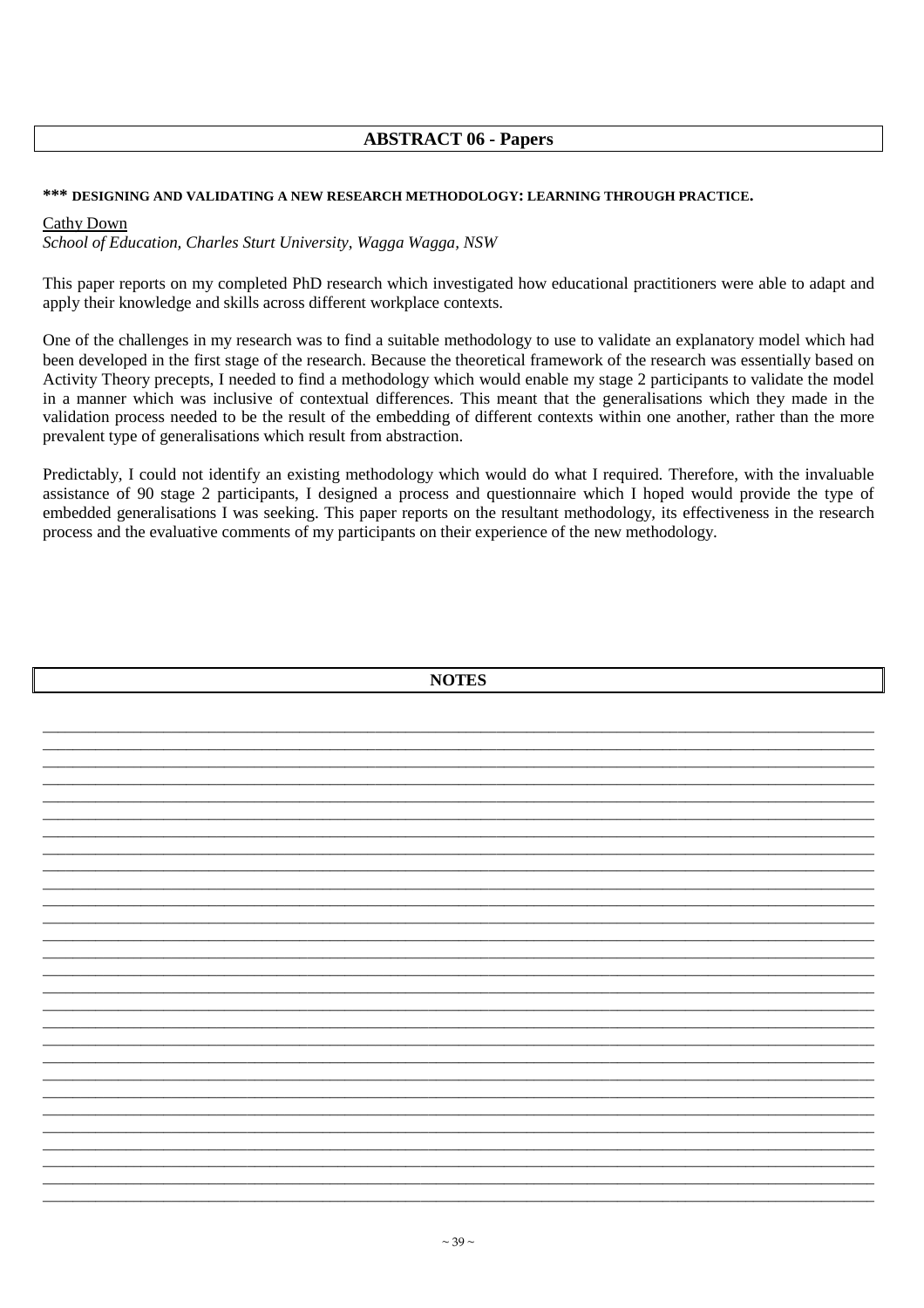## ABSTRACT 06 - Papers

### *** DESIGNING AND VALIDATING A NEW RESEARCH METHODOLOGY: LEARNING THROUGH PRACTICE.

Cathy Down

*School of Education, Charles Sturt University, Wagga Wagga, NSW*

This paper reports on my completed PhD research which investigated how educational practitioners were able to adapt and apply their knowledge and skills across different workplace contexts.

One of the challenges in my research was to find a suitable methodology to use to validate an explanatory model which had been developed in the first stage of the research. Because the theoretical framework of the research was essentially based on Activity Theory precepts, I needed to find a methodology which would enable my stage 2 participants to validate the model in a manner which was inclusive of contextual differences. This meant that the generalisations which they made in the validation process needed to be the result of the embedding of different contexts within one another, rather than the more prevalent type of generalisations which result from abstraction.

Predictably, I could not identify an existing methodology which would do what I required. Therefore, with the invaluable assistance of 90 stage 2 participants, I designed a process and questionnaire which I hoped would provide the type of embedded generalisations I was seeking. This paper reports on the resultant methodology, its effectiveness in the research process and the evaluative comments of my participants on their experience of the new methodology.

## NOTES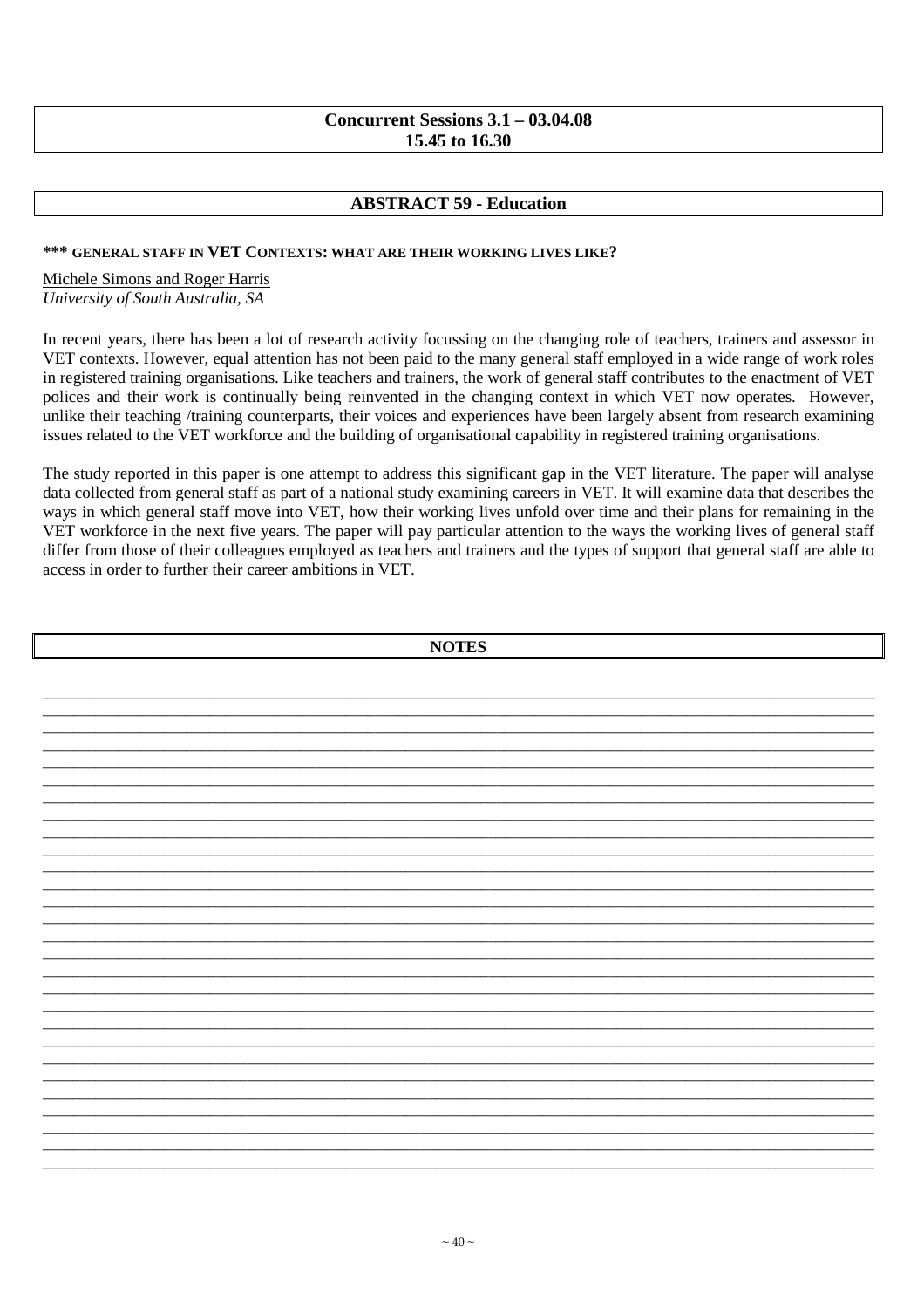**Concurrent Sessions 3.1 – 03.04.08**
**15.45 to 16.30**

## ABSTRACT 59 - Education

### *** GENERAL STAFF IN VET CONTEXTS: WHAT ARE THEIR WORKING LIVES LIKE?

Michele Simons and Roger Harris
*University of South Australia, SA*

In recent years, there has been a lot of research activity focussing on the changing role of teachers, trainers and assessor in VET contexts. However, equal attention has not been paid to the many general staff employed in a wide range of work roles in registered training organisations. Like teachers and trainers, the work of general staff contributes to the enactment of VET polices and their work is continually being reinvented in the changing context in which VET now operates. However, unlike their teaching /training counterparts, their voices and experiences have been largely absent from research examining issues related to the VET workforce and the building of organisational capability in registered training organisations.

The study reported in this paper is one attempt to address this significant gap in the VET literature. The paper will analyse data collected from general staff as part of a national study examining careers in VET. It will examine data that describes the ways in which general staff move into VET, how their working lives unfold over time and their plans for remaining in the VET workforce in the next five years. The paper will pay particular attention to the ways the working lives of general staff differ from those of their colleagues employed as teachers and trainers and the types of support that general staff are able to access in order to further their career ambitions in VET.

**NOTES**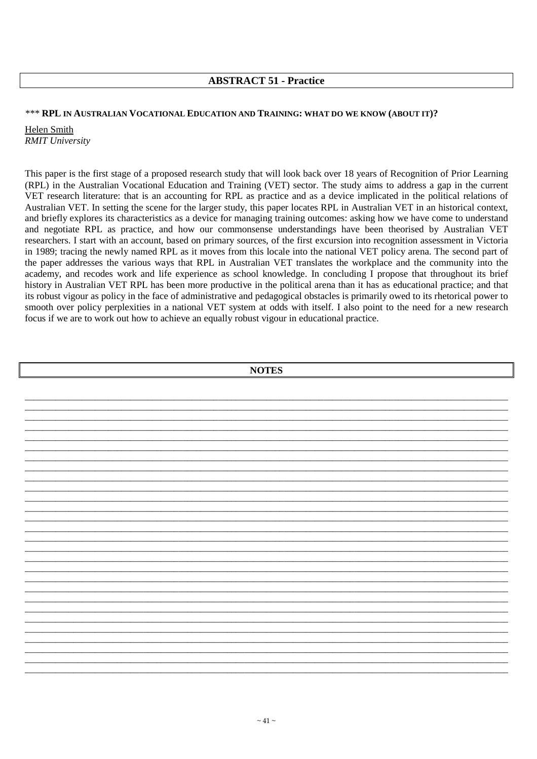## ABSTRACT 51 - Practice

*** **RPL IN AUSTRALIAN VOCATIONAL EDUCATION AND TRAINING: WHAT DO WE KNOW (ABOUT IT)?**

Helen Smith
*RMIT University*

This paper is the first stage of a proposed research study that will look back over 18 years of Recognition of Prior Learning (RPL) in the Australian Vocational Education and Training (VET) sector. The study aims to address a gap in the current VET research literature: that is an accounting for RPL as practice and as a device implicated in the political relations of Australian VET. In setting the scene for the larger study, this paper locates RPL in Australian VET in an historical context, and briefly explores its characteristics as a device for managing training outcomes: asking how we have come to understand and negotiate RPL as practice, and how our commonsense understandings have been theorised by Australian VET researchers. I start with an account, based on primary sources, of the first excursion into recognition assessment in Victoria in 1989; tracing the newly named RPL as it moves from this locale into the national VET policy arena. The second part of the paper addresses the various ways that RPL in Australian VET translates the workplace and the community into the academy, and recodes work and life experience as school knowledge. In concluding I propose that throughout its brief history in Australian VET RPL has been more productive in the political arena than it has as educational practice; and that its robust vigour as policy in the face of administrative and pedagogical obstacles is primarily owed to its rhetorical power to smooth over policy perplexities in a national VET system at odds with itself. I also point to the need for a new research focus if we are to work out how to achieve an equally robust vigour in educational practice.

## NOTES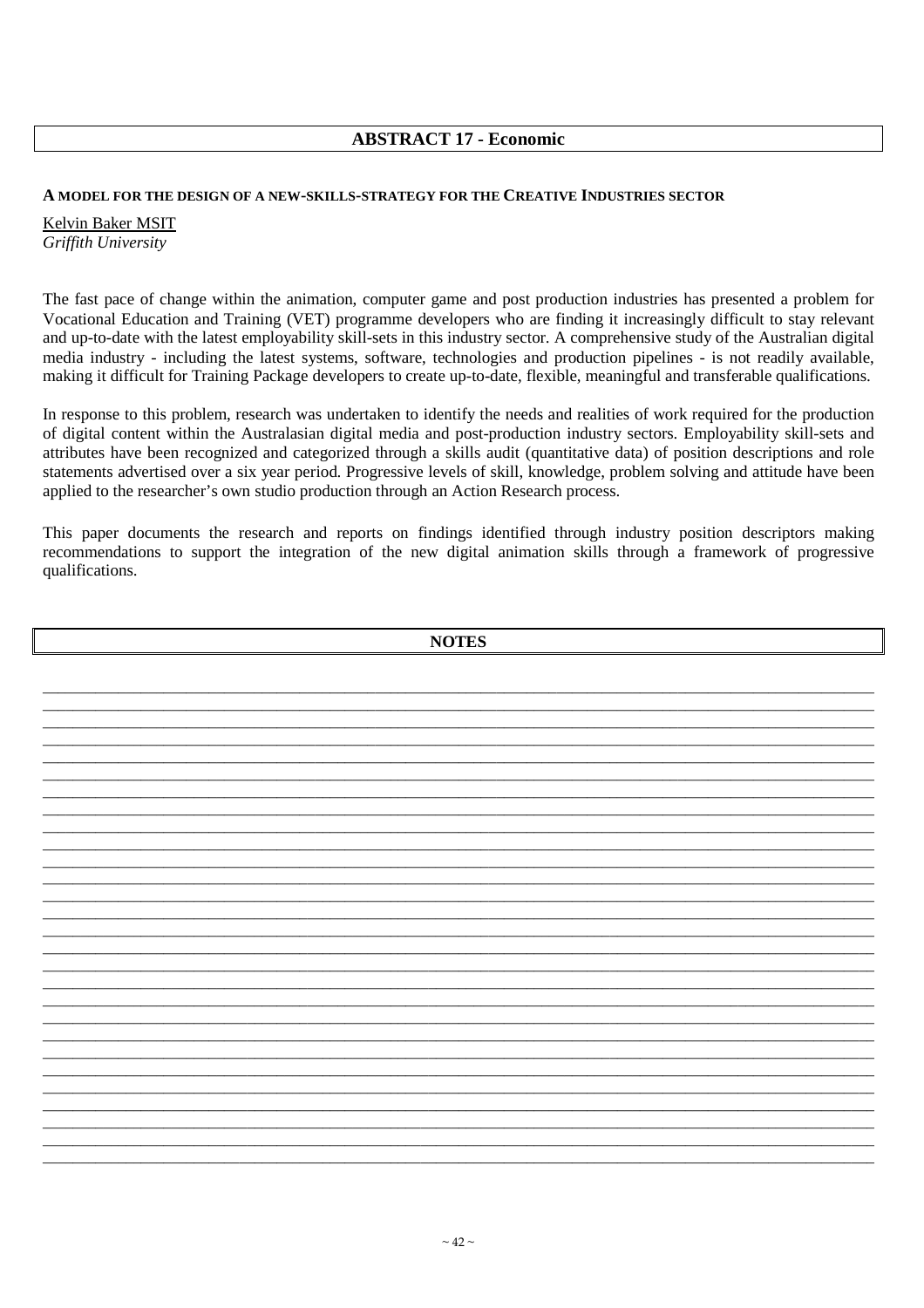## ABSTRACT 17 - Economic

### A MODEL FOR THE DESIGN OF A NEW-SKILLS-STRATEGY FOR THE CREATIVE INDUSTRIES SECTOR

Kelvin Baker MSIT
*Griffith University*

The fast pace of change within the animation, computer game and post production industries has presented a problem for Vocational Education and Training (VET) programme developers who are finding it increasingly difficult to stay relevant and up-to-date with the latest employability skill-sets in this industry sector. A comprehensive study of the Australian digital media industry - including the latest systems, software, technologies and production pipelines - is not readily available, making it difficult for Training Package developers to create up-to-date, flexible, meaningful and transferable qualifications.

In response to this problem, research was undertaken to identify the needs and realities of work required for the production of digital content within the Australasian digital media and post-production industry sectors. Employability skill-sets and attributes have been recognized and categorized through a skills audit (quantitative data) of position descriptions and role statements advertised over a six year period. Progressive levels of skill, knowledge, problem solving and attitude have been applied to the researcher's own studio production through an Action Research process.

This paper documents the research and reports on findings identified through industry position descriptors making recommendations to support the integration of the new digital animation skills through a framework of progressive qualifications.

## NOTES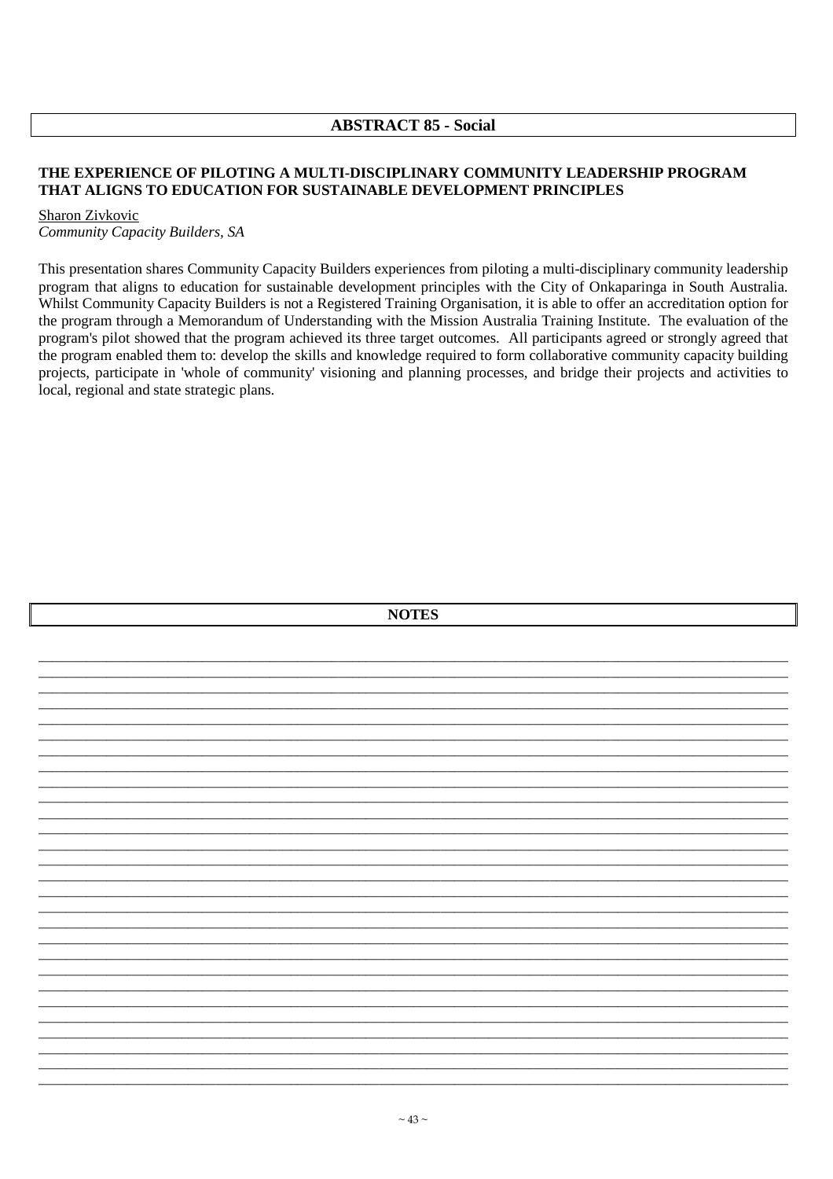## ABSTRACT 85 - Social

### THE EXPERIENCE OF PILOTING A MULTI-DISCIPLINARY COMMUNITY LEADERSHIP PROGRAM THAT ALIGNS TO EDUCATION FOR SUSTAINABLE DEVELOPMENT PRINCIPLES

Sharon Zivkovic
*Community Capacity Builders, SA*

This presentation shares Community Capacity Builders experiences from piloting a multi-disciplinary community leadership program that aligns to education for sustainable development principles with the City of Onkaparinga in South Australia. Whilst Community Capacity Builders is not a Registered Training Organisation, it is able to offer an accreditation option for the program through a Memorandum of Understanding with the Mission Australia Training Institute. The evaluation of the program's pilot showed that the program achieved its three target outcomes. All participants agreed or strongly agreed that the program enabled them to: develop the skills and knowledge required to form collaborative community capacity building projects, participate in 'whole of community' visioning and planning processes, and bridge their projects and activities to local, regional and state strategic plans.

## NOTES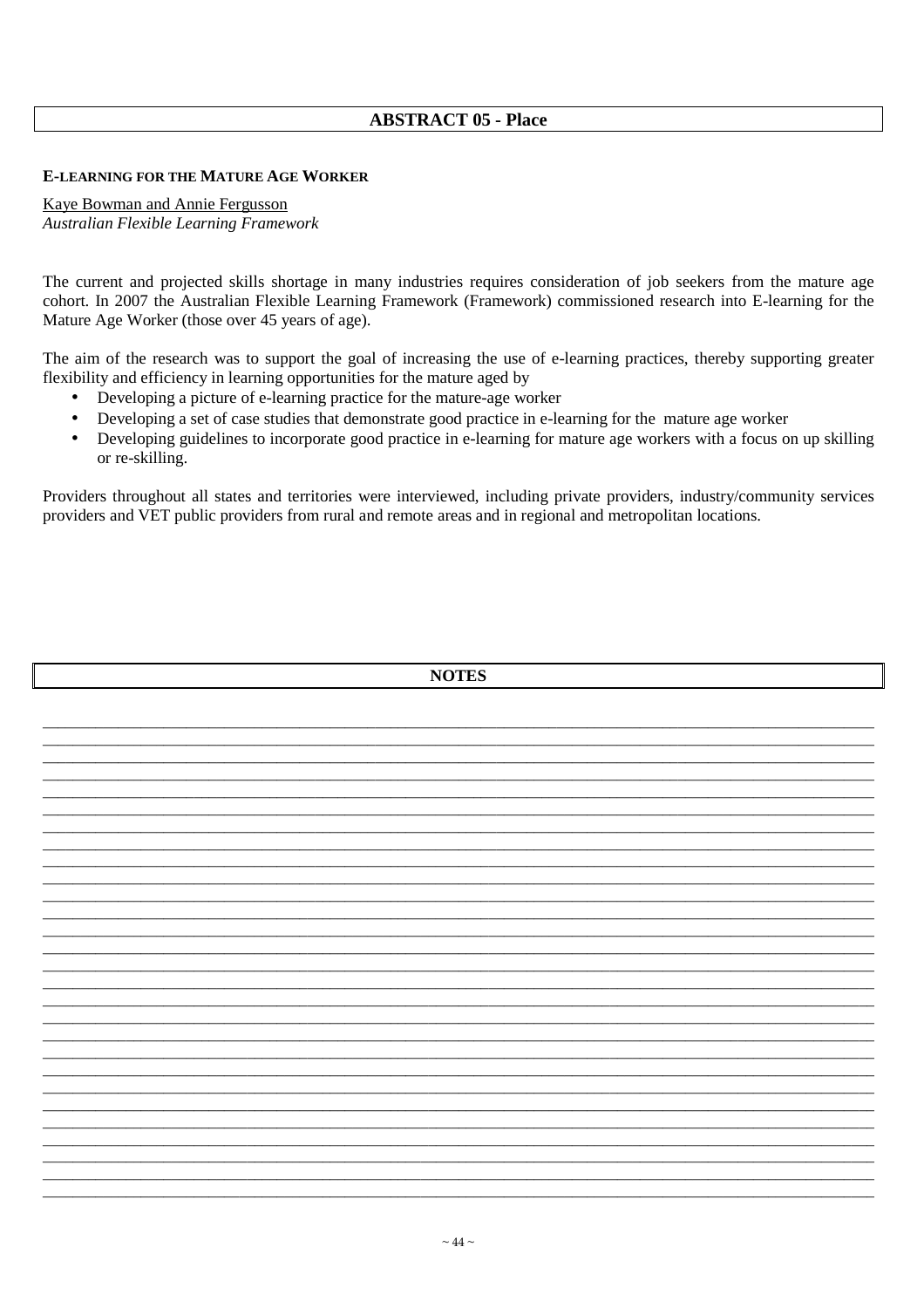## ABSTRACT 05 - Place

### E-LEARNING FOR THE MATURE AGE WORKER

Kaye Bowman and Annie Fergusson
*Australian Flexible Learning Framework*

The current and projected skills shortage in many industries requires consideration of job seekers from the mature age cohort. In 2007 the Australian Flexible Learning Framework (Framework) commissioned research into E-learning for the Mature Age Worker (those over 45 years of age).

The aim of the research was to support the goal of increasing the use of e-learning practices, thereby supporting greater flexibility and efficiency in learning opportunities for the mature aged by

- Developing a picture of e-learning practice for the mature-age worker
- Developing a set of case studies that demonstrate good practice in e-learning for the mature age worker
- Developing guidelines to incorporate good practice in e-learning for mature age workers with a focus on up skilling or re-skilling.

Providers throughout all states and territories were interviewed, including private providers, industry/community services providers and VET public providers from rural and remote areas and in regional and metropolitan locations.

## NOTES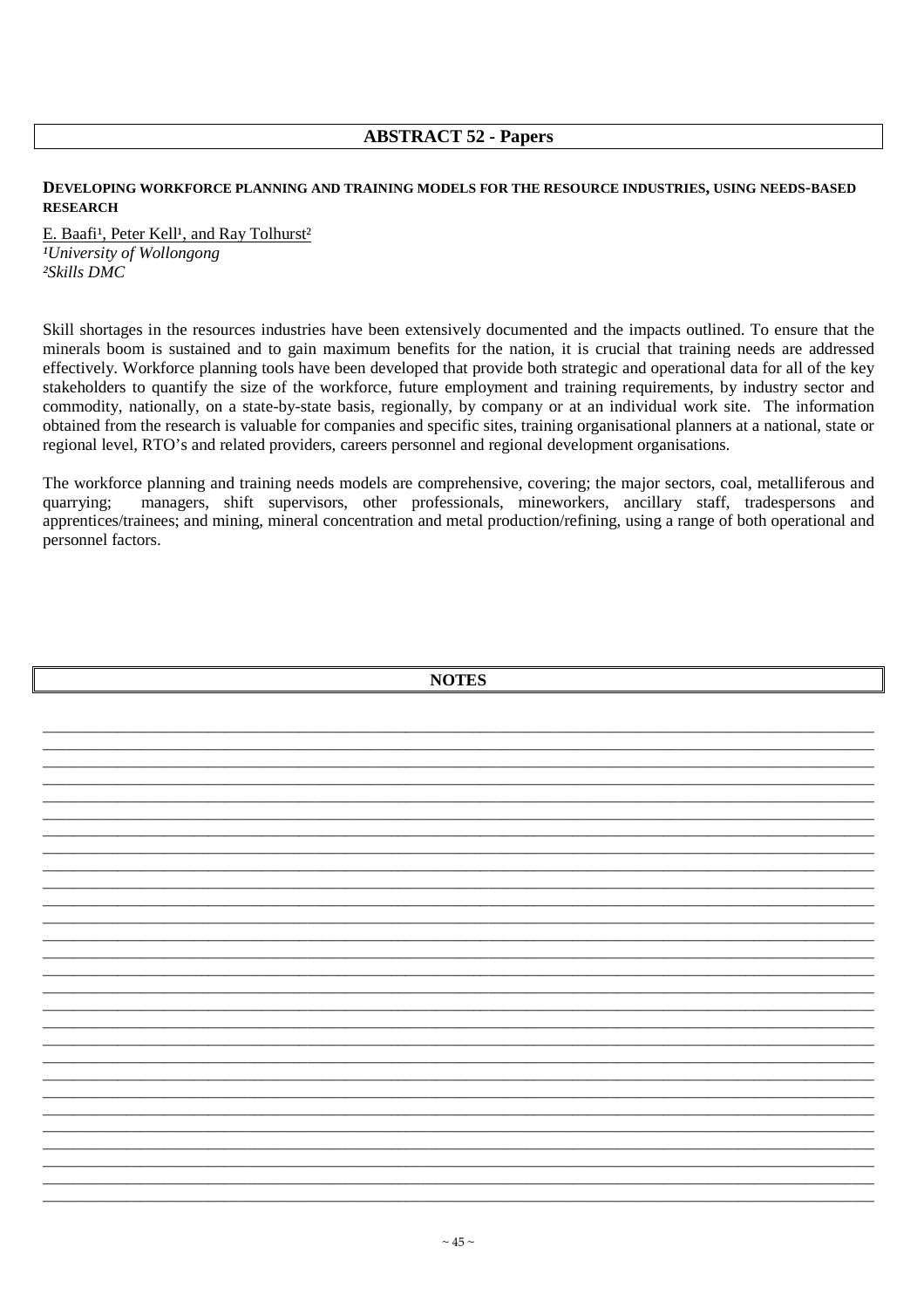## ABSTRACT 52 - Papers

### DEVELOPING WORKFORCE PLANNING AND TRAINING MODELS FOR THE RESOURCE INDUSTRIES, USING NEEDS-BASED RESEARCH

E. Baafi[1], Peter Kell[1], and Ray Tolhurst[2]
*[1]University of Wollongong*
*[2]Skills DMC*

Skill shortages in the resources industries have been extensively documented and the impacts outlined. To ensure that the minerals boom is sustained and to gain maximum benefits for the nation, it is crucial that training needs are addressed effectively. Workforce planning tools have been developed that provide both strategic and operational data for all of the key stakeholders to quantify the size of the workforce, future employment and training requirements, by industry sector and commodity, nationally, on a state-by-state basis, regionally, by company or at an individual work site. The information obtained from the research is valuable for companies and specific sites, training organisational planners at a national, state or regional level, RTO's and related providers, careers personnel and regional development organisations.

The workforce planning and training needs models are comprehensive, covering; the major sectors, coal, metalliferous and quarrying; managers, shift supervisors, other professionals, mineworkers, ancillary staff, tradespersons and apprentices/trainees; and mining, mineral concentration and metal production/refining, using a range of both operational and personnel factors.

## NOTES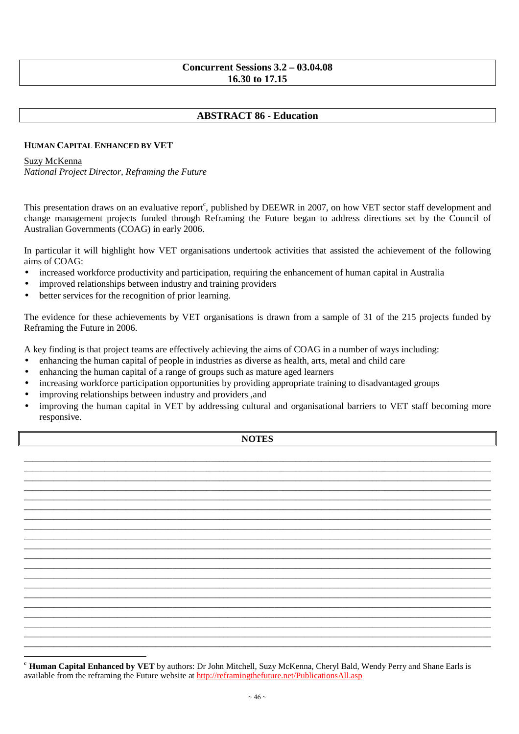**Concurrent Sessions 3.2 – 03.04.08**
**16.30 to 17.15**

## ABSTRACT 86 - Education

### HUMAN CAPITAL ENHANCED BY VET

Suzy McKenna
*National Project Director, Reframing the Future*

This presentation draws on an evaluative report[c], published by DEEWR in 2007, on how VET sector staff development and change management projects funded through Reframing the Future began to address directions set by the Council of Australian Governments (COAG) in early 2006.

In particular it will highlight how VET organisations undertook activities that assisted the achievement of the following aims of COAG:

- increased workforce productivity and participation, requiring the enhancement of human capital in Australia
- improved relationships between industry and training providers
- better services for the recognition of prior learning.

The evidence for these achievements by VET organisations is drawn from a sample of 31 of the 215 projects funded by Reframing the Future in 2006.

A key finding is that project teams are effectively achieving the aims of COAG in a number of ways including:

- enhancing the human capital of people in industries as diverse as health, arts, metal and child care
- enhancing the human capital of a range of groups such as mature aged learners
- increasing workforce participation opportunities by providing appropriate training to disadvantaged groups
- improving relationships between industry and providers ,and
- improving the human capital in VET by addressing cultural and organisational barriers to VET staff becoming more responsive.

**NOTES**

---

[c] **Human Capital Enhanced by VET** by authors: Dr John Mitchell, Suzy McKenna, Cheryl Bald, Wendy Perry and Shane Earls is available from the reframing the Future website at http://reframingthefuture.net/PublicationsAll.asp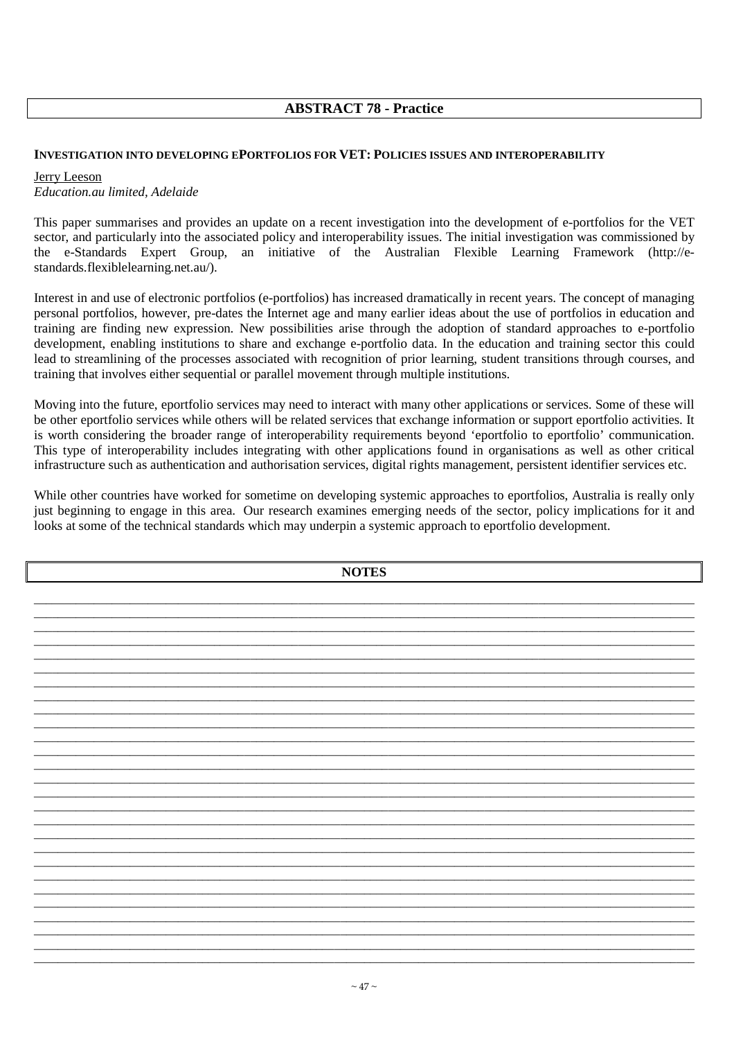## ABSTRACT 78 - Practice

### INVESTIGATION INTO DEVELOPING EPORTFOLIOS FOR VET: POLICIES ISSUES AND INTEROPERABILITY

Jerry Leeson
*Education.au limited, Adelaide*

This paper summarises and provides an update on a recent investigation into the development of e-portfolios for the VET sector, and particularly into the associated policy and interoperability issues. The initial investigation was commissioned by the e-Standards Expert Group, an initiative of the Australian Flexible Learning Framework (http://e-standards.flexiblelearning.net.au/).

Interest in and use of electronic portfolios (e-portfolios) has increased dramatically in recent years. The concept of managing personal portfolios, however, pre-dates the Internet age and many earlier ideas about the use of portfolios in education and training are finding new expression. New possibilities arise through the adoption of standard approaches to e-portfolio development, enabling institutions to share and exchange e-portfolio data. In the education and training sector this could lead to streamlining of the processes associated with recognition of prior learning, student transitions through courses, and training that involves either sequential or parallel movement through multiple institutions.

Moving into the future, eportfolio services may need to interact with many other applications or services. Some of these will be other eportfolio services while others will be related services that exchange information or support eportfolio activities. It is worth considering the broader range of interoperability requirements beyond 'eportfolio to eportfolio' communication. This type of interoperability includes integrating with other applications found in organisations as well as other critical infrastructure such as authentication and authorisation services, digital rights management, persistent identifier services etc.

While other countries have worked for sometime on developing systemic approaches to eportfolios, Australia is really only just beginning to engage in this area. Our research examines emerging needs of the sector, policy implications for it and looks at some of the technical standards which may underpin a systemic approach to eportfolio development.

## NOTES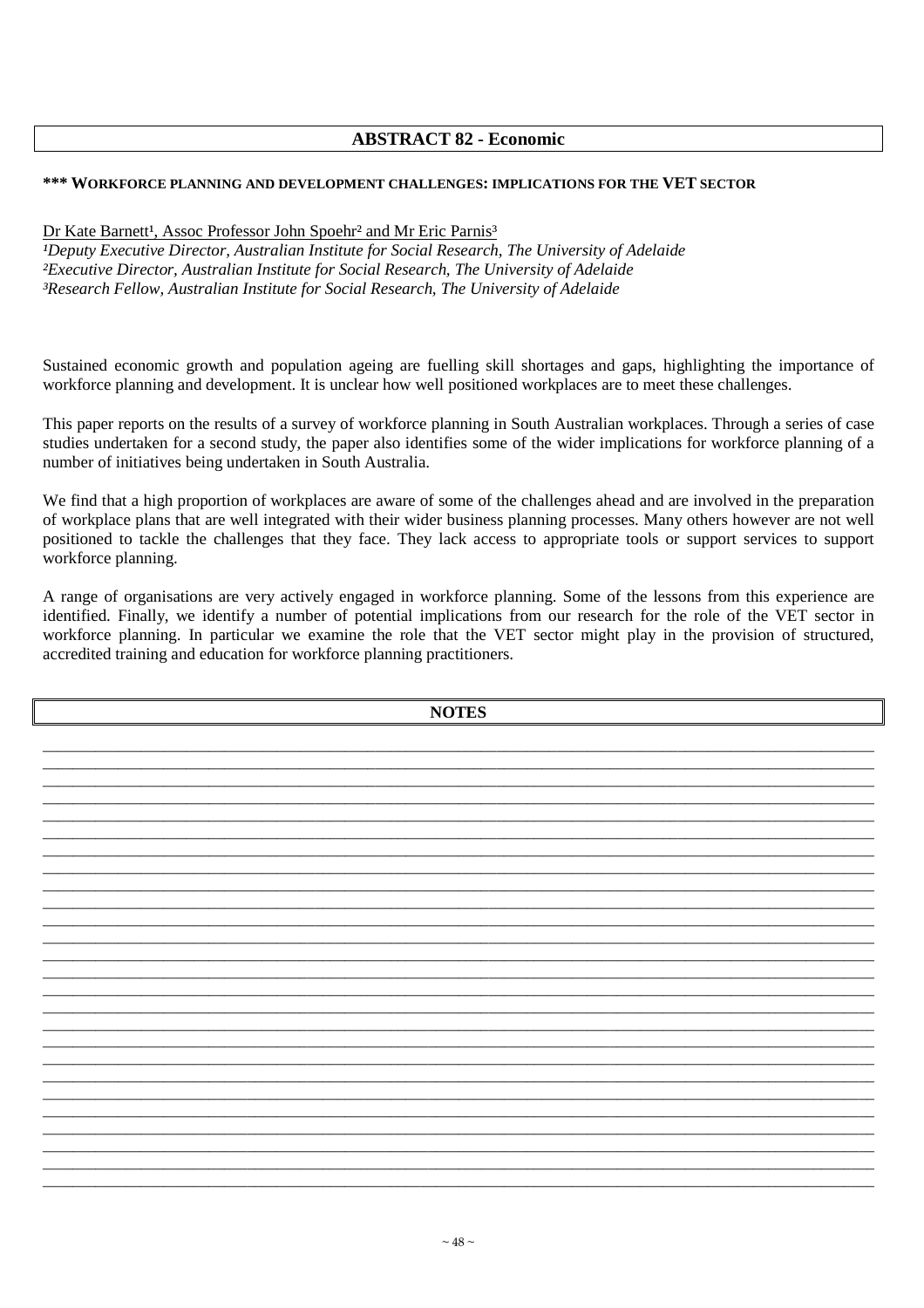## ABSTRACT 82 - Economic

### *** WORKFORCE PLANNING AND DEVELOPMENT CHALLENGES: IMPLICATIONS FOR THE VET SECTOR

Dr Kate Barnett[1], Assoc Professor John Spoehr[2] and Mr Eric Parnis[3]

*[1]Deputy Executive Director, Australian Institute for Social Research, The University of Adelaide*
*[2]Executive Director, Australian Institute for Social Research, The University of Adelaide*
*[3]Research Fellow, Australian Institute for Social Research, The University of Adelaide*

Sustained economic growth and population ageing are fuelling skill shortages and gaps, highlighting the importance of workforce planning and development. It is unclear how well positioned workplaces are to meet these challenges.

This paper reports on the results of a survey of workforce planning in South Australian workplaces. Through a series of case studies undertaken for a second study, the paper also identifies some of the wider implications for workforce planning of a number of initiatives being undertaken in South Australia.

We find that a high proportion of workplaces are aware of some of the challenges ahead and are involved in the preparation of workplace plans that are well integrated with their wider business planning processes. Many others however are not well positioned to tackle the challenges that they face. They lack access to appropriate tools or support services to support workforce planning.

A range of organisations are very actively engaged in workforce planning. Some of the lessons from this experience are identified. Finally, we identify a number of potential implications from our research for the role of the VET sector in workforce planning. In particular we examine the role that the VET sector might play in the provision of structured, accredited training and education for workforce planning practitioners.

**NOTES**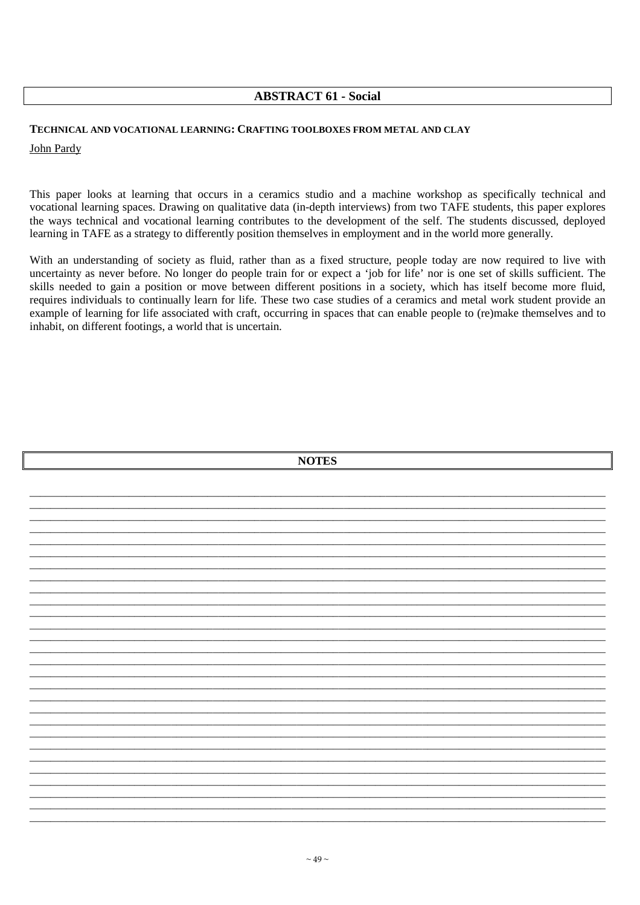## ABSTRACT 61 - Social

**TECHNICAL AND VOCATIONAL LEARNING: CRAFTING TOOLBOXES FROM METAL AND CLAY**

John Pardy

This paper looks at learning that occurs in a ceramics studio and a machine workshop as specifically technical and vocational learning spaces. Drawing on qualitative data (in-depth interviews) from two TAFE students, this paper explores the ways technical and vocational learning contributes to the development of the self. The students discussed, deployed learning in TAFE as a strategy to differently position themselves in employment and in the world more generally.

With an understanding of society as fluid, rather than as a fixed structure, people today are now required to live with uncertainty as never before. No longer do people train for or expect a 'job for life' nor is one set of skills sufficient. The skills needed to gain a position or move between different positions in a society, which has itself become more fluid, requires individuals to continually learn for life. These two case studies of a ceramics and metal work student provide an example of learning for life associated with craft, occurring in spaces that can enable people to (re)make themselves and to inhabit, on different footings, a world that is uncertain.

## NOTES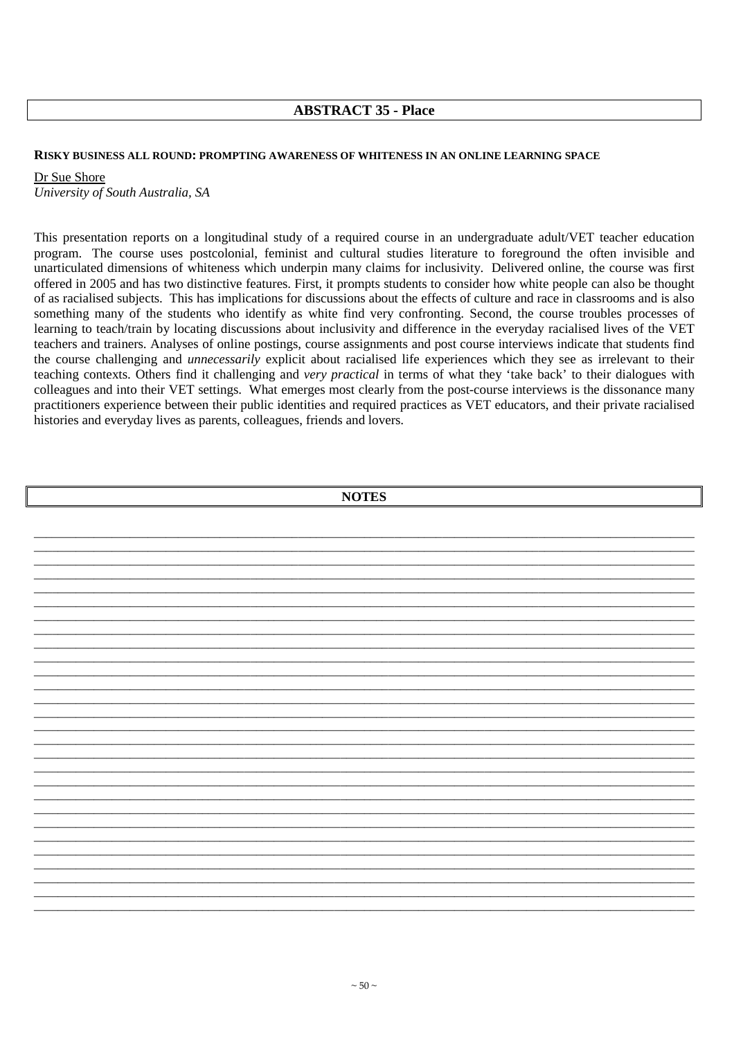## ABSTRACT 35 - Place

**RISKY BUSINESS ALL ROUND: PROMPTING AWARENESS OF WHITENESS IN AN ONLINE LEARNING SPACE**

Dr Sue Shore
*University of South Australia, SA*

This presentation reports on a longitudinal study of a required course in an undergraduate adult/VET teacher education program. The course uses postcolonial, feminist and cultural studies literature to foreground the often invisible and unarticulated dimensions of whiteness which underpin many claims for inclusivity. Delivered online, the course was first offered in 2005 and has two distinctive features. First, it prompts students to consider how white people can also be thought of as racialised subjects. This has implications for discussions about the effects of culture and race in classrooms and is also something many of the students who identify as white find very confronting. Second, the course troubles processes of learning to teach/train by locating discussions about inclusivity and difference in the everyday racialised lives of the VET teachers and trainers. Analyses of online postings, course assignments and post course interviews indicate that students find the course challenging and *unnecessarily* explicit about racialised life experiences which they see as irrelevant to their teaching contexts. Others find it challenging and *very practical* in terms of what they 'take back' to their dialogues with colleagues and into their VET settings. What emerges most clearly from the post-course interviews is the dissonance many practitioners experience between their public identities and required practices as VET educators, and their private racialised histories and everyday lives as parents, colleagues, friends and lovers.

## NOTES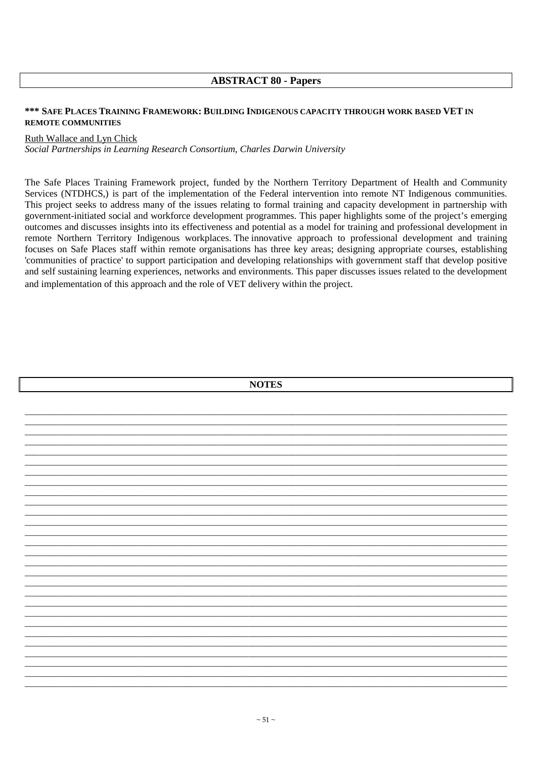## ABSTRACT 80 - Papers

### *** SAFE PLACES TRAINING FRAMEWORK: BUILDING INDIGENOUS CAPACITY THROUGH WORK BASED VET IN REMOTE COMMUNITIES

Ruth Wallace and Lyn Chick
*Social Partnerships in Learning Research Consortium, Charles Darwin University*

The Safe Places Training Framework project, funded by the Northern Territory Department of Health and Community Services (NTDHCS,) is part of the implementation of the Federal intervention into remote NT Indigenous communities. This project seeks to address many of the issues relating to formal training and capacity development in partnership with government-initiated social and workforce development programmes. This paper highlights some of the project's emerging outcomes and discusses insights into its effectiveness and potential as a model for training and professional development in remote Northern Territory Indigenous workplaces. The innovative approach to professional development and training focuses on Safe Places staff within remote organisations has three key areas; designing appropriate courses, establishing 'communities of practice' to support participation and developing relationships with government staff that develop positive and self sustaining learning experiences, networks and environments. This paper discusses issues related to the development and implementation of this approach and the role of VET delivery within the project.

## NOTES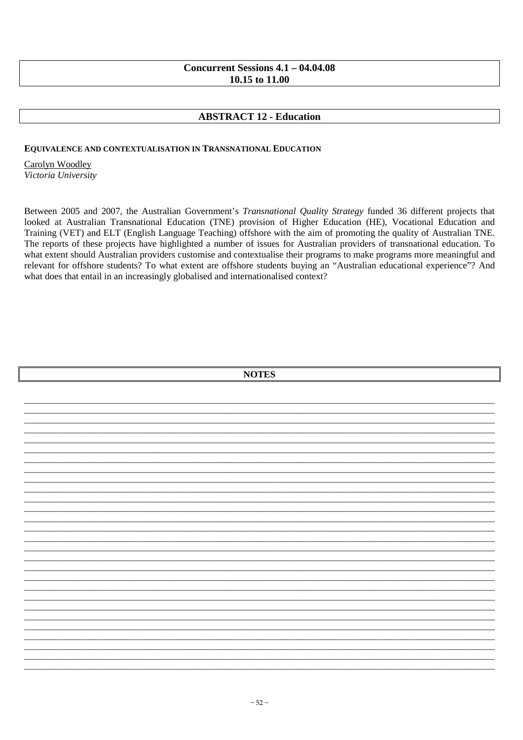**Concurrent Sessions 4.1 – 04.04.08**
**10.15 to 11.00**

## ABSTRACT 12 - Education

### EQUIVALENCE AND CONTEXTUALISATION IN TRANSNATIONAL EDUCATION

Carolyn Woodley
*Victoria University*

Between 2005 and 2007, the Australian Government's *Transnational Quality Strategy* funded 36 different projects that looked at Australian Transnational Education (TNE) provision of Higher Education (HE), Vocational Education and Training (VET) and ELT (English Language Teaching) offshore with the aim of promoting the quality of Australian TNE. The reports of these projects have highlighted a number of issues for Australian providers of transnational education. To what extent should Australian providers customise and contextualise their programs to make programs more meaningful and relevant for offshore students? To what extent are offshore students buying an "Australian educational experience"? And what does that entail in an increasingly globalised and internationalised context?

## NOTES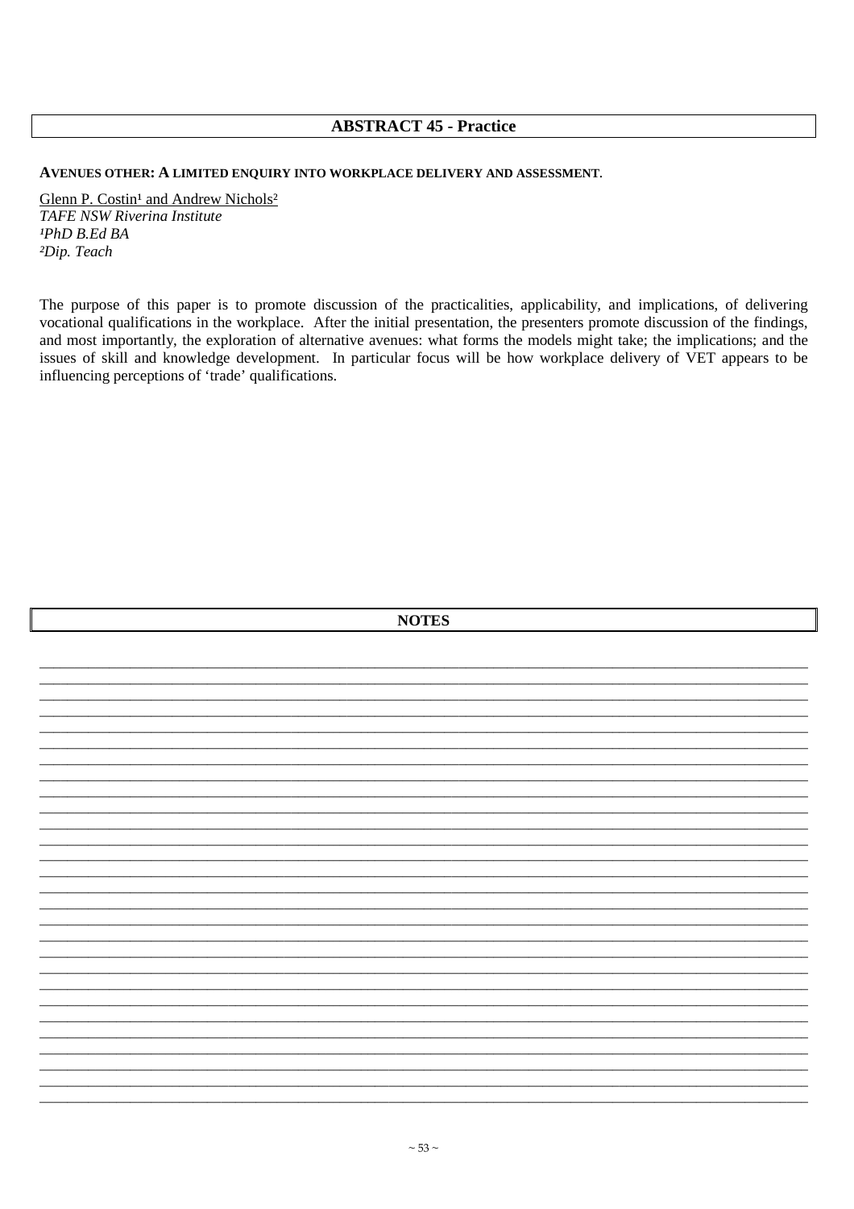## ABSTRACT 45 - Practice

**AVENUES OTHER: A LIMITED ENQUIRY INTO WORKPLACE DELIVERY AND ASSESSMENT.**

Glenn P. Costin[1] and Andrew Nichols[2]
*TAFE NSW Riverina Institute*
*[1]PhD B.Ed BA*
*[2]Dip. Teach*

The purpose of this paper is to promote discussion of the practicalities, applicability, and implications, of delivering vocational qualifications in the workplace. After the initial presentation, the presenters promote discussion of the findings, and most importantly, the exploration of alternative avenues: what forms the models might take; the implications; and the issues of skill and knowledge development. In particular focus will be how workplace delivery of VET appears to be influencing perceptions of 'trade' qualifications.

## NOTES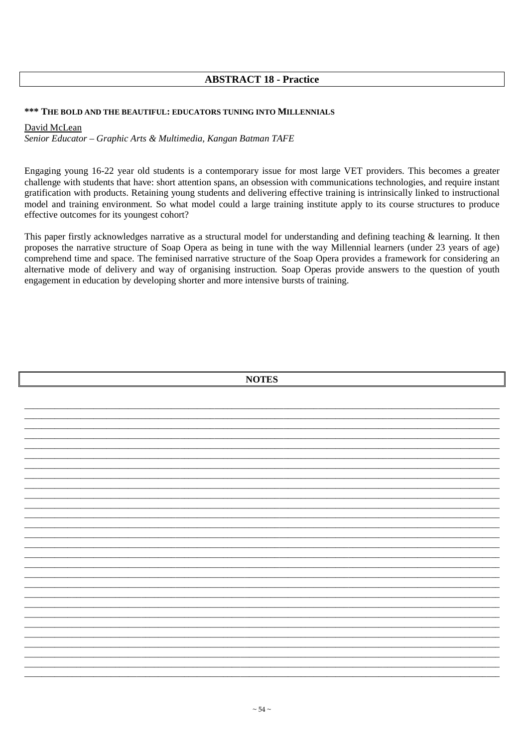## ABSTRACT 18 - Practice

### *** THE BOLD AND THE BEAUTIFUL: EDUCATORS TUNING INTO MILLENNIALS

David McLean
*Senior Educator – Graphic Arts & Multimedia, Kangan Batman TAFE*

Engaging young 16-22 year old students is a contemporary issue for most large VET providers. This becomes a greater challenge with students that have: short attention spans, an obsession with communications technologies, and require instant gratification with products. Retaining young students and delivering effective training is intrinsically linked to instructional model and training environment. So what model could a large training institute apply to its course structures to produce effective outcomes for its youngest cohort?

This paper firstly acknowledges narrative as a structural model for understanding and defining teaching & learning. It then proposes the narrative structure of Soap Opera as being in tune with the way Millennial learners (under 23 years of age) comprehend time and space. The feminised narrative structure of the Soap Opera provides a framework for considering an alternative mode of delivery and way of organising instruction. Soap Operas provide answers to the question of youth engagement in education by developing shorter and more intensive bursts of training.

## NOTES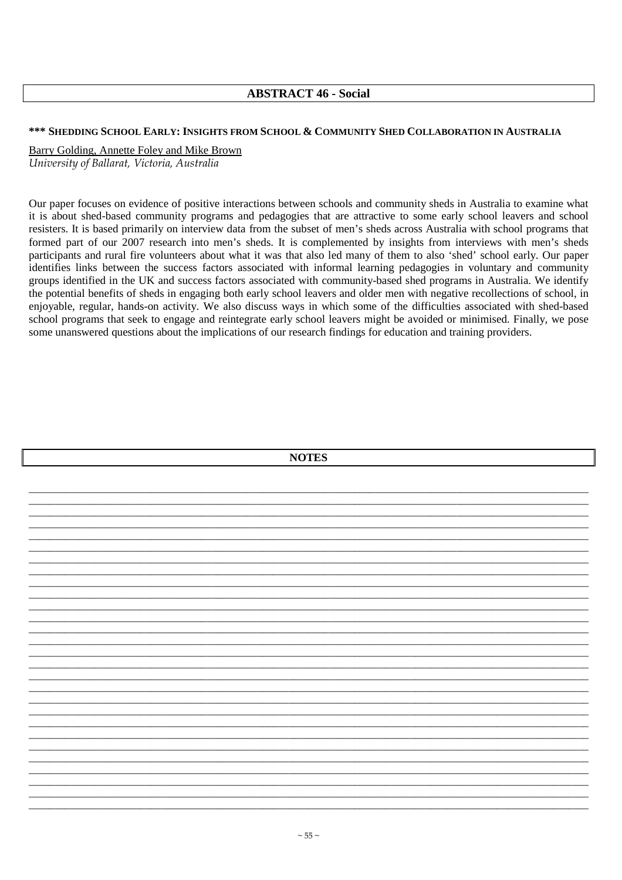## ABSTRACT 46 - Social

### *** SHEDDING SCHOOL EARLY: INSIGHTS FROM SCHOOL & COMMUNITY SHED COLLABORATION IN AUSTRALIA

Barry Golding, Annette Foley and Mike Brown
*University of Ballarat, Victoria, Australia*

Our paper focuses on evidence of positive interactions between schools and community sheds in Australia to examine what it is about shed-based community programs and pedagogies that are attractive to some early school leavers and school resisters. It is based primarily on interview data from the subset of men's sheds across Australia with school programs that formed part of our 2007 research into men's sheds. It is complemented by insights from interviews with men's sheds participants and rural fire volunteers about what it was that also led many of them to also 'shed' school early. Our paper identifies links between the success factors associated with informal learning pedagogies in voluntary and community groups identified in the UK and success factors associated with community-based shed programs in Australia. We identify the potential benefits of sheds in engaging both early school leavers and older men with negative recollections of school, in enjoyable, regular, hands-on activity. We also discuss ways in which some of the difficulties associated with shed-based school programs that seek to engage and reintegrate early school leavers might be avoided or minimised. Finally, we pose some unanswered questions about the implications of our research findings for education and training providers.

## NOTES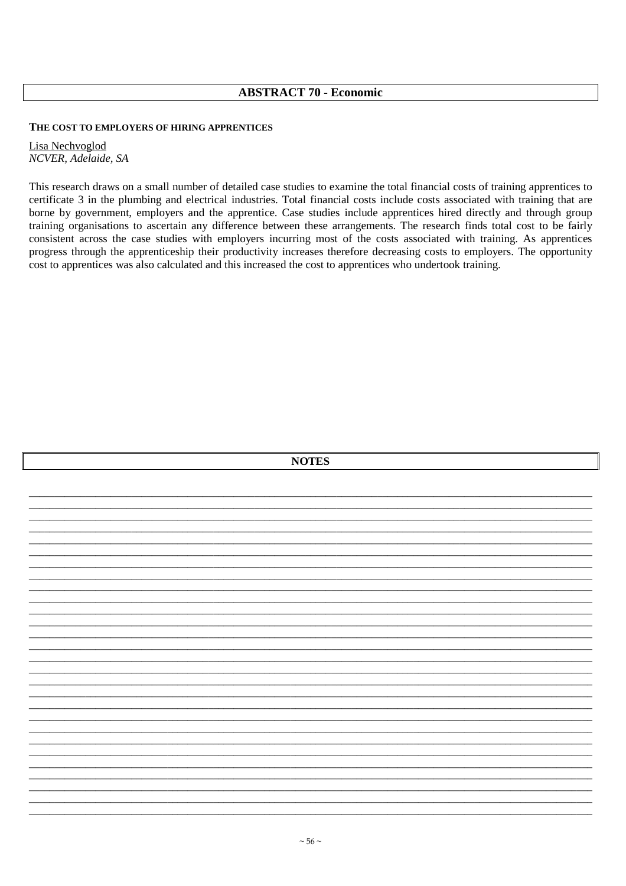## ABSTRACT 70 - Economic

**THE COST TO EMPLOYERS OF HIRING APPRENTICES**

Lisa Nechvoglod
*NCVER, Adelaide, SA*

This research draws on a small number of detailed case studies to examine the total financial costs of training apprentices to certificate 3 in the plumbing and electrical industries. Total financial costs include costs associated with training that are borne by government, employers and the apprentice. Case studies include apprentices hired directly and through group training organisations to ascertain any difference between these arrangements. The research finds total cost to be fairly consistent across the case studies with employers incurring most of the costs associated with training. As apprentices progress through the apprenticeship their productivity increases therefore decreasing costs to employers. The opportunity cost to apprentices was also calculated and this increased the cost to apprentices who undertook training.

## NOTES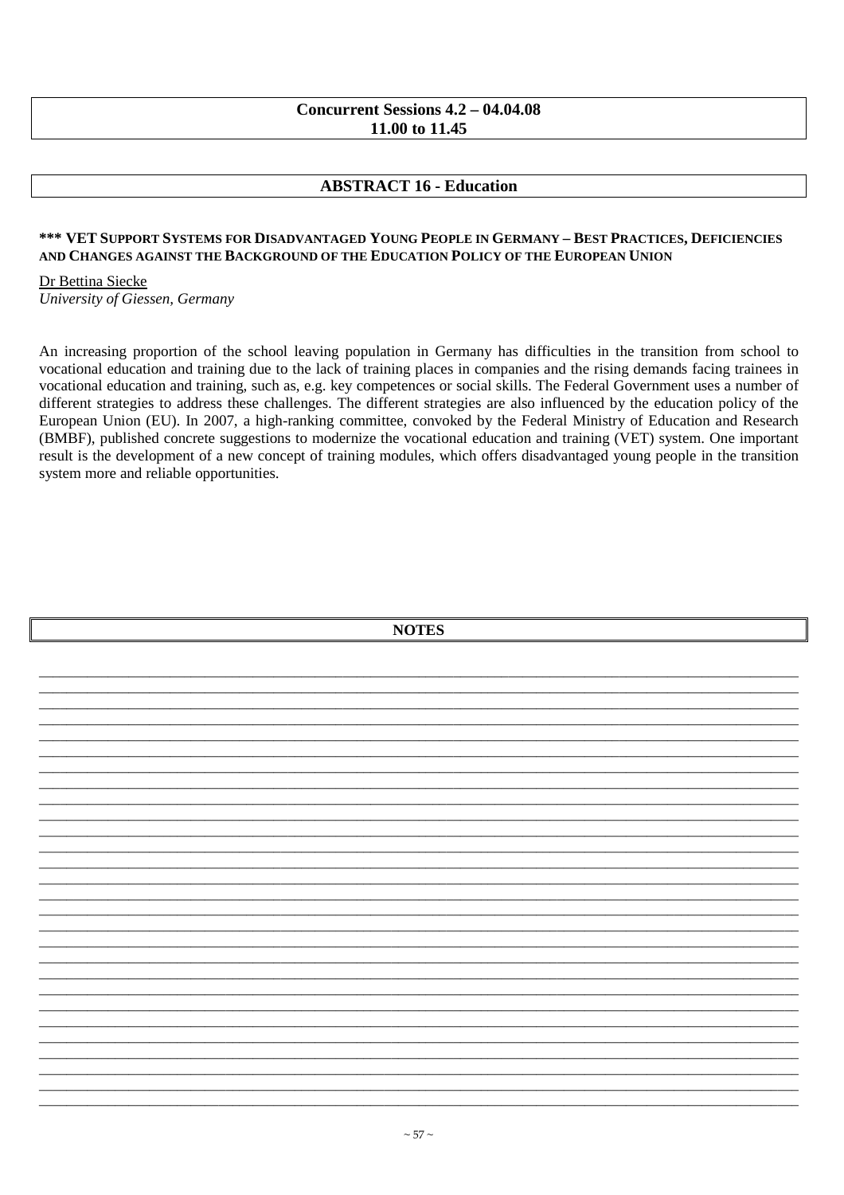**Concurrent Sessions 4.2 – 04.04.08**
**11.00 to 11.45**

## ABSTRACT 16 - Education

### *** VET SUPPORT SYSTEMS FOR DISADVANTAGED YOUNG PEOPLE IN GERMANY – BEST PRACTICES, DEFICIENCIES AND CHANGES AGAINST THE BACKGROUND OF THE EDUCATION POLICY OF THE EUROPEAN UNION

Dr Bettina Siecke
*University of Giessen, Germany*

An increasing proportion of the school leaving population in Germany has difficulties in the transition from school to vocational education and training due to the lack of training places in companies and the rising demands facing trainees in vocational education and training, such as, e.g. key competences or social skills. The Federal Government uses a number of different strategies to address these challenges. The different strategies are also influenced by the education policy of the European Union (EU). In 2007, a high-ranking committee, convoked by the Federal Ministry of Education and Research (BMBF), published concrete suggestions to modernize the vocational education and training (VET) system. One important result is the development of a new concept of training modules, which offers disadvantaged young people in the transition system more and reliable opportunities.

**NOTES**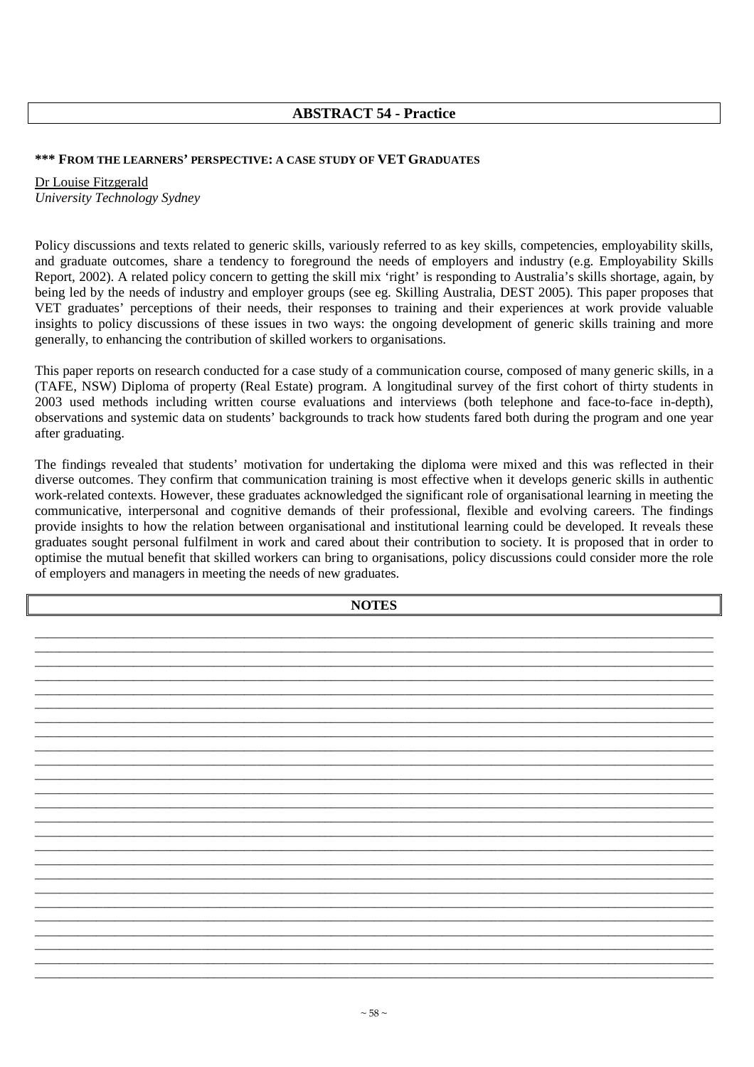## ABSTRACT 54 - Practice

### *** FROM THE LEARNERS' PERSPECTIVE: A CASE STUDY OF VET GRADUATES

Dr Louise Fitzgerald
*University Technology Sydney*

Policy discussions and texts related to generic skills, variously referred to as key skills, competencies, employability skills, and graduate outcomes, share a tendency to foreground the needs of employers and industry (e.g. Employability Skills Report, 2002). A related policy concern to getting the skill mix 'right' is responding to Australia's skills shortage, again, by being led by the needs of industry and employer groups (see eg. Skilling Australia, DEST 2005). This paper proposes that VET graduates' perceptions of their needs, their responses to training and their experiences at work provide valuable insights to policy discussions of these issues in two ways: the ongoing development of generic skills training and more generally, to enhancing the contribution of skilled workers to organisations.

This paper reports on research conducted for a case study of a communication course, composed of many generic skills, in a (TAFE, NSW) Diploma of property (Real Estate) program. A longitudinal survey of the first cohort of thirty students in 2003 used methods including written course evaluations and interviews (both telephone and face-to-face in-depth), observations and systemic data on students' backgrounds to track how students fared both during the program and one year after graduating.

The findings revealed that students' motivation for undertaking the diploma were mixed and this was reflected in their diverse outcomes. They confirm that communication training is most effective when it develops generic skills in authentic work-related contexts. However, these graduates acknowledged the significant role of organisational learning in meeting the communicative, interpersonal and cognitive demands of their professional, flexible and evolving careers. The findings provide insights to how the relation between organisational and institutional learning could be developed. It reveals these graduates sought personal fulfilment in work and cared about their contribution to society. It is proposed that in order to optimise the mutual benefit that skilled workers can bring to organisations, policy discussions could consider more the role of employers and managers in meeting the needs of new graduates.

## NOTES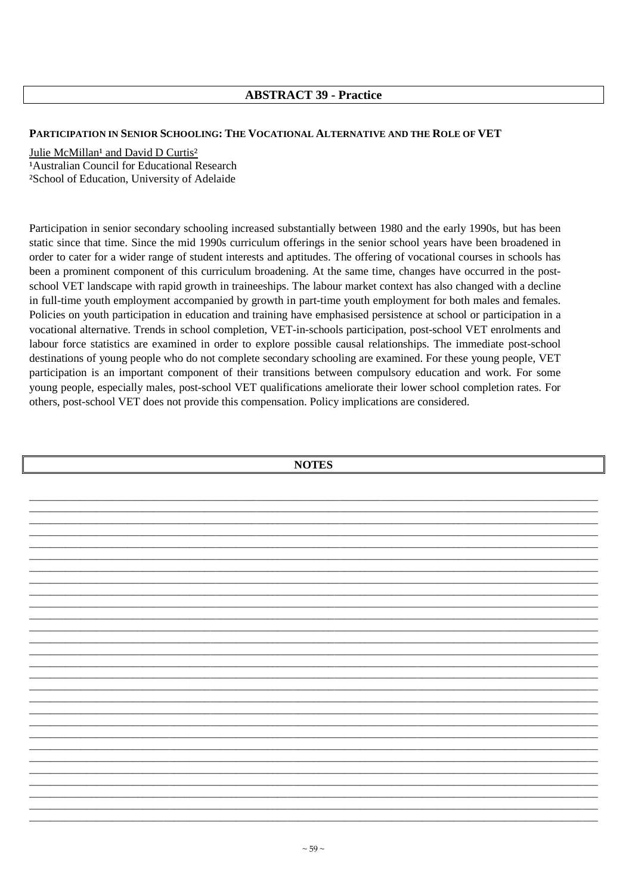## ABSTRACT 39 - Practice

### PARTICIPATION IN SENIOR SCHOOLING: THE VOCATIONAL ALTERNATIVE AND THE ROLE OF VET

Julie McMillan[1] and David D Curtis[2]
[1]Australian Council for Educational Research
[2]School of Education, University of Adelaide

Participation in senior secondary schooling increased substantially between 1980 and the early 1990s, but has been static since that time. Since the mid 1990s curriculum offerings in the senior school years have been broadened in order to cater for a wider range of student interests and aptitudes. The offering of vocational courses in schools has been a prominent component of this curriculum broadening. At the same time, changes have occurred in the post-school VET landscape with rapid growth in traineeships. The labour market context has also changed with a decline in full-time youth employment accompanied by growth in part-time youth employment for both males and females. Policies on youth participation in education and training have emphasised persistence at school or participation in a vocational alternative. Trends in school completion, VET-in-schools participation, post-school VET enrolments and labour force statistics are examined in order to explore possible causal relationships. The immediate post-school destinations of young people who do not complete secondary schooling are examined. For these young people, VET participation is an important component of their transitions between compulsory education and work. For some young people, especially males, post-school VET qualifications ameliorate their lower school completion rates. For others, post-school VET does not provide this compensation. Policy implications are considered.

## NOTES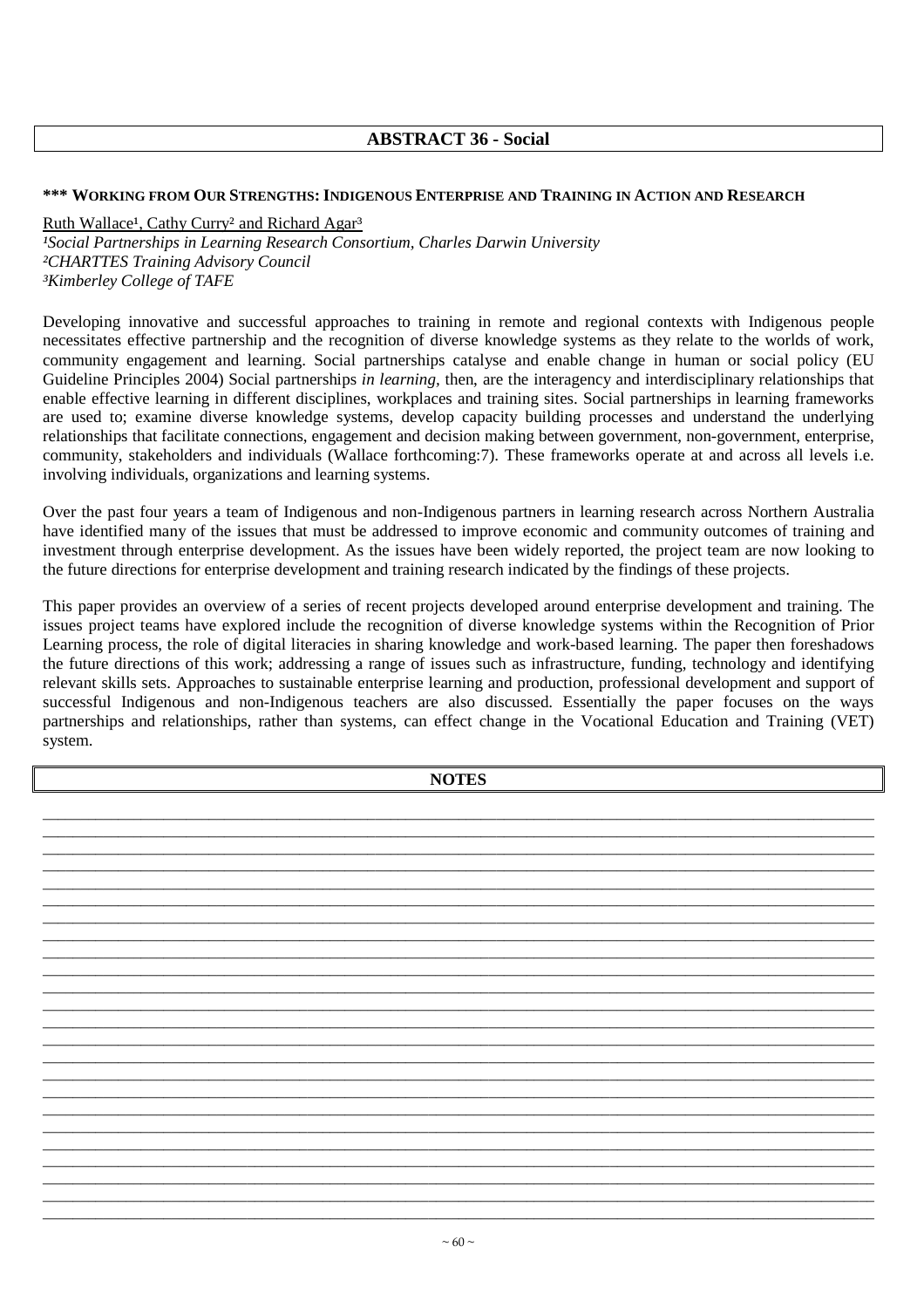## ABSTRACT 36 - Social

### *** WORKING FROM OUR STRENGTHS: INDIGENOUS ENTERPRISE AND TRAINING IN ACTION AND RESEARCH

Ruth Wallace[1], Cathy Curry[2] and Richard Agar[3]

[1]*Social Partnerships in Learning Research Consortium, Charles Darwin University*
[2]*CHARTTES Training Advisory Council*
[3]*Kimberley College of TAFE*

Developing innovative and successful approaches to training in remote and regional contexts with Indigenous people necessitates effective partnership and the recognition of diverse knowledge systems as they relate to the worlds of work, community engagement and learning. Social partnerships catalyse and enable change in human or social policy (EU Guideline Principles 2004) Social partnerships *in learning*, then, are the interagency and interdisciplinary relationships that enable effective learning in different disciplines, workplaces and training sites. Social partnerships in learning frameworks are used to; examine diverse knowledge systems, develop capacity building processes and understand the underlying relationships that facilitate connections, engagement and decision making between government, non-government, enterprise, community, stakeholders and individuals (Wallace forthcoming:7). These frameworks operate at and across all levels i.e. involving individuals, organizations and learning systems.

Over the past four years a team of Indigenous and non-Indigenous partners in learning research across Northern Australia have identified many of the issues that must be addressed to improve economic and community outcomes of training and investment through enterprise development. As the issues have been widely reported, the project team are now looking to the future directions for enterprise development and training research indicated by the findings of these projects.

This paper provides an overview of a series of recent projects developed around enterprise development and training. The issues project teams have explored include the recognition of diverse knowledge systems within the Recognition of Prior Learning process, the role of digital literacies in sharing knowledge and work-based learning. The paper then foreshadows the future directions of this work; addressing a range of issues such as infrastructure, funding, technology and identifying relevant skills sets. Approaches to sustainable enterprise learning and production, professional development and support of successful Indigenous and non-Indigenous teachers are also discussed. Essentially the paper focuses on the ways partnerships and relationships, rather than systems, can effect change in the Vocational Education and Training (VET) system.

**NOTES**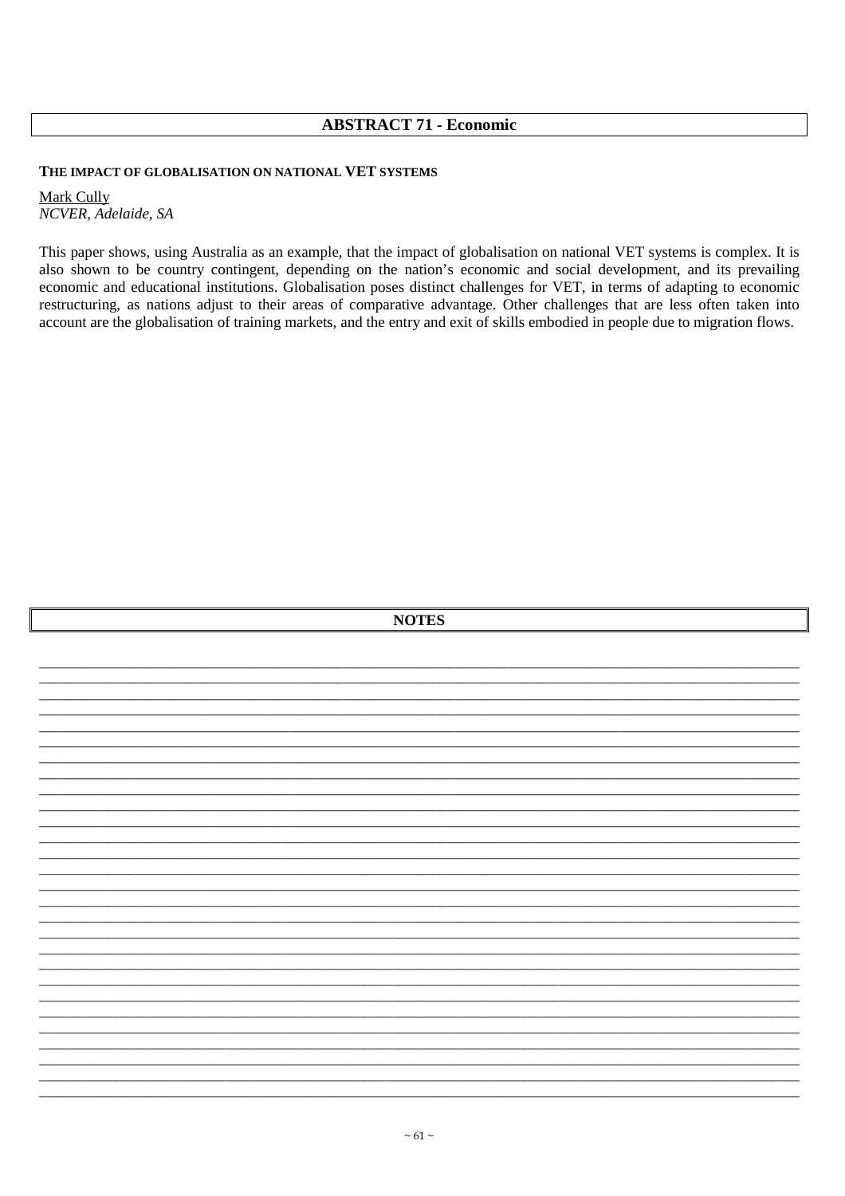## ABSTRACT 71 - Economic

**THE IMPACT OF GLOBALISATION ON NATIONAL VET SYSTEMS**

Mark Cully
*NCVER, Adelaide, SA*

This paper shows, using Australia as an example, that the impact of globalisation on national VET systems is complex. It is also shown to be country contingent, depending on the nation's economic and social development, and its prevailing economic and educational institutions. Globalisation poses distinct challenges for VET, in terms of adapting to economic restructuring, as nations adjust to their areas of comparative advantage. Other challenges that are less often taken into account are the globalisation of training markets, and the entry and exit of skills embodied in people due to migration flows.

## NOTES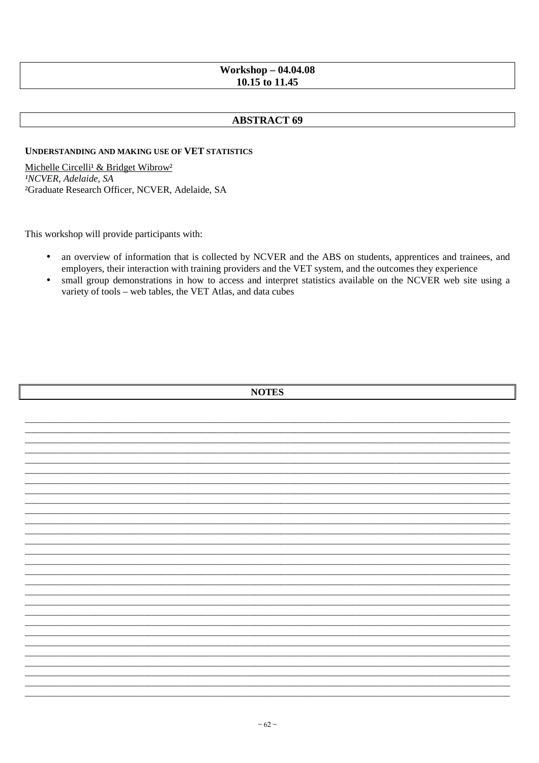**Workshop – 04.04.08**
**10.15 to 11.45**

## ABSTRACT 69

### UNDERSTANDING AND MAKING USE OF VET STATISTICS

Michelle Circelli[1] & Bridget Wibrow[2]
[1]*NCVER, Adelaide, SA*
[2]Graduate Research Officer, NCVER, Adelaide, SA

This workshop will provide participants with:

- an overview of information that is collected by NCVER and the ABS on students, apprentices and trainees, and employers, their interaction with training providers and the VET system, and the outcomes they experience
- small group demonstrations in how to access and interpret statistics available on the NCVER web site using a variety of tools – web tables, the VET Atlas, and data cubes

**NOTES**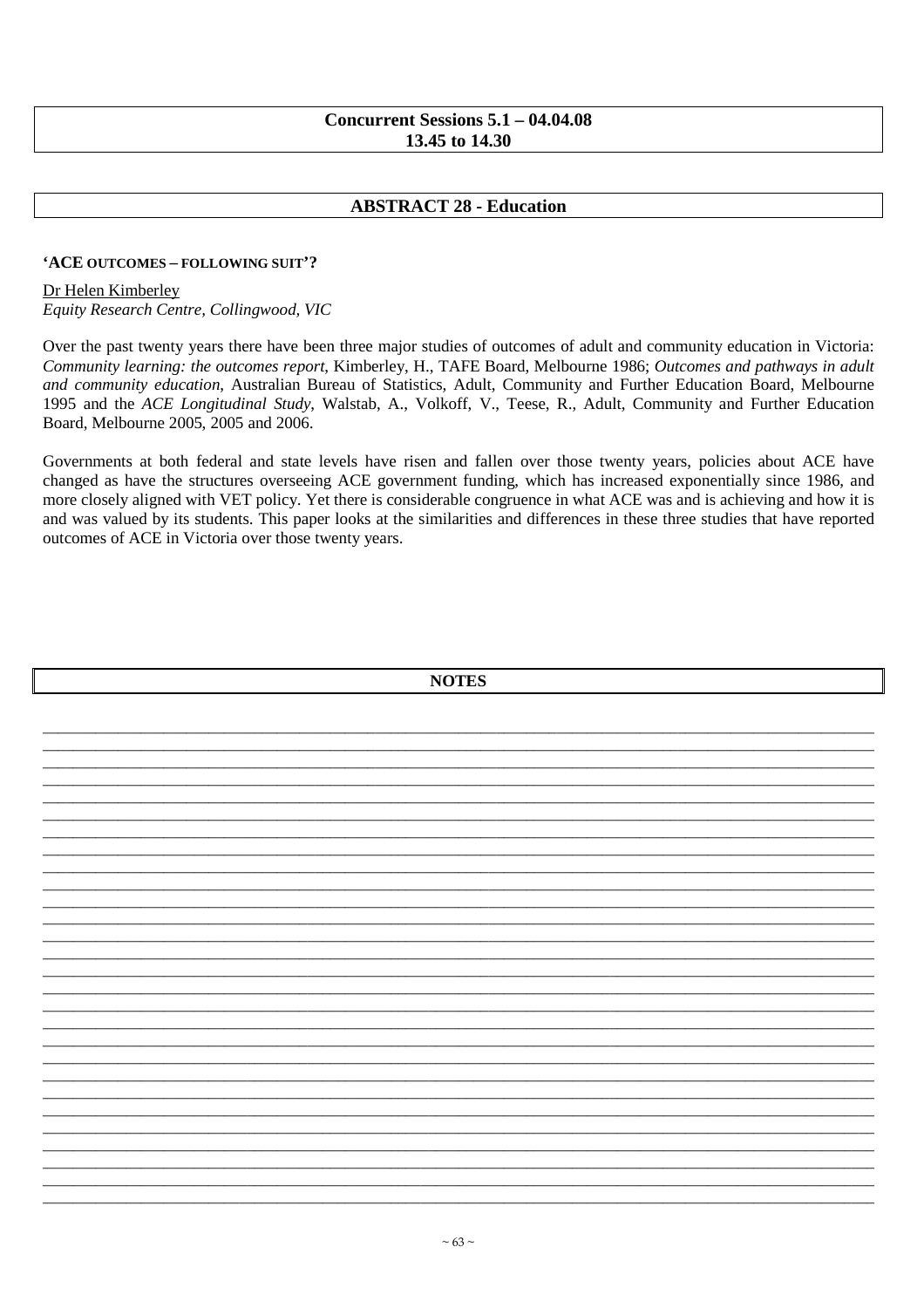**Concurrent Sessions 5.1 – 04.04.08**
**13.45 to 14.30**

## ABSTRACT 28 - Education

**'ACE OUTCOMES – FOLLOWING SUIT'?**

Dr Helen Kimberley
*Equity Research Centre, Collingwood, VIC*

Over the past twenty years there have been three major studies of outcomes of adult and community education in Victoria: *Community learning: the outcomes report*, Kimberley, H., TAFE Board, Melbourne 1986; *Outcomes and pathways in adult and community education*, Australian Bureau of Statistics, Adult, Community and Further Education Board, Melbourne 1995 and the *ACE Longitudinal Study*, Walstab, A., Volkoff, V., Teese, R., Adult, Community and Further Education Board, Melbourne 2005, 2005 and 2006.

Governments at both federal and state levels have risen and fallen over those twenty years, policies about ACE have changed as have the structures overseeing ACE government funding, which has increased exponentially since 1986, and more closely aligned with VET policy. Yet there is considerable congruence in what ACE was and is achieving and how it is and was valued by its students. This paper looks at the similarities and differences in these three studies that have reported outcomes of ACE in Victoria over those twenty years.

**NOTES**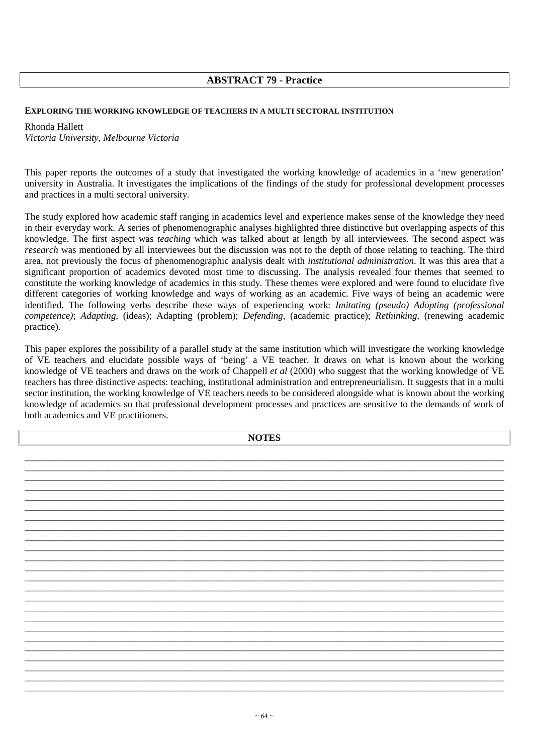## ABSTRACT 79 - Practice

**EXPLORING THE WORKING KNOWLEDGE OF TEACHERS IN A MULTI SECTORAL INSTITUTION**

Rhonda Hallett
*Victoria University, Melbourne Victoria*

This paper reports the outcomes of a study that investigated the working knowledge of academics in a 'new generation' university in Australia. It investigates the implications of the findings of the study for professional development processes and practices in a multi sectoral university.

The study explored how academic staff ranging in academics level and experience makes sense of the knowledge they need in their everyday work. A series of phenomenographic analyses highlighted three distinctive but overlapping aspects of this knowledge. The first aspect was *teaching* which was talked about at length by all interviewees. The second aspect was *research* was mentioned by all interviewees but the discussion was not to the depth of those relating to teaching. The third area, not previously the focus of phenomenographic analysis dealt with *institutional administration*. It was this area that a significant proportion of academics devoted most time to discussing. The analysis revealed four themes that seemed to constitute the working knowledge of academics in this study. These themes were explored and were found to elucidate five different categories of working knowledge and ways of working as an academic. Five ways of being an academic were identified. The following verbs describe these ways of experiencing work: *Imitating (pseudo) Adopting (professional competence)*; *Adapting*, (ideas); Adapting (problem); *Defending*, (academic practice); *Rethinking*, (renewing academic practice).

This paper explores the possibility of a parallel study at the same institution which will investigate the working knowledge of VE teachers and elucidate possible ways of 'being' a VE teacher. It draws on what is known about the working knowledge of VE teachers and draws on the work of Chappell *et al* (2000) who suggest that the working knowledge of VE teachers has three distinctive aspects: teaching, institutional administration and entrepreneurialism. It suggests that in a multi sector institution, the working knowledge of VE teachers needs to be considered alongside what is known about the working knowledge of academics so that professional development processes and practices are sensitive to the demands of work of both academics and VE practitioners.

**NOTES**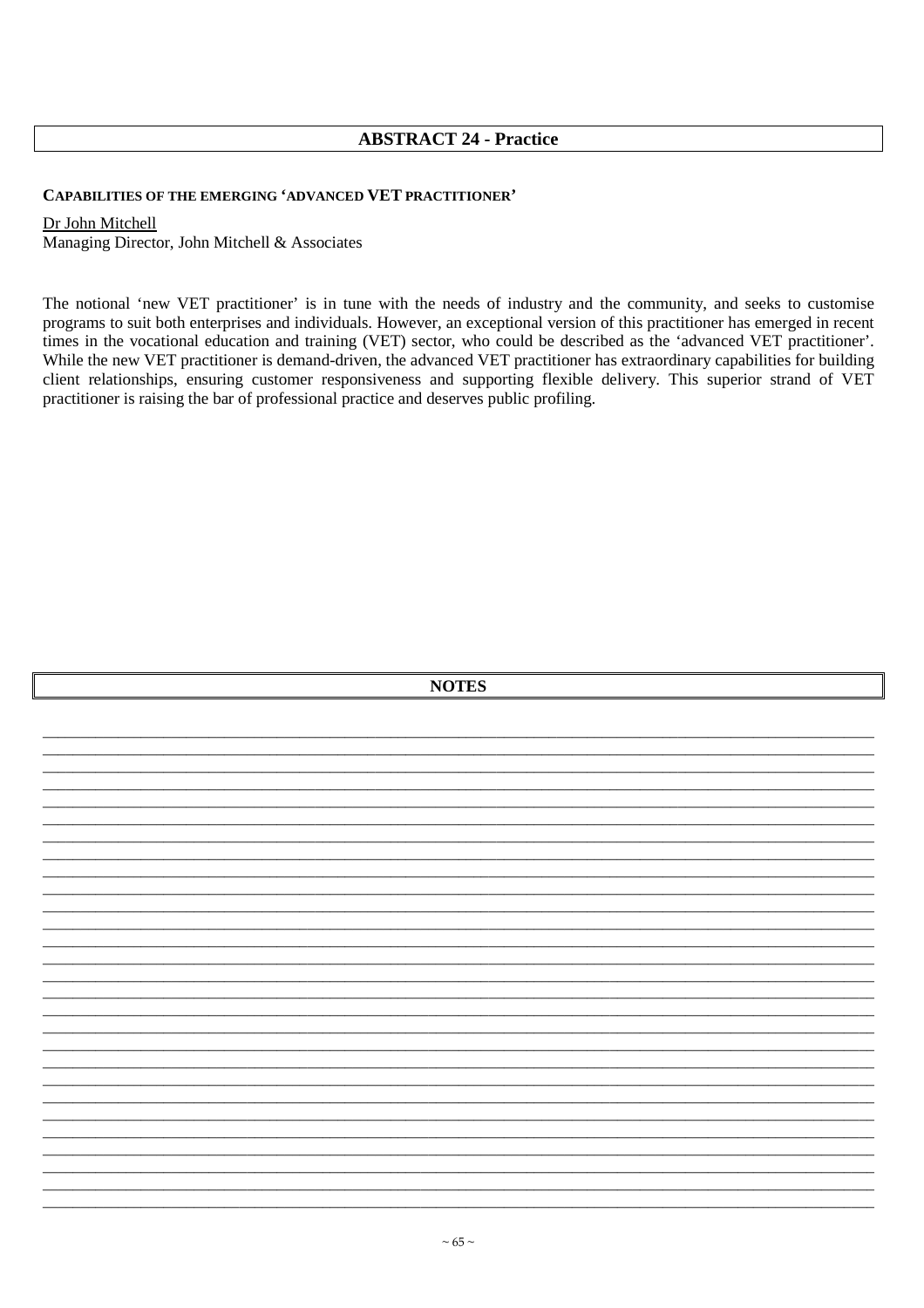## ABSTRACT 24 - Practice

### CAPABILITIES OF THE EMERGING 'ADVANCED VET PRACTITIONER'

Dr John Mitchell
Managing Director, John Mitchell & Associates

The notional 'new VET practitioner' is in tune with the needs of industry and the community, and seeks to customise programs to suit both enterprises and individuals. However, an exceptional version of this practitioner has emerged in recent times in the vocational education and training (VET) sector, who could be described as the 'advanced VET practitioner'. While the new VET practitioner is demand-driven, the advanced VET practitioner has extraordinary capabilities for building client relationships, ensuring customer responsiveness and supporting flexible delivery. This superior strand of VET practitioner is raising the bar of professional practice and deserves public profiling.

## NOTES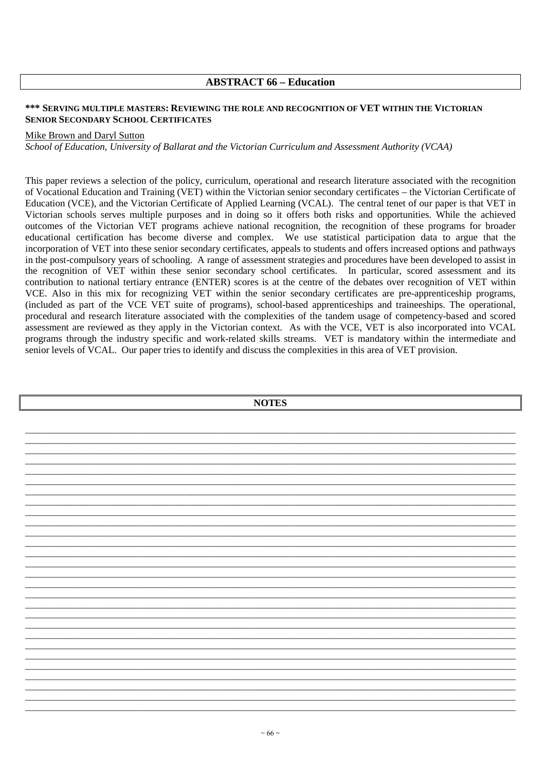## ABSTRACT 66 – Education

**\*\*\* SERVING MULTIPLE MASTERS: REVIEWING THE ROLE AND RECOGNITION OF VET WITHIN THE VICTORIAN SENIOR SECONDARY SCHOOL CERTIFICATES**

Mike Brown and Daryl Sutton

*School of Education, University of Ballarat and the Victorian Curriculum and Assessment Authority (VCAA)*

This paper reviews a selection of the policy, curriculum, operational and research literature associated with the recognition of Vocational Education and Training (VET) within the Victorian senior secondary certificates – the Victorian Certificate of Education (VCE), and the Victorian Certificate of Applied Learning (VCAL). The central tenet of our paper is that VET in Victorian schools serves multiple purposes and in doing so it offers both risks and opportunities. While the achieved outcomes of the Victorian VET programs achieve national recognition, the recognition of these programs for broader educational certification has become diverse and complex. We use statistical participation data to argue that the incorporation of VET into these senior secondary certificates, appeals to students and offers increased options and pathways in the post-compulsory years of schooling. A range of assessment strategies and procedures have been developed to assist in the recognition of VET within these senior secondary school certificates. In particular, scored assessment and its contribution to national tertiary entrance (ENTER) scores is at the centre of the debates over recognition of VET within VCE. Also in this mix for recognizing VET within the senior secondary certificates are pre-apprenticeship programs, (included as part of the VCE VET suite of programs), school-based apprenticeships and traineeships. The operational, procedural and research literature associated with the complexities of the tandem usage of competency-based and scored assessment are reviewed as they apply in the Victorian context. As with the VCE, VET is also incorporated into VCAL programs through the industry specific and work-related skills streams. VET is mandatory within the intermediate and senior levels of VCAL. Our paper tries to identify and discuss the complexities in this area of VET provision.

**NOTES**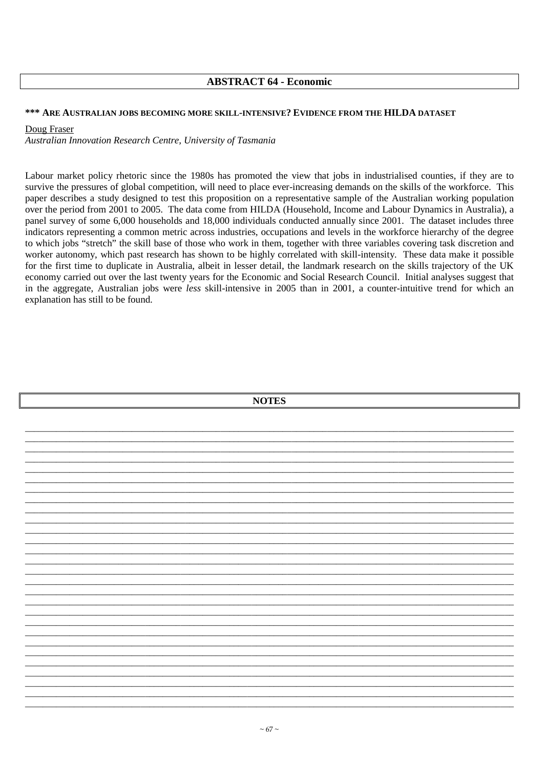## ABSTRACT 64 - Economic

### *** ARE AUSTRALIAN JOBS BECOMING MORE SKILL-INTENSIVE? EVIDENCE FROM THE HILDA DATASET

Doug Fraser

*Australian Innovation Research Centre, University of Tasmania*

Labour market policy rhetoric since the 1980s has promoted the view that jobs in industrialised counties, if they are to survive the pressures of global competition, will need to place ever-increasing demands on the skills of the workforce. This paper describes a study designed to test this proposition on a representative sample of the Australian working population over the period from 2001 to 2005. The data come from HILDA (Household, Income and Labour Dynamics in Australia), a panel survey of some 6,000 households and 18,000 individuals conducted annually since 2001. The dataset includes three indicators representing a common metric across industries, occupations and levels in the workforce hierarchy of the degree to which jobs "stretch" the skill base of those who work in them, together with three variables covering task discretion and worker autonomy, which past research has shown to be highly correlated with skill-intensity. These data make it possible for the first time to duplicate in Australia, albeit in lesser detail, the landmark research on the skills trajectory of the UK economy carried out over the last twenty years for the Economic and Social Research Council. Initial analyses suggest that in the aggregate, Australian jobs were *less* skill-intensive in 2005 than in 2001, a counter-intuitive trend for which an explanation has still to be found.

## NOTES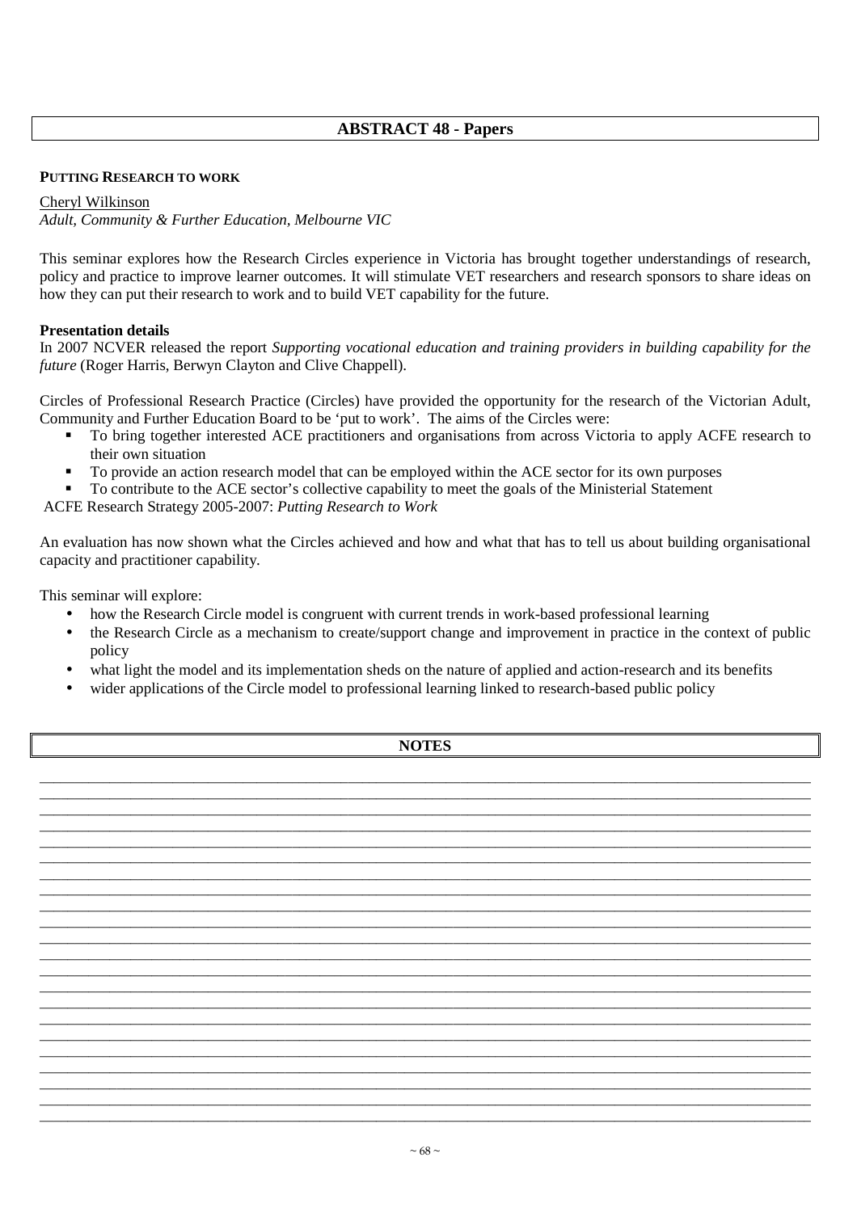## ABSTRACT 48 - Papers

**PUTTING RESEARCH TO WORK**

Cheryl Wilkinson
*Adult, Community & Further Education, Melbourne VIC*

This seminar explores how the Research Circles experience in Victoria has brought together understandings of research, policy and practice to improve learner outcomes. It will stimulate VET researchers and research sponsors to share ideas on how they can put their research to work and to build VET capability for the future.

**Presentation details**

In 2007 NCVER released the report *Supporting vocational education and training providers in building capability for the future* (Roger Harris, Berwyn Clayton and Clive Chappell).

Circles of Professional Research Practice (Circles) have provided the opportunity for the research of the Victorian Adult, Community and Further Education Board to be 'put to work'. The aims of the Circles were:

- To bring together interested ACE practitioners and organisations from across Victoria to apply ACFE research to their own situation
- To provide an action research model that can be employed within the ACE sector for its own purposes
- To contribute to the ACE sector's collective capability to meet the goals of the Ministerial Statement

ACFE Research Strategy 2005-2007: *Putting Research to Work*

An evaluation has now shown what the Circles achieved and how and what that has to tell us about building organisational capacity and practitioner capability.

This seminar will explore:

- how the Research Circle model is congruent with current trends in work-based professional learning
- the Research Circle as a mechanism to create/support change and improvement in practice in the context of public policy
- what light the model and its implementation sheds on the nature of applied and action-research and its benefits
- wider applications of the Circle model to professional learning linked to research-based public policy

**NOTES**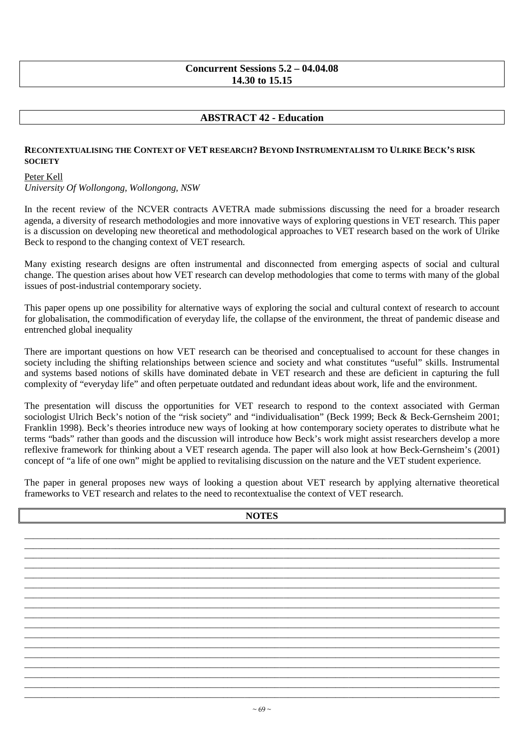**Concurrent Sessions 5.2 – 04.04.08**
**14.30 to 15.15**

## ABSTRACT 42 - Education

### RECONTEXTUALISING THE CONTEXT OF VET RESEARCH? BEYOND INSTRUMENTALISM TO ULRIKE BECK'S RISK SOCIETY

Peter Kell
*University Of Wollongong, Wollongong, NSW*

In the recent review of the NCVER contracts AVETRA made submissions discussing the need for a broader research agenda, a diversity of research methodologies and more innovative ways of exploring questions in VET research. This paper is a discussion on developing new theoretical and methodological approaches to VET research based on the work of Ulrike Beck to respond to the changing context of VET research.

Many existing research designs are often instrumental and disconnected from emerging aspects of social and cultural change. The question arises about how VET research can develop methodologies that come to terms with many of the global issues of post-industrial contemporary society.

This paper opens up one possibility for alternative ways of exploring the social and cultural context of research to account for globalisation, the commodification of everyday life, the collapse of the environment, the threat of pandemic disease and entrenched global inequality

There are important questions on how VET research can be theorised and conceptualised to account for these changes in society including the shifting relationships between science and society and what constitutes "useful" skills. Instrumental and systems based notions of skills have dominated debate in VET research and these are deficient in capturing the full complexity of "everyday life" and often perpetuate outdated and redundant ideas about work, life and the environment.

The presentation will discuss the opportunities for VET research to respond to the context associated with German sociologist Ulrich Beck's notion of the "risk society" and "individualisation" (Beck 1999; Beck & Beck-Gernsheim 2001; Franklin 1998). Beck's theories introduce new ways of looking at how contemporary society operates to distribute what he terms "bads" rather than goods and the discussion will introduce how Beck's work might assist researchers develop a more reflexive framework for thinking about a VET research agenda. The paper will also look at how Beck-Gernsheim's (2001) concept of "a life of one own" might be applied to revitalising discussion on the nature and the VET student experience.

The paper in general proposes new ways of looking a question about VET research by applying alternative theoretical frameworks to VET research and relates to the need to recontextualise the context of VET research.

**NOTES**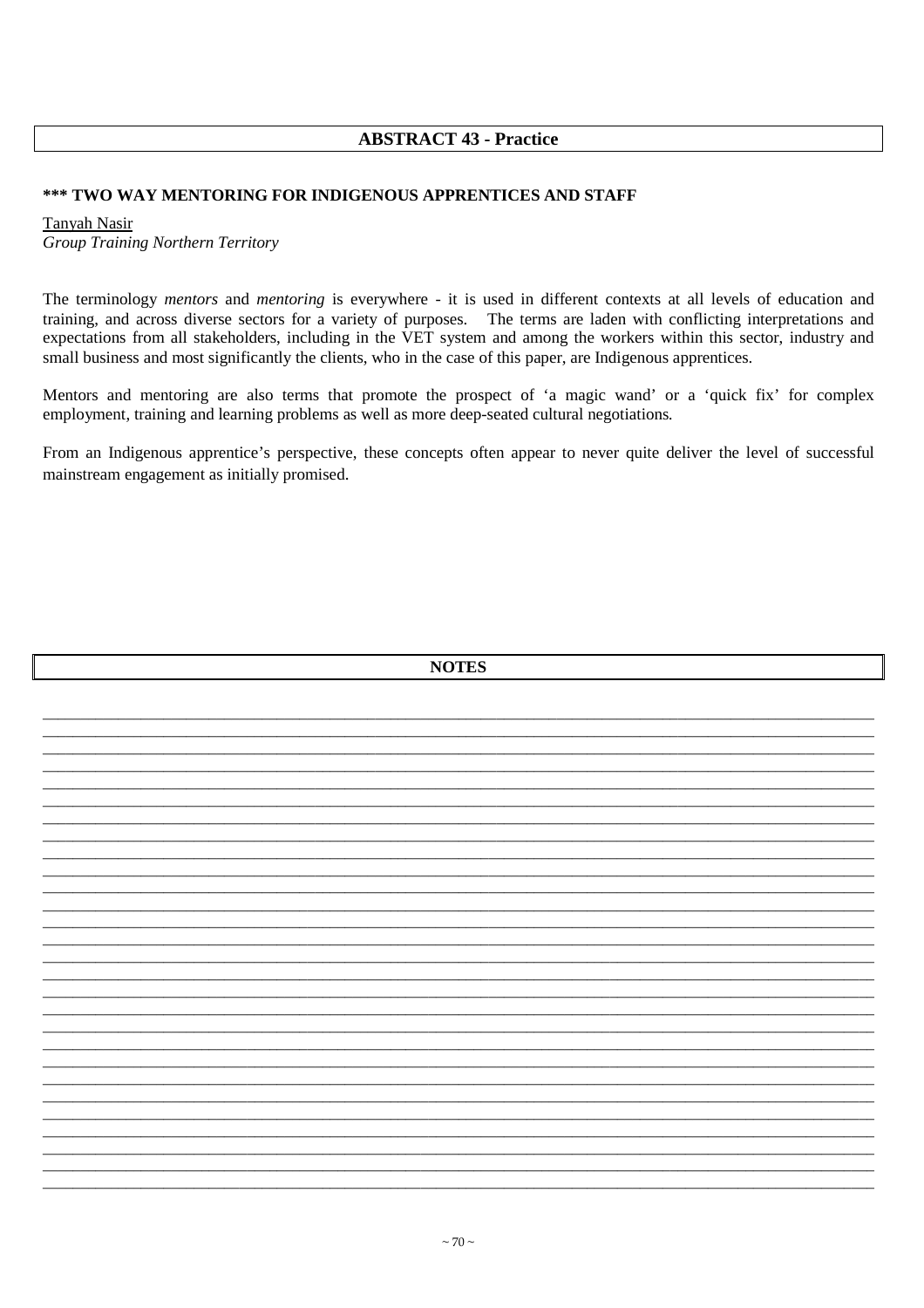## ABSTRACT 43 - Practice

### *** TWO WAY MENTORING FOR INDIGENOUS APPRENTICES AND STAFF

Tanyah Nasir
*Group Training Northern Territory*

The terminology *mentors* and *mentoring* is everywhere - it is used in different contexts at all levels of education and training, and across diverse sectors for a variety of purposes. The terms are laden with conflicting interpretations and expectations from all stakeholders, including in the VET system and among the workers within this sector, industry and small business and most significantly the clients, who in the case of this paper, are Indigenous apprentices.

Mentors and mentoring are also terms that promote the prospect of 'a magic wand' or a 'quick fix' for complex employment, training and learning problems as well as more deep-seated cultural negotiations.

From an Indigenous apprentice's perspective, these concepts often appear to never quite deliver the level of successful mainstream engagement as initially promised.

## NOTES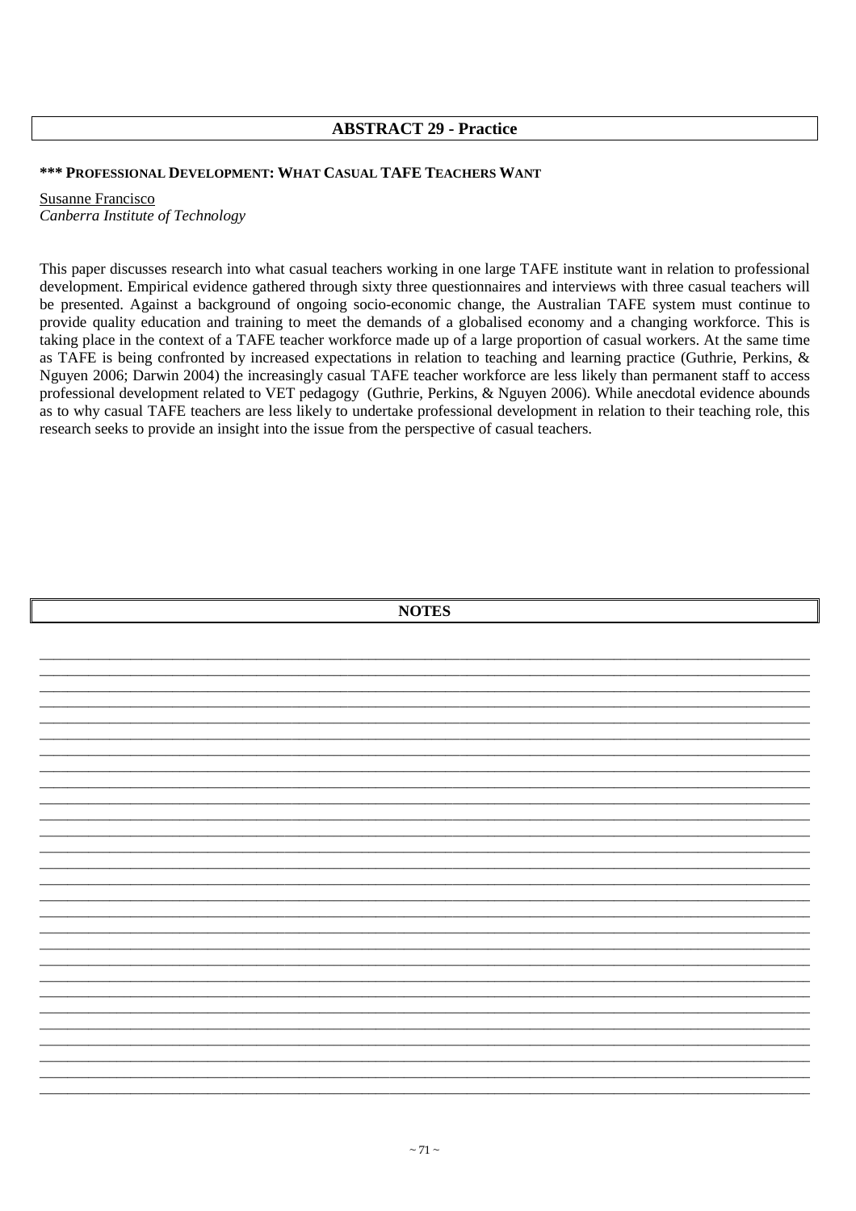## ABSTRACT 29 - Practice

### *** PROFESSIONAL DEVELOPMENT: WHAT CASUAL TAFE TEACHERS WANT

Susanne Francisco
*Canberra Institute of Technology*

This paper discusses research into what casual teachers working in one large TAFE institute want in relation to professional development. Empirical evidence gathered through sixty three questionnaires and interviews with three casual teachers will be presented. Against a background of ongoing socio-economic change, the Australian TAFE system must continue to provide quality education and training to meet the demands of a globalised economy and a changing workforce. This is taking place in the context of a TAFE teacher workforce made up of a large proportion of casual workers. At the same time as TAFE is being confronted by increased expectations in relation to teaching and learning practice (Guthrie, Perkins, & Nguyen 2006; Darwin 2004) the increasingly casual TAFE teacher workforce are less likely than permanent staff to access professional development related to VET pedagogy (Guthrie, Perkins, & Nguyen 2006). While anecdotal evidence abounds as to why casual TAFE teachers are less likely to undertake professional development in relation to their teaching role, this research seeks to provide an insight into the issue from the perspective of casual teachers.

## NOTES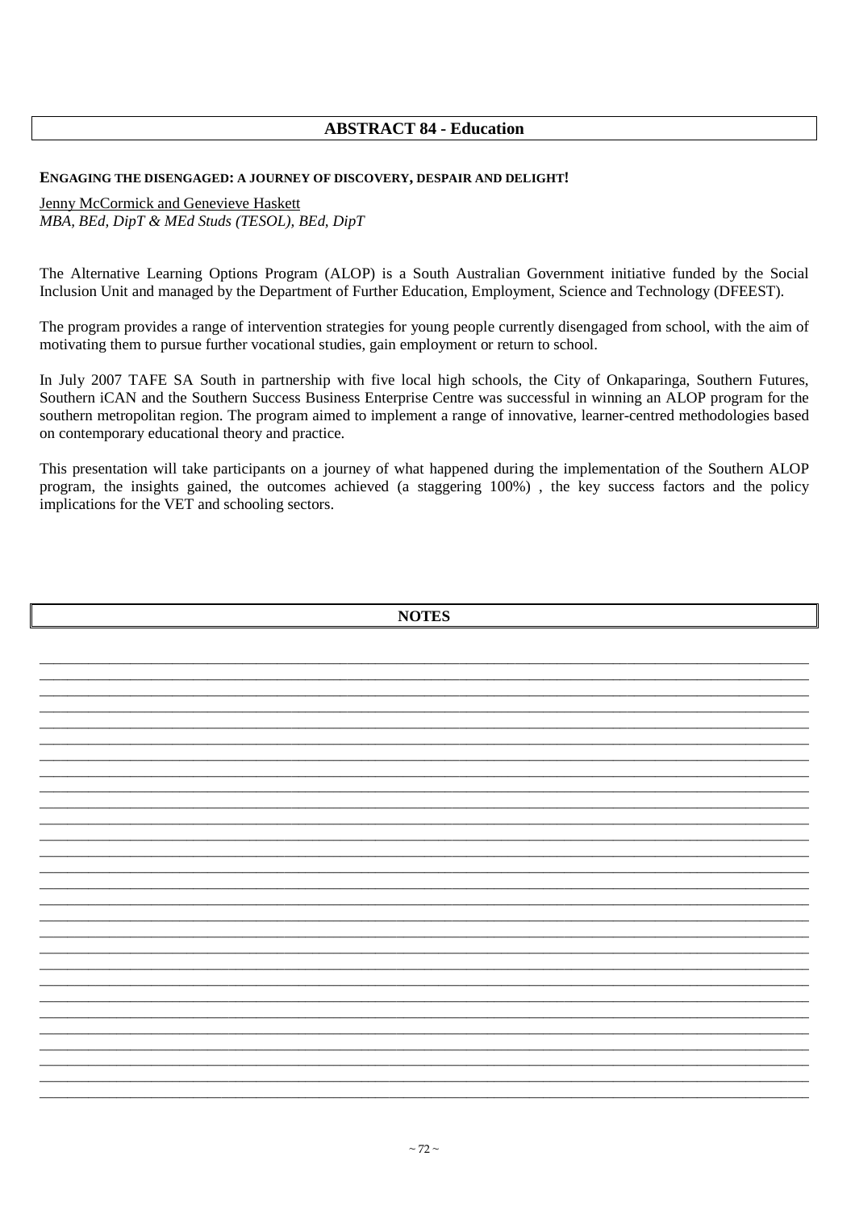## ABSTRACT 84 - Education

**ENGAGING THE DISENGAGED: A JOURNEY OF DISCOVERY, DESPAIR AND DELIGHT!**

Jenny McCormick and Genevieve Haskett
*MBA, BEd, DipT & MEd Studs (TESOL), BEd, DipT*

The Alternative Learning Options Program (ALOP) is a South Australian Government initiative funded by the Social Inclusion Unit and managed by the Department of Further Education, Employment, Science and Technology (DFEEST).

The program provides a range of intervention strategies for young people currently disengaged from school, with the aim of motivating them to pursue further vocational studies, gain employment or return to school.

In July 2007 TAFE SA South in partnership with five local high schools, the City of Onkaparinga, Southern Futures, Southern iCAN and the Southern Success Business Enterprise Centre was successful in winning an ALOP program for the southern metropolitan region. The program aimed to implement a range of innovative, learner-centred methodologies based on contemporary educational theory and practice.

This presentation will take participants on a journey of what happened during the implementation of the Southern ALOP program, the insights gained, the outcomes achieved (a staggering 100%) , the key success factors and the policy implications for the VET and schooling sectors.

## NOTES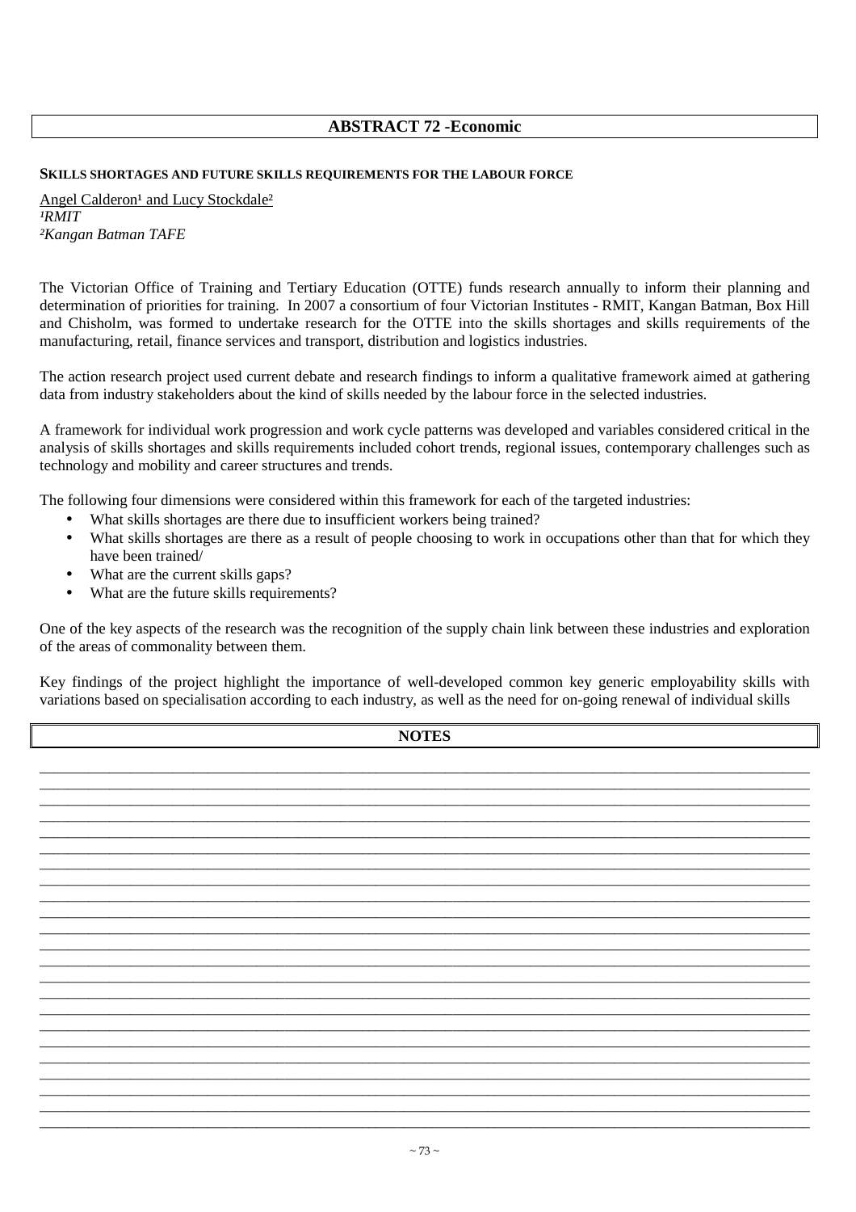## ABSTRACT 72 -Economic

### SKILLS SHORTAGES AND FUTURE SKILLS REQUIREMENTS FOR THE LABOUR FORCE

Angel Calderon[1] and Lucy Stockdale[2]
*[1]RMIT*
*[2]Kangan Batman TAFE*

The Victorian Office of Training and Tertiary Education (OTTE) funds research annually to inform their planning and determination of priorities for training. In 2007 a consortium of four Victorian Institutes - RMIT, Kangan Batman, Box Hill and Chisholm, was formed to undertake research for the OTTE into the skills shortages and skills requirements of the manufacturing, retail, finance services and transport, distribution and logistics industries.

The action research project used current debate and research findings to inform a qualitative framework aimed at gathering data from industry stakeholders about the kind of skills needed by the labour force in the selected industries.

A framework for individual work progression and work cycle patterns was developed and variables considered critical in the analysis of skills shortages and skills requirements included cohort trends, regional issues, contemporary challenges such as technology and mobility and career structures and trends.

The following four dimensions were considered within this framework for each of the targeted industries:

- What skills shortages are there due to insufficient workers being trained?
- What skills shortages are there as a result of people choosing to work in occupations other than that for which they have been trained/
- What are the current skills gaps?
- What are the future skills requirements?

One of the key aspects of the research was the recognition of the supply chain link between these industries and exploration of the areas of commonality between them.

Key findings of the project highlight the importance of well-developed common key generic employability skills with variations based on specialisation according to each industry, as well as the need for on-going renewal of individual skills

**NOTES**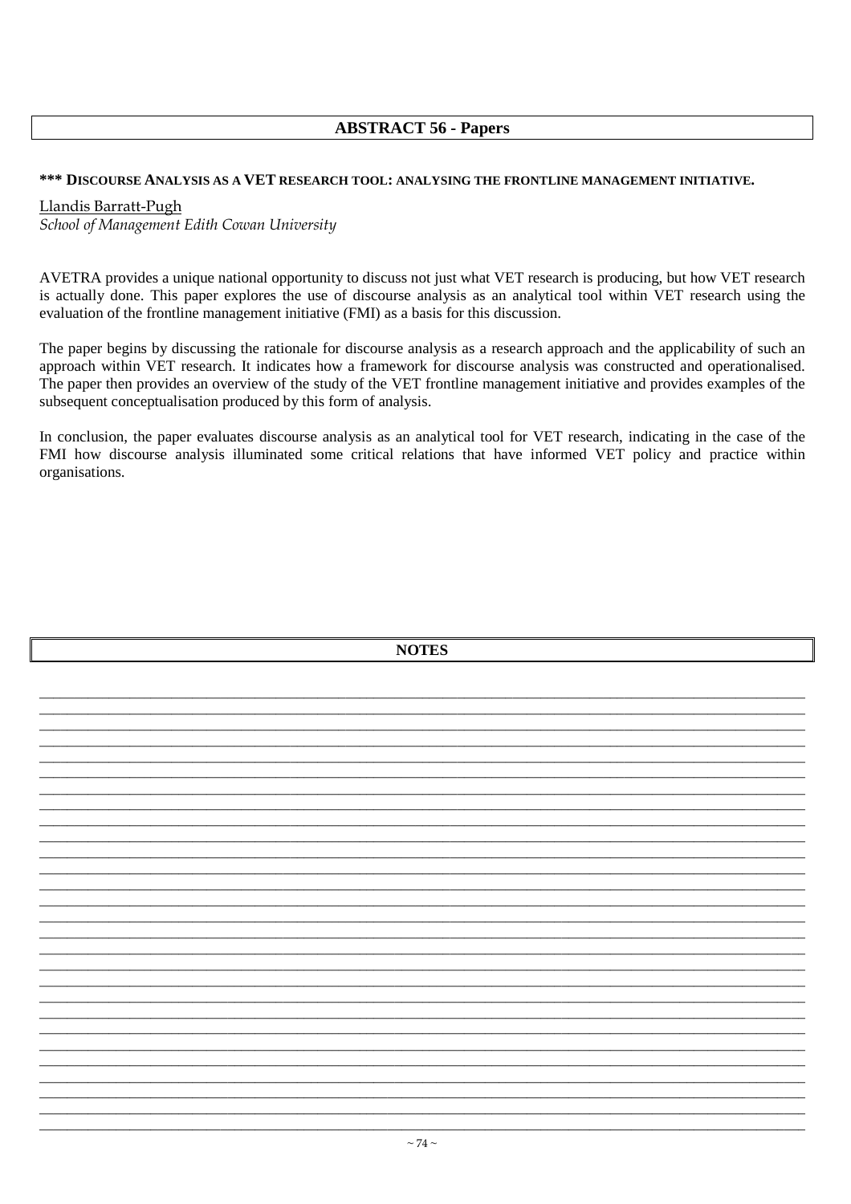## ABSTRACT 56 - Papers

### *** DISCOURSE ANALYSIS AS A VET RESEARCH TOOL: ANALYSING THE FRONTLINE MANAGEMENT INITIATIVE.

Llandis Barratt-Pugh
*School of Management Edith Cowan University*

AVETRA provides a unique national opportunity to discuss not just what VET research is producing, but how VET research is actually done. This paper explores the use of discourse analysis as an analytical tool within VET research using the evaluation of the frontline management initiative (FMI) as a basis for this discussion.

The paper begins by discussing the rationale for discourse analysis as a research approach and the applicability of such an approach within VET research. It indicates how a framework for discourse analysis was constructed and operationalised. The paper then provides an overview of the study of the VET frontline management initiative and provides examples of the subsequent conceptualisation produced by this form of analysis.

In conclusion, the paper evaluates discourse analysis as an analytical tool for VET research, indicating in the case of the FMI how discourse analysis illuminated some critical relations that have informed VET policy and practice within organisations.

## NOTES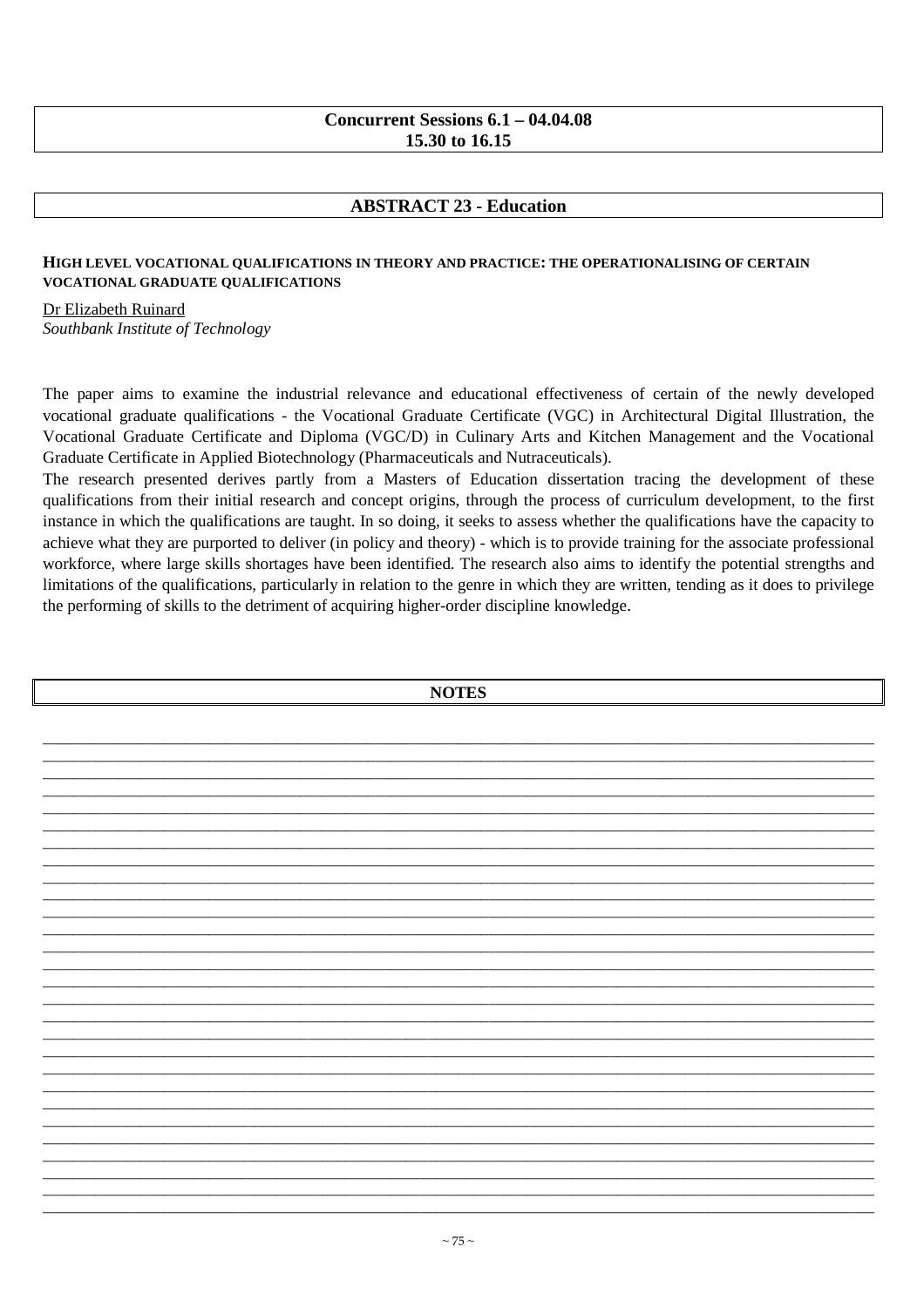**Concurrent Sessions 6.1 – 04.04.08**
**15.30 to 16.15**

## ABSTRACT 23 - Education

### HIGH LEVEL VOCATIONAL QUALIFICATIONS IN THEORY AND PRACTICE: THE OPERATIONALISING OF CERTAIN VOCATIONAL GRADUATE QUALIFICATIONS

Dr Elizabeth Ruinard
*Southbank Institute of Technology*

The paper aims to examine the industrial relevance and educational effectiveness of certain of the newly developed vocational graduate qualifications - the Vocational Graduate Certificate (VGC) in Architectural Digital Illustration, the Vocational Graduate Certificate and Diploma (VGC/D) in Culinary Arts and Kitchen Management and the Vocational Graduate Certificate in Applied Biotechnology (Pharmaceuticals and Nutraceuticals).

The research presented derives partly from a Masters of Education dissertation tracing the development of these qualifications from their initial research and concept origins, through the process of curriculum development, to the first instance in which the qualifications are taught. In so doing, it seeks to assess whether the qualifications have the capacity to achieve what they are purported to deliver (in policy and theory) - which is to provide training for the associate professional workforce, where large skills shortages have been identified. The research also aims to identify the potential strengths and limitations of the qualifications, particularly in relation to the genre in which they are written, tending as it does to privilege the performing of skills to the detriment of acquiring higher-order discipline knowledge.

**NOTES**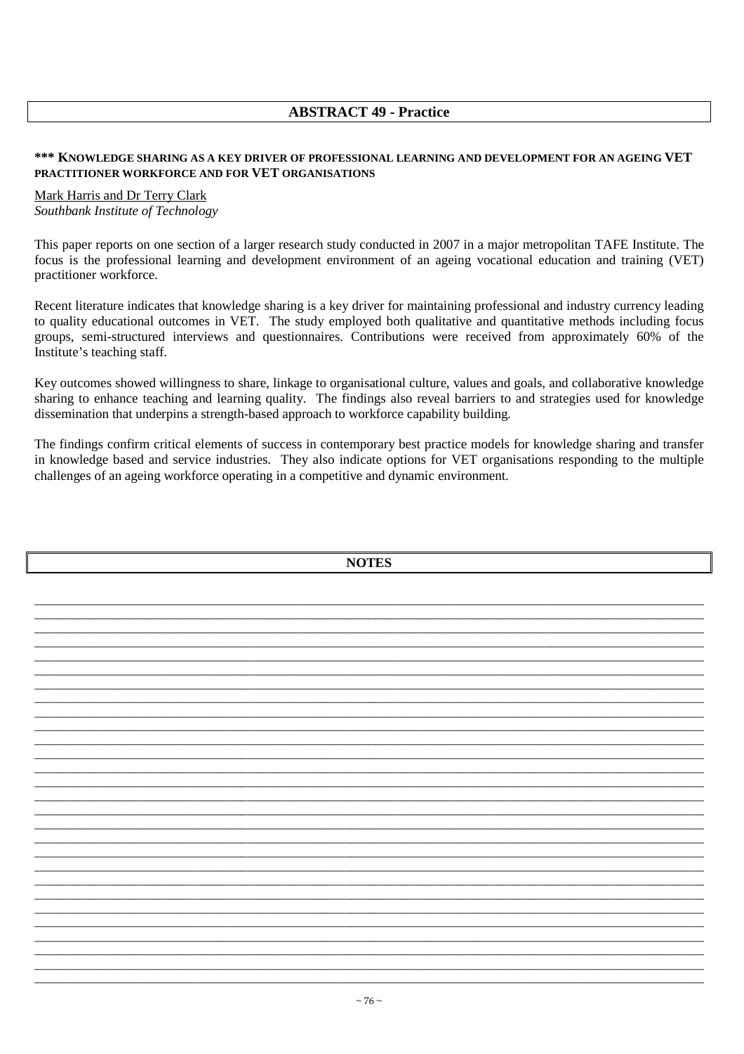## ABSTRACT 49 - Practice

### *** KNOWLEDGE SHARING AS A KEY DRIVER OF PROFESSIONAL LEARNING AND DEVELOPMENT FOR AN AGEING VET PRACTITIONER WORKFORCE AND FOR VET ORGANISATIONS

Mark Harris and Dr Terry Clark
*Southbank Institute of Technology*

This paper reports on one section of a larger research study conducted in 2007 in a major metropolitan TAFE Institute. The focus is the professional learning and development environment of an ageing vocational education and training (VET) practitioner workforce.

Recent literature indicates that knowledge sharing is a key driver for maintaining professional and industry currency leading to quality educational outcomes in VET. The study employed both qualitative and quantitative methods including focus groups, semi-structured interviews and questionnaires. Contributions were received from approximately 60% of the Institute's teaching staff.

Key outcomes showed willingness to share, linkage to organisational culture, values and goals, and collaborative knowledge sharing to enhance teaching and learning quality. The findings also reveal barriers to and strategies used for knowledge dissemination that underpins a strength-based approach to workforce capability building.

The findings confirm critical elements of success in contemporary best practice models for knowledge sharing and transfer in knowledge based and service industries. They also indicate options for VET organisations responding to the multiple challenges of an ageing workforce operating in a competitive and dynamic environment.

## NOTES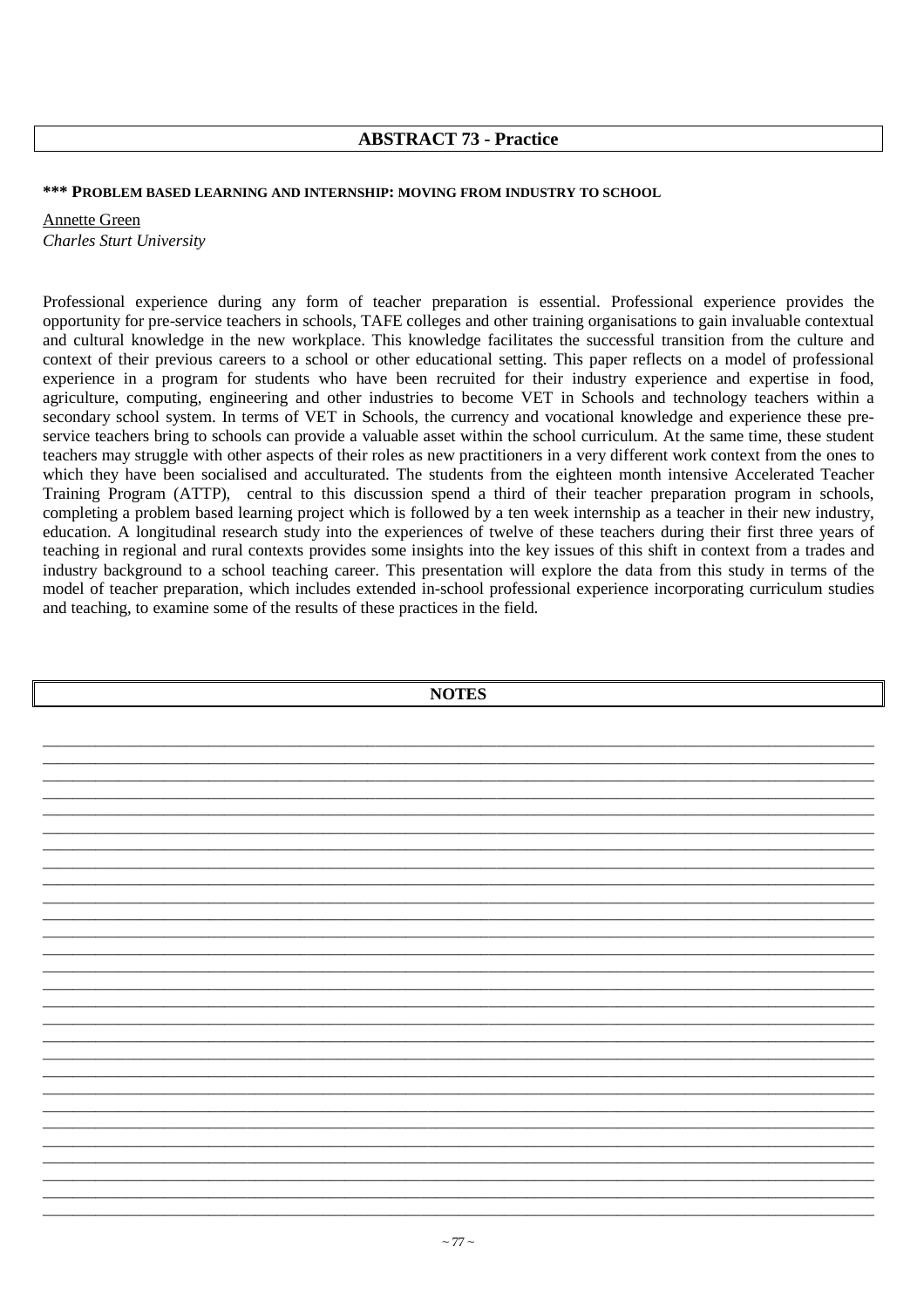## ABSTRACT 73 - Practice

**\*\*\* PROBLEM BASED LEARNING AND INTERNSHIP: MOVING FROM INDUSTRY TO SCHOOL**

Annette Green
*Charles Sturt University*

Professional experience during any form of teacher preparation is essential. Professional experience provides the opportunity for pre-service teachers in schools, TAFE colleges and other training organisations to gain invaluable contextual and cultural knowledge in the new workplace. This knowledge facilitates the successful transition from the culture and context of their previous careers to a school or other educational setting. This paper reflects on a model of professional experience in a program for students who have been recruited for their industry experience and expertise in food, agriculture, computing, engineering and other industries to become VET in Schools and technology teachers within a secondary school system. In terms of VET in Schools, the currency and vocational knowledge and experience these pre-service teachers bring to schools can provide a valuable asset within the school curriculum. At the same time, these student teachers may struggle with other aspects of their roles as new practitioners in a very different work context from the ones to which they have been socialised and acculturated. The students from the eighteen month intensive Accelerated Teacher Training Program (ATTP), central to this discussion spend a third of their teacher preparation program in schools, completing a problem based learning project which is followed by a ten week internship as a teacher in their new industry, education. A longitudinal research study into the experiences of twelve of these teachers during their first three years of teaching in regional and rural contexts provides some insights into the key issues of this shift in context from a trades and industry background to a school teaching career. This presentation will explore the data from this study in terms of the model of teacher preparation, which includes extended in-school professional experience incorporating curriculum studies and teaching, to examine some of the results of these practices in the field.

## NOTES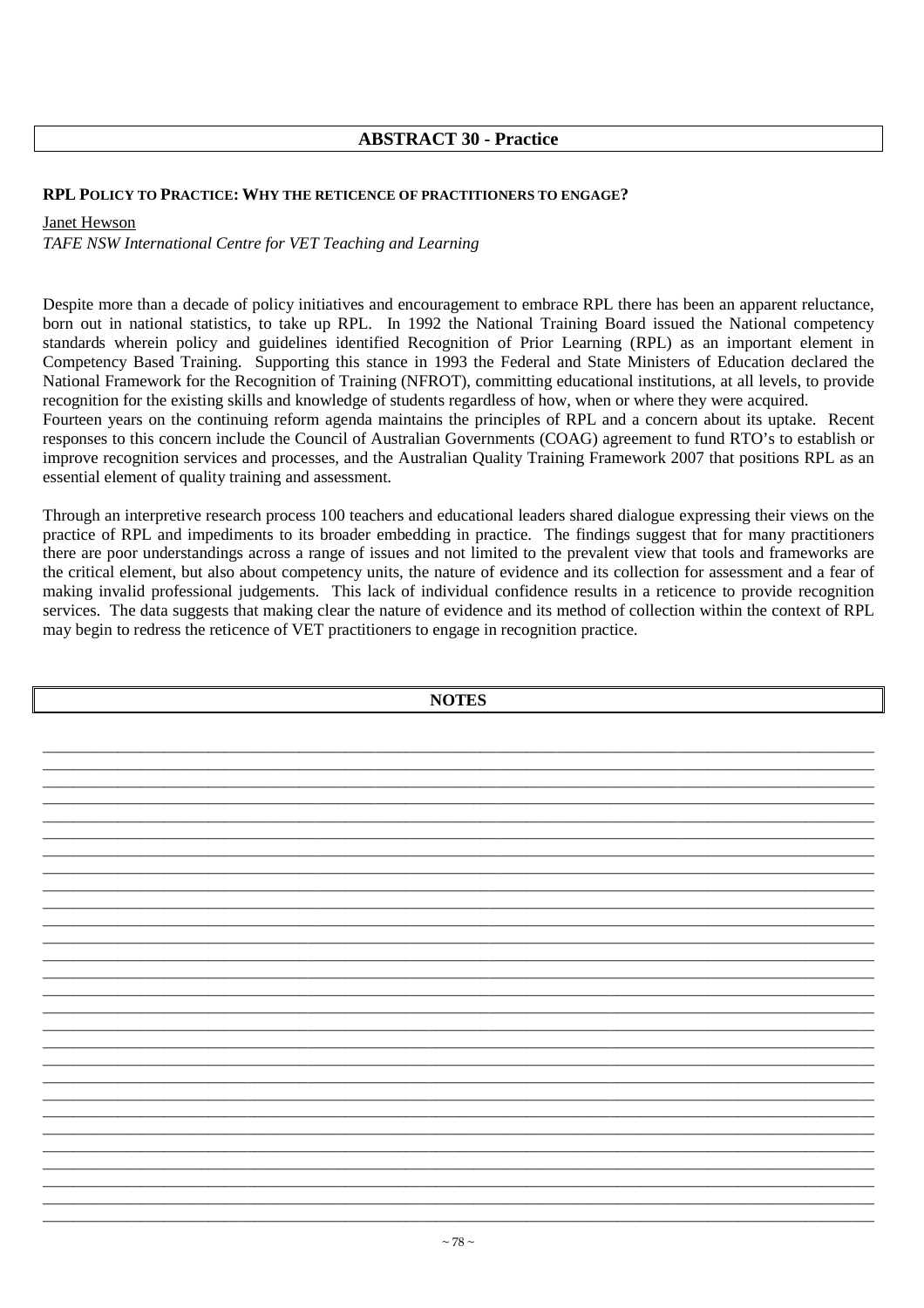## ABSTRACT 30 - Practice

### RPL POLICY TO PRACTICE: WHY THE RETICENCE OF PRACTITIONERS TO ENGAGE?

Janet Hewson

*TAFE NSW International Centre for VET Teaching and Learning*

Despite more than a decade of policy initiatives and encouragement to embrace RPL there has been an apparent reluctance, born out in national statistics, to take up RPL. In 1992 the National Training Board issued the National competency standards wherein policy and guidelines identified Recognition of Prior Learning (RPL) as an important element in Competency Based Training. Supporting this stance in 1993 the Federal and State Ministers of Education declared the National Framework for the Recognition of Training (NFROT), committing educational institutions, at all levels, to provide recognition for the existing skills and knowledge of students regardless of how, when or where they were acquired.
Fourteen years on the continuing reform agenda maintains the principles of RPL and a concern about its uptake. Recent responses to this concern include the Council of Australian Governments (COAG) agreement to fund RTO's to establish or improve recognition services and processes, and the Australian Quality Training Framework 2007 that positions RPL as an essential element of quality training and assessment.

Through an interpretive research process 100 teachers and educational leaders shared dialogue expressing their views on the practice of RPL and impediments to its broader embedding in practice. The findings suggest that for many practitioners there are poor understandings across a range of issues and not limited to the prevalent view that tools and frameworks are the critical element, but also about competency units, the nature of evidence and its collection for assessment and a fear of making invalid professional judgements. This lack of individual confidence results in a reticence to provide recognition services. The data suggests that making clear the nature of evidence and its method of collection within the context of RPL may begin to redress the reticence of VET practitioners to engage in recognition practice.

## NOTES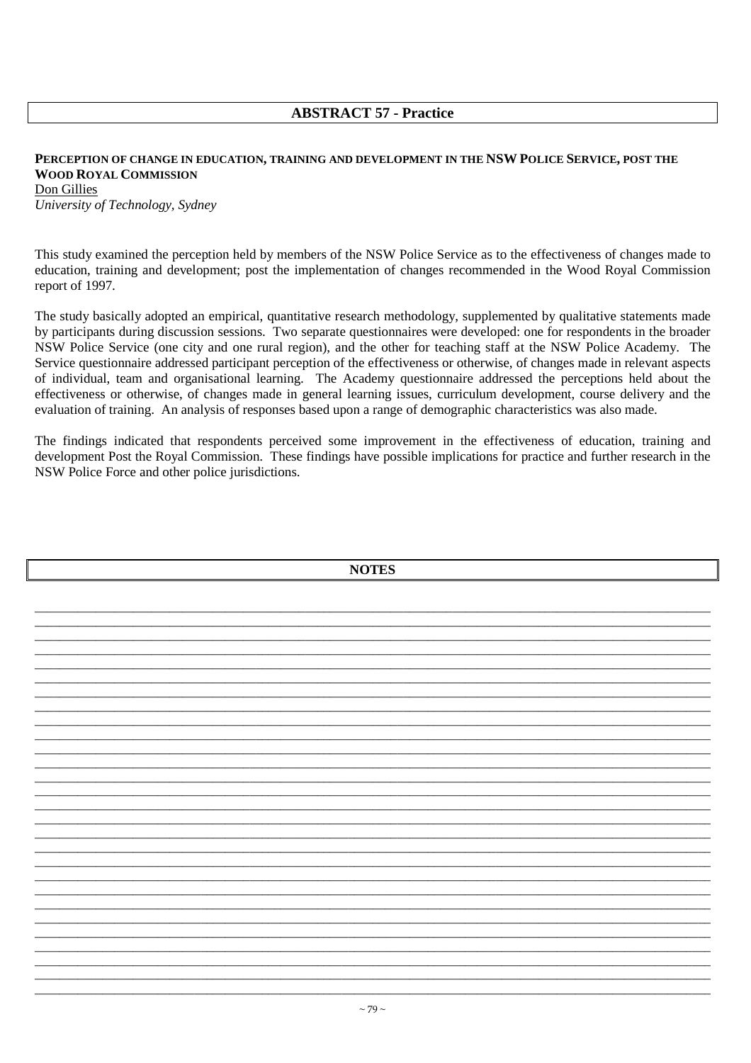## ABSTRACT 57 - Practice

**PERCEPTION OF CHANGE IN EDUCATION, TRAINING AND DEVELOPMENT IN THE NSW POLICE SERVICE, POST THE WOOD ROYAL COMMISSION**

Don Gillies

*University of Technology, Sydney*

This study examined the perception held by members of the NSW Police Service as to the effectiveness of changes made to education, training and development; post the implementation of changes recommended in the Wood Royal Commission report of 1997.

The study basically adopted an empirical, quantitative research methodology, supplemented by qualitative statements made by participants during discussion sessions. Two separate questionnaires were developed: one for respondents in the broader NSW Police Service (one city and one rural region), and the other for teaching staff at the NSW Police Academy. The Service questionnaire addressed participant perception of the effectiveness or otherwise, of changes made in relevant aspects of individual, team and organisational learning. The Academy questionnaire addressed the perceptions held about the effectiveness or otherwise, of changes made in general learning issues, curriculum development, course delivery and the evaluation of training. An analysis of responses based upon a range of demographic characteristics was also made.

The findings indicated that respondents perceived some improvement in the effectiveness of education, training and development Post the Royal Commission. These findings have possible implications for practice and further research in the NSW Police Force and other police jurisdictions.

## NOTES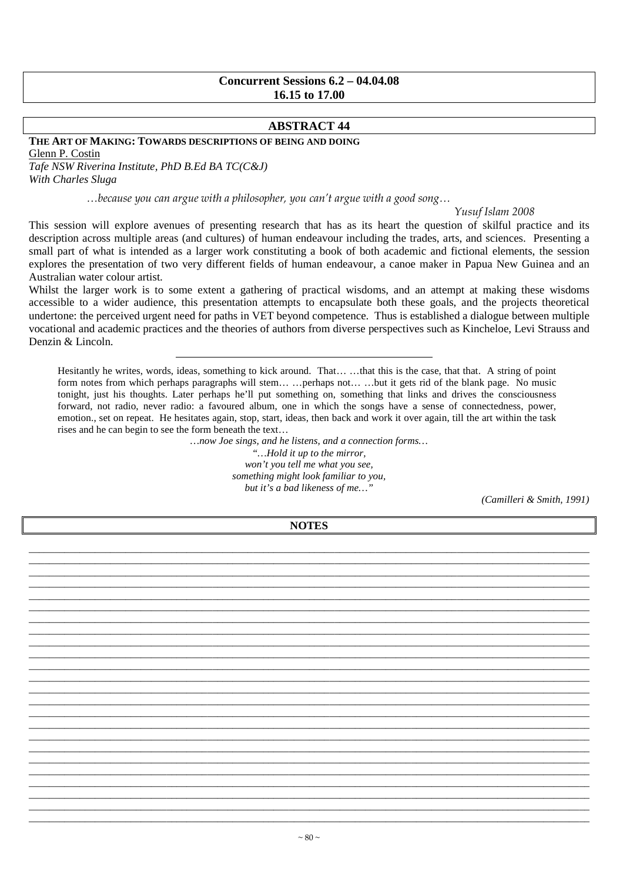**Concurrent Sessions 6.2 – 04.04.08**
**16.15 to 17.00**

## ABSTRACT 44

**THE ART OF MAKING: TOWARDS DESCRIPTIONS OF BEING AND DOING**

Glenn P. Costin
*Tafe NSW Riverina Institute, PhD B.Ed BA TC(C&J)*
*With Charles Sluga*

> *…because you can argue with a philosopher, you can't argue with a good song…*
>
> *Yusuf Islam 2008*

This session will explore avenues of presenting research that has as its heart the question of skilful practice and its description across multiple areas (and cultures) of human endeavour including the trades, arts, and sciences. Presenting a small part of what is intended as a larger work constituting a book of both academic and fictional elements, the session explores the presentation of two very different fields of human endeavour, a canoe maker in Papua New Guinea and an Australian water colour artist.

Whilst the larger work is to some extent a gathering of practical wisdoms, and an attempt at making these wisdoms accessible to a wider audience, this presentation attempts to encapsulate both these goals, and the projects theoretical undertone: the perceived urgent need for paths in VET beyond competence. Thus is established a dialogue between multiple vocational and academic practices and the theories of authors from diverse perspectives such as Kincheloe, Levi Strauss and Denzin & Lincoln.

---

Hesitantly he writes, words, ideas, something to kick around. That… …that this is the case, that that. A string of point form notes from which perhaps paragraphs will stem… …perhaps not… …but it gets rid of the blank page. No music tonight, just his thoughts. Later perhaps he'll put something on, something that links and drives the consciousness forward, not radio, never radio: a favoured album, one in which the songs have a sense of connectedness, power, emotion., set on repeat. He hesitates again, stop, start, ideas, then back and work it over again, till the art within the task rises and he can begin to see the form beneath the text…

*…now Joe sings, and he listens, and a connection forms…*

*"…Hold it up to the mirror,*
*won't you tell me what you see,*
*something might look familiar to you,*
*but it's a bad likeness of me…"*

*(Camilleri & Smith, 1991)*

**NOTES**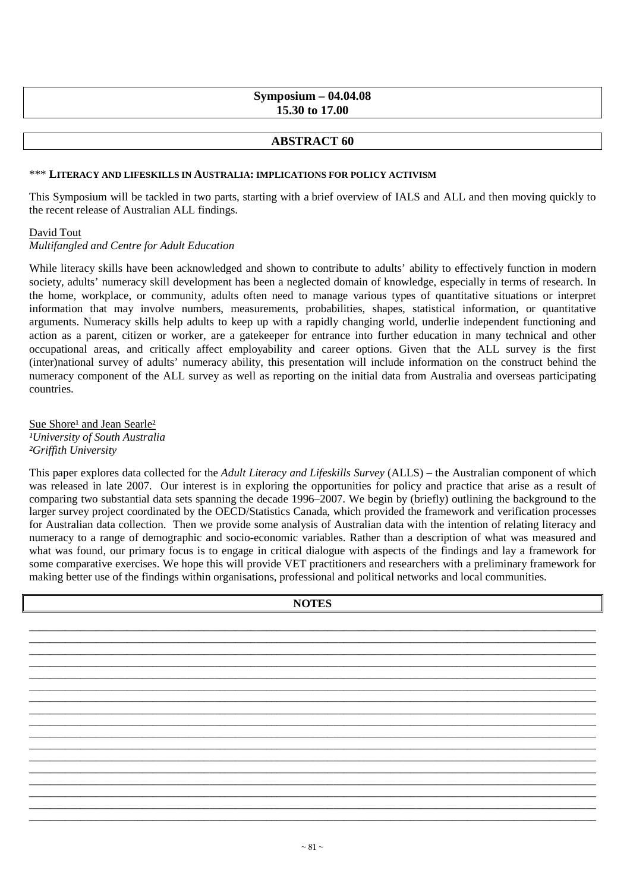**Symposium – 04.04.08**
**15.30 to 17.00**

## ABSTRACT 60

*** **LITERACY AND LIFESKILLS IN AUSTRALIA: IMPLICATIONS FOR POLICY ACTIVISM**

This Symposium will be tackled in two parts, starting with a brief overview of IALS and ALL and then moving quickly to the recent release of Australian ALL findings.

David Tout
*Multifangled and Centre for Adult Education*

While literacy skills have been acknowledged and shown to contribute to adults' ability to effectively function in modern society, adults' numeracy skill development has been a neglected domain of knowledge, especially in terms of research. In the home, workplace, or community, adults often need to manage various types of quantitative situations or interpret information that may involve numbers, measurements, probabilities, shapes, statistical information, or quantitative arguments. Numeracy skills help adults to keep up with a rapidly changing world, underlie independent functioning and action as a parent, citizen or worker, are a gatekeeper for entrance into further education in many technical and other occupational areas, and critically affect employability and career options. Given that the ALL survey is the first (inter)national survey of adults' numeracy ability, this presentation will include information on the construct behind the numeracy component of the ALL survey as well as reporting on the initial data from Australia and overseas participating countries.

Sue Shore[1] and Jean Searle[2]
*[1]University of South Australia*
*[2]Griffith University*

This paper explores data collected for the *Adult Literacy and Lifeskills Survey* (ALLS) – the Australian component of which was released in late 2007. Our interest is in exploring the opportunities for policy and practice that arise as a result of comparing two substantial data sets spanning the decade 1996–2007. We begin by (briefly) outlining the background to the larger survey project coordinated by the OECD/Statistics Canada, which provided the framework and verification processes for Australian data collection. Then we provide some analysis of Australian data with the intention of relating literacy and numeracy to a range of demographic and socio-economic variables. Rather than a description of what was measured and what was found, our primary focus is to engage in critical dialogue with aspects of the findings and lay a framework for some comparative exercises. We hope this will provide VET practitioners and researchers with a preliminary framework for making better use of the findings within organisations, professional and political networks and local communities.

**NOTES**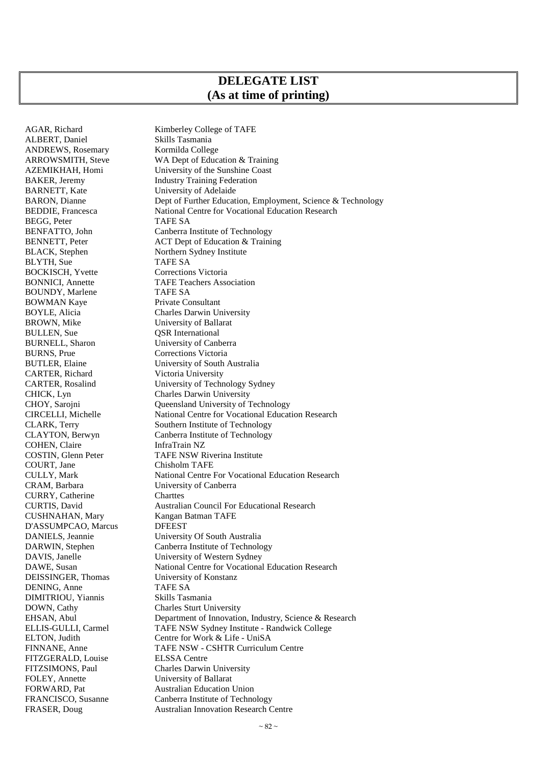# DELEGATE LIST
## (As at time of printing)

| | |
|---|---|
| AGAR, Richard | Kimberley College of TAFE |
| ALBERT, Daniel | Skills Tasmania |
| ANDREWS, Rosemary | Kormilda College |
| ARROWSMITH, Steve | WA Dept of Education & Training |
| AZEMIKHAH, Homi | University of the Sunshine Coast |
| BAKER, Jeremy | Industry Training Federation |
| BARNETT, Kate | University of Adelaide |
| BARON, Dianne | Dept of Further Education, Employment, Science & Technology |
| BEDDIE, Francesca | National Centre for Vocational Education Research |
| BEGG, Peter | TAFE SA |
| BENFATTO, John | Canberra Institute of Technology |
| BENNETT, Peter | ACT Dept of Education & Training |
| BLACK, Stephen | Northern Sydney Institute |
| BLYTH, Sue | TAFE SA |
| BOCKISCH, Yvette | Corrections Victoria |
| BONNICI, Annette | TAFE Teachers Association |
| BOUNDY, Marlene | TAFE SA |
| BOWMAN Kaye | Private Consultant |
| BOYLE, Alicia | Charles Darwin University |
| BROWN, Mike | University of Ballarat |
| BULLEN, Sue | QSR International |
| BURNELL, Sharon | University of Canberra |
| BURNS, Prue | Corrections Victoria |
| BUTLER, Elaine | University of South Australia |
| CARTER, Richard | Victoria University |
| CARTER, Rosalind | University of Technology Sydney |
| CHICK, Lyn | Charles Darwin University |
| CHOY, Sarojni | Queensland University of Technology |
| CIRCELLI, Michelle | National Centre for Vocational Education Research |
| CLARK, Terry | Southern Institute of Technology |
| CLAYTON, Berwyn | Canberra Institute of Technology |
| COHEN, Claire | InfraTrain NZ |
| COSTIN, Glenn Peter | TAFE NSW Riverina Institute |
| COURT, Jane | Chisholm TAFE |
| CULLY, Mark | National Centre For Vocational Education Research |
| CRAM, Barbara | University of Canberra |
| CURRY, Catherine | Charttes |
| CURTIS, David | Australian Council For Educational Research |
| CUSHNAHAN, Mary | Kangan Batman TAFE |
| D'ASSUMPCAO, Marcus | DFEEST |
| DANIELS, Jeannie | University Of South Australia |
| DARWIN, Stephen | Canberra Institute of Technology |
| DAVIS, Janelle | University of Western Sydney |
| DAWE, Susan | National Centre for Vocational Education Research |
| DEISSINGER, Thomas | University of Konstanz |
| DENING, Anne | TAFE SA |
| DIMITRIOU, Yiannis | Skills Tasmania |
| DOWN, Cathy | Charles Sturt University |
| EHSAN, Abul | Department of Innovation, Industry, Science & Research |
| ELLIS-GULLI, Carmel | TAFE NSW Sydney Institute - Randwick College |
| ELTON, Judith | Centre for Work & Life - UniSA |
| FINNANE, Anne | TAFE NSW - CSHTR Curriculum Centre |
| FITZGERALD, Louise | ELSSA Centre |
| FITZSIMONS, Paul | Charles Darwin University |
| FOLEY, Annette | University of Ballarat |
| FORWARD, Pat | Australian Education Union |
| FRANCISCO, Susanne | Canberra Institute of Technology |
| FRASER, Doug | Australian Innovation Research Centre |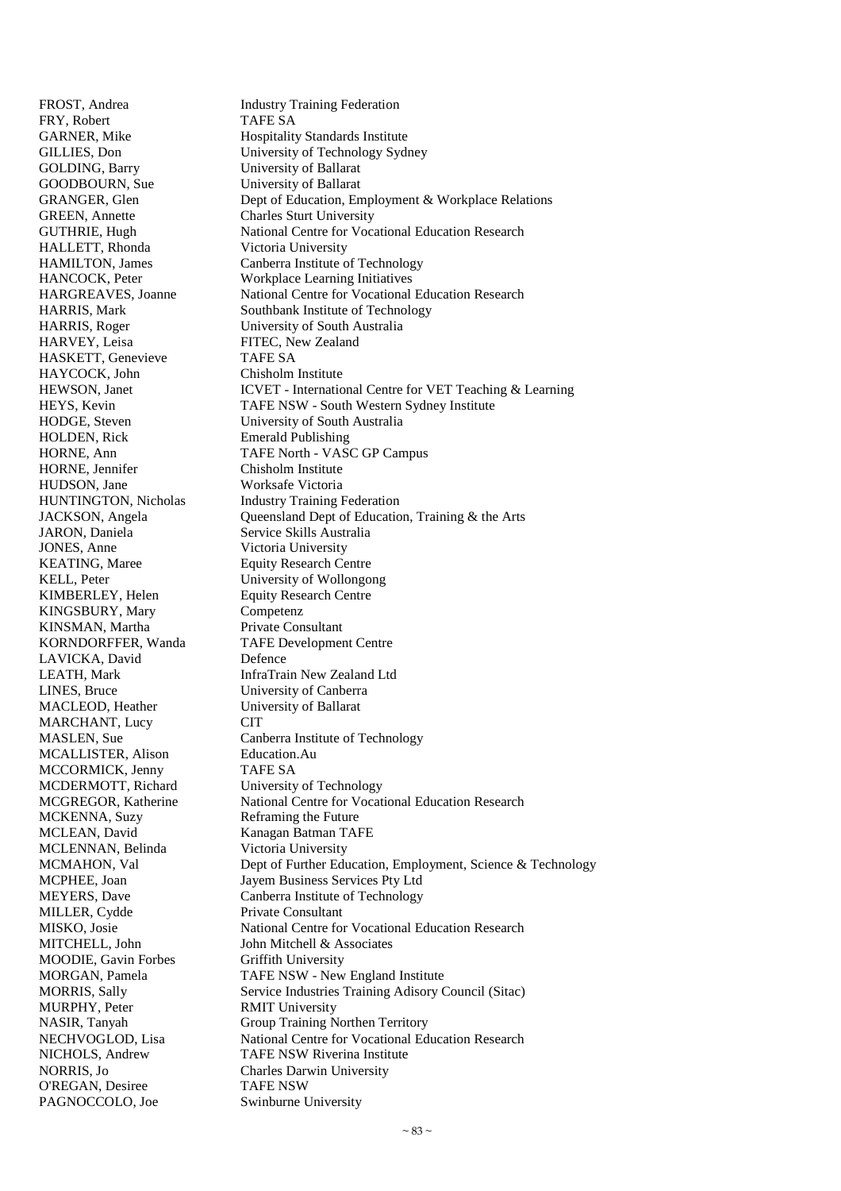| | |
|---|---|
| FROST, Andrea | Industry Training Federation |
| FRY, Robert | TAFE SA |
| GARNER, Mike | Hospitality Standards Institute |
| GILLIES, Don | University of Technology Sydney |
| GOLDING, Barry | University of Ballarat |
| GOODBOURN, Sue | University of Ballarat |
| GRANGER, Glen | Dept of Education, Employment & Workplace Relations |
| GREEN, Annette | Charles Sturt University |
| GUTHRIE, Hugh | National Centre for Vocational Education Research |
| HALLETT, Rhonda | Victoria University |
| HAMILTON, James | Canberra Institute of Technology |
| HANCOCK, Peter | Workplace Learning Initiatives |
| HARGREAVES, Joanne | National Centre for Vocational Education Research |
| HARRIS, Mark | Southbank Institute of Technology |
| HARRIS, Roger | University of South Australia |
| HARVEY, Leisa | FITEC, New Zealand |
| HASKETT, Genevieve | TAFE SA |
| HAYCOCK, John | Chisholm Institute |
| HEWSON, Janet | ICVET - International Centre for VET Teaching & Learning |
| HEYS, Kevin | TAFE NSW - South Western Sydney Institute |
| HODGE, Steven | University of South Australia |
| HOLDEN, Rick | Emerald Publishing |
| HORNE, Ann | TAFE North - VASC GP Campus |
| HORNE, Jennifer | Chisholm Institute |
| HUDSON, Jane | Worksafe Victoria |
| HUNTINGTON, Nicholas | Industry Training Federation |
| JACKSON, Angela | Queensland Dept of Education, Training & the Arts |
| JARON, Daniela | Service Skills Australia |
| JONES, Anne | Victoria University |
| KEATING, Maree | Equity Research Centre |
| KELL, Peter | University of Wollongong |
| KIMBERLEY, Helen | Equity Research Centre |
| KINGSBURY, Mary | Competenz |
| KINSMAN, Martha | Private Consultant |
| KORNDORFFER, Wanda | TAFE Development Centre |
| LAVICKA, David | Defence |
| LEATH, Mark | InfraTrain New Zealand Ltd |
| LINES, Bruce | University of Canberra |
| MACLEOD, Heather | University of Ballarat |
| MARCHANT, Lucy | CIT |
| MASLEN, Sue | Canberra Institute of Technology |
| MCALLISTER, Alison | Education.Au |
| MCCORMICK, Jenny | TAFE SA |
| MCDERMOTT, Richard | University of Technology |
| MCGREGOR, Katherine | National Centre for Vocational Education Research |
| MCKENNA, Suzy | Reframing the Future |
| MCLEAN, David | Kanagan Batman TAFE |
| MCLENNAN, Belinda | Victoria University |
| MCMAHON, Val | Dept of Further Education, Employment, Science & Technology |
| MCPHEE, Joan | Jayem Business Services Pty Ltd |
| MEYERS, Dave | Canberra Institute of Technology |
| MILLER, Cydde | Private Consultant |
| MISKO, Josie | National Centre for Vocational Education Research |
| MITCHELL, John | John Mitchell & Associates |
| MOODIE, Gavin Forbes | Griffith University |
| MORGAN, Pamela | TAFE NSW - New England Institute |
| MORRIS, Sally | Service Industries Training Adisory Council (Sitac) |
| MURPHY, Peter | RMIT University |
| NASIR, Tanyah | Group Training Northen Territory |
| NECHVOGLOD, Lisa | National Centre for Vocational Education Research |
| NICHOLS, Andrew | TAFE NSW Riverina Institute |
| NORRIS, Jo | Charles Darwin University |
| O'REGAN, Desiree | TAFE NSW |
| PAGNOCCOLO, Joe | Swinburne University |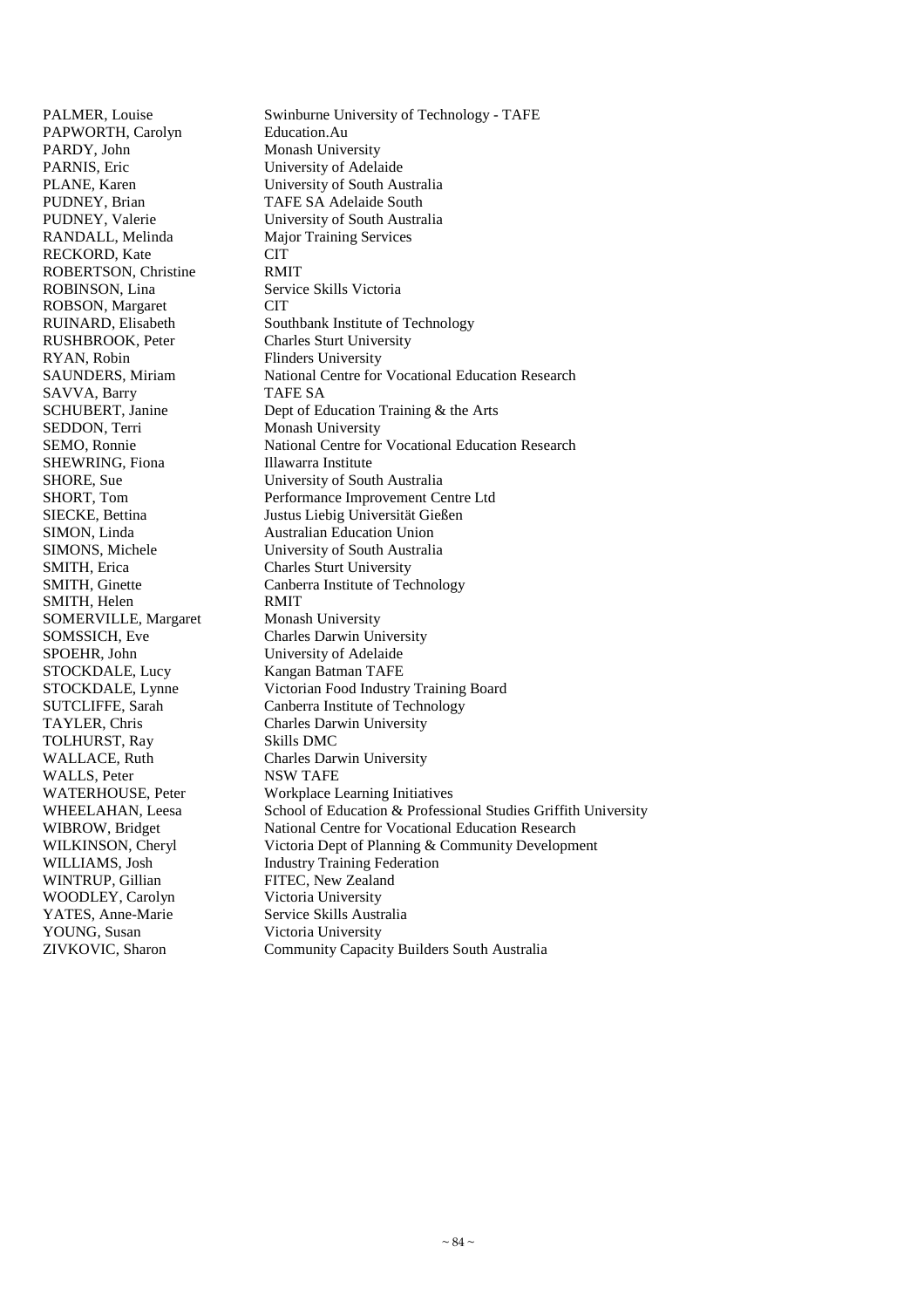| | |
|---|---|
| PALMER, Louise | Swinburne University of Technology - TAFE |
| PAPWORTH, Carolyn | Education.Au |
| PARDY, John | Monash University |
| PARNIS, Eric | University of Adelaide |
| PLANE, Karen | University of South Australia |
| PUDNEY, Brian | TAFE SA Adelaide South |
| PUDNEY, Valerie | University of South Australia |
| RANDALL, Melinda | Major Training Services |
| RECKORD, Kate | CIT |
| ROBERTSON, Christine | RMIT |
| ROBINSON, Lina | Service Skills Victoria |
| ROBSON, Margaret | CIT |
| RUINARD, Elisabeth | Southbank Institute of Technology |
| RUSHBROOK, Peter | Charles Sturt University |
| RYAN, Robin | Flinders University |
| SAUNDERS, Miriam | National Centre for Vocational Education Research |
| SAVVA, Barry | TAFE SA |
| SCHUBERT, Janine | Dept of Education Training & the Arts |
| SEDDON, Terri | Monash University |
| SEMO, Ronnie | National Centre for Vocational Education Research |
| SHEWRING, Fiona | Illawarra Institute |
| SHORE, Sue | University of South Australia |
| SHORT, Tom | Performance Improvement Centre Ltd |
| SIECKE, Bettina | Justus Liebig Universität Gießen |
| SIMON, Linda | Australian Education Union |
| SIMONS, Michele | University of South Australia |
| SMITH, Erica | Charles Sturt University |
| SMITH, Ginette | Canberra Institute of Technology |
| SMITH, Helen | RMIT |
| SOMERVILLE, Margaret | Monash University |
| SOMSSICH, Eve | Charles Darwin University |
| SPOEHR, John | University of Adelaide |
| STOCKDALE, Lucy | Kangan Batman TAFE |
| STOCKDALE, Lynne | Victorian Food Industry Training Board |
| SUTCLIFFE, Sarah | Canberra Institute of Technology |
| TAYLER, Chris | Charles Darwin University |
| TOLHURST, Ray | Skills DMC |
| WALLACE, Ruth | Charles Darwin University |
| WALLS, Peter | NSW TAFE |
| WATERHOUSE, Peter | Workplace Learning Initiatives |
| WHEELAHAN, Leesa | School of Education & Professional Studies Griffith University |
| WIBROW, Bridget | National Centre for Vocational Education Research |
| WILKINSON, Cheryl | Victoria Dept of Planning & Community Development |
| WILLIAMS, Josh | Industry Training Federation |
| WINTRUP, Gillian | FITEC, New Zealand |
| WOODLEY, Carolyn | Victoria University |
| YATES, Anne-Marie | Service Skills Australia |
| YOUNG, Susan | Victoria University |
| ZIVKOVIC, Sharon | Community Capacity Builders South Australia |